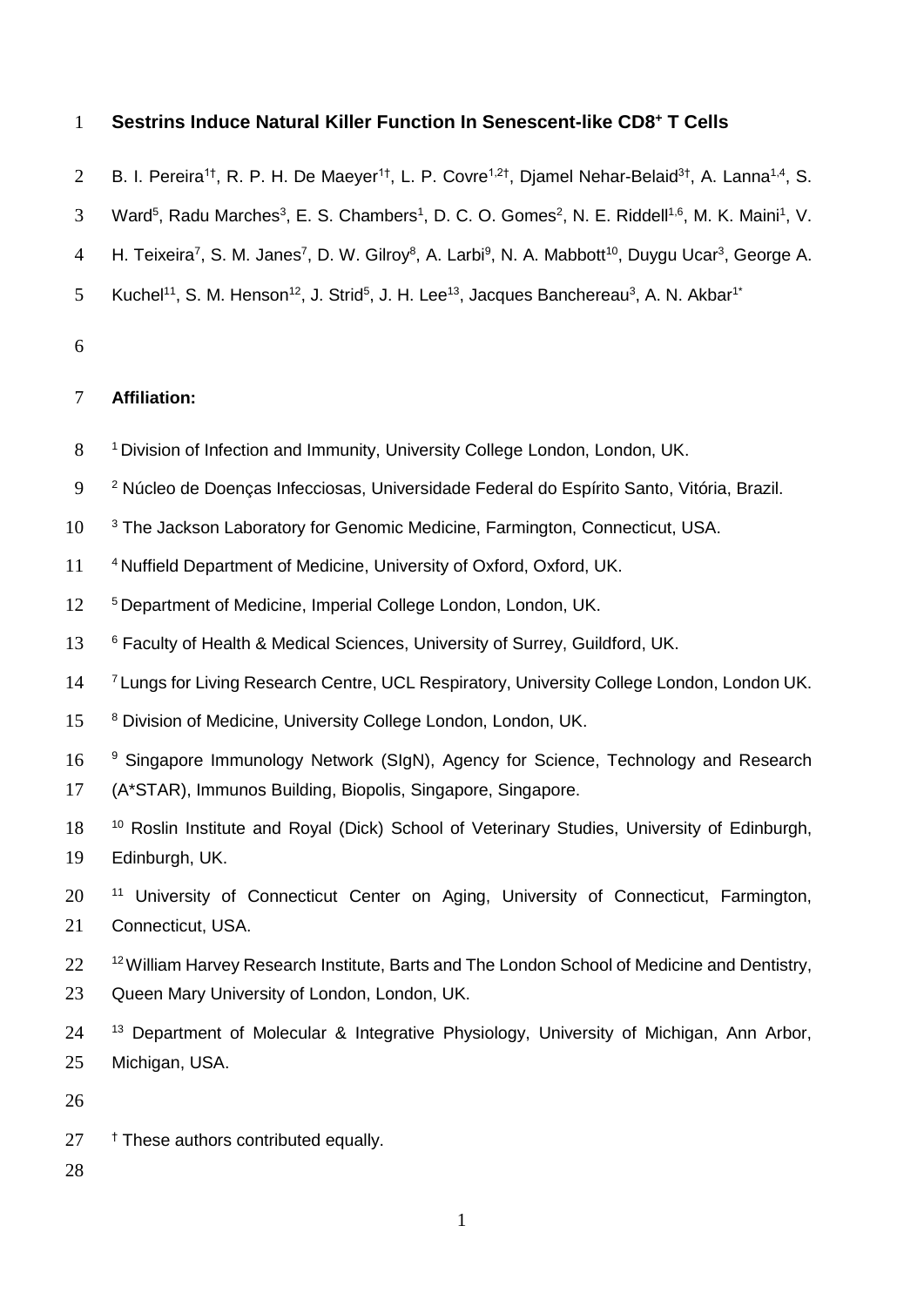# Sestrins Induce Natural Killer Function In Senescent-like CD8+ T Cells

B. I. Pereira[1†], R. P. H. De Maeyer[1†], L. P. Covre[1,2†], Djamel Nehar-Belaid[3†], A. Lanna[1,4], S. Ward[5], Radu Marches[3], E. S. Chambers[1], D. C. O. Gomes[2], N. E. Riddell[1,6], M. K. Maini[1], V. H. Teixeira[7], S. M. Janes[7], D. W. Gilroy[8], A. Larbi[9], N. A. Mabbott[10], Duygu Ucar[3], George A. Kuchel[11], S. M. Henson[12], J. Strid[5], J. H. Lee[13], Jacques Banchereau[3], A. N. Akbar[1*]

**Affiliation:**

[1] Division of Infection and Immunity, University College London, London, UK.

[2] Núcleo de Doenças Infecciosas, Universidade Federal do Espírito Santo, Vitória, Brazil.

[3] The Jackson Laboratory for Genomic Medicine, Farmington, Connecticut, USA.

[4] Nuffield Department of Medicine, University of Oxford, Oxford, UK.

[5] Department of Medicine, Imperial College London, London, UK.

[6] Faculty of Health & Medical Sciences, University of Surrey, Guildford, UK.

[7] Lungs for Living Research Centre, UCL Respiratory, University College London, London UK.

[8] Division of Medicine, University College London, London, UK.

[9] Singapore Immunology Network (SIgN), Agency for Science, Technology and Research (A*STAR), Immunos Building, Biopolis, Singapore, Singapore.

[10] Roslin Institute and Royal (Dick) School of Veterinary Studies, University of Edinburgh, Edinburgh, UK.

[11] University of Connecticut Center on Aging, University of Connecticut, Farmington, Connecticut, USA.

[12] William Harvey Research Institute, Barts and The London School of Medicine and Dentistry, Queen Mary University of London, London, UK.

[13] Department of Molecular & Integrative Physiology, University of Michigan, Ann Arbor, Michigan, USA.

† These authors contributed equally.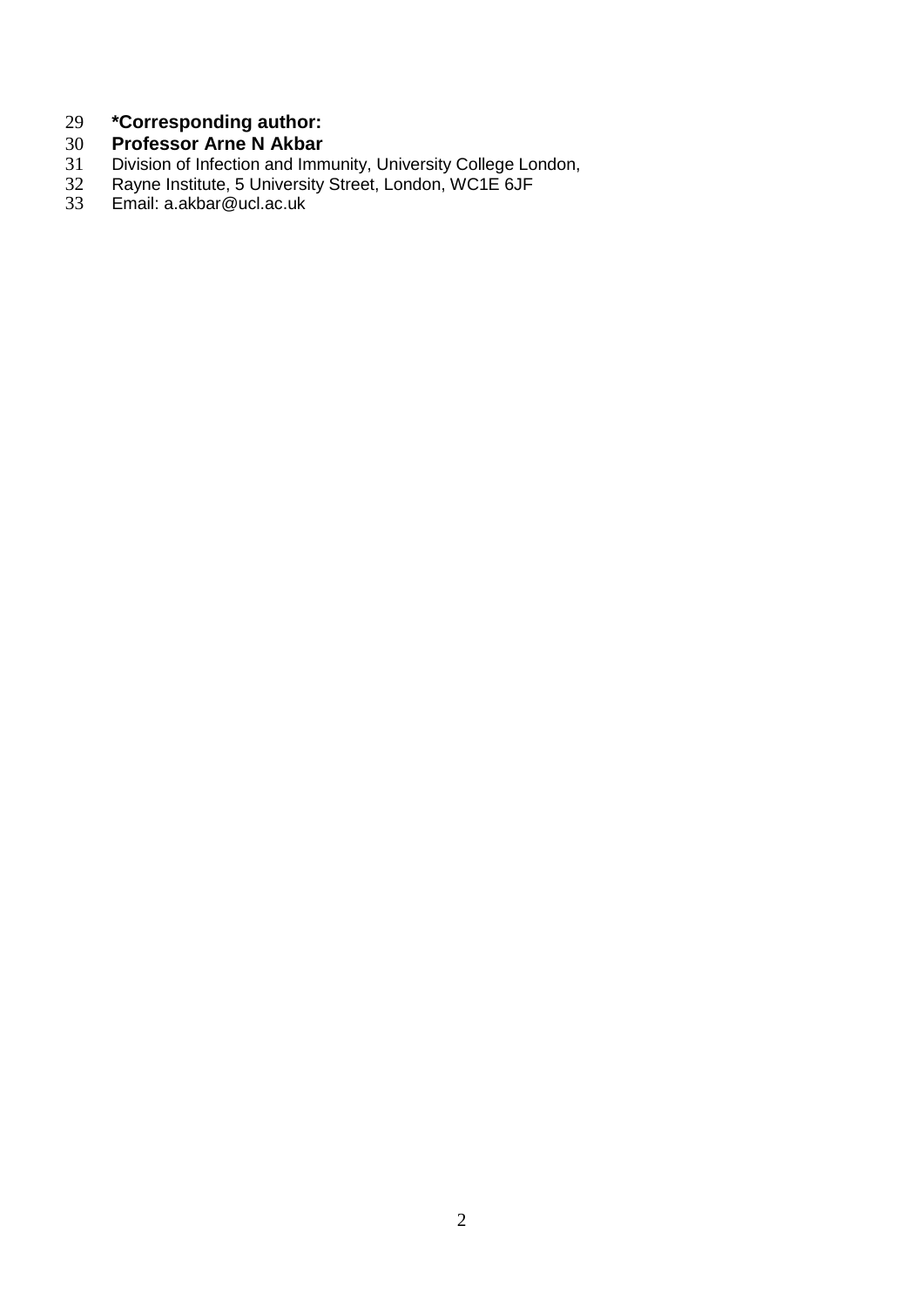**\*Corresponding author:**

**Professor Arne N Akbar**

Division of Infection and Immunity, University College London,

Rayne Institute, 5 University Street, London, WC1E 6JF

Email: a.akbar@ucl.ac.uk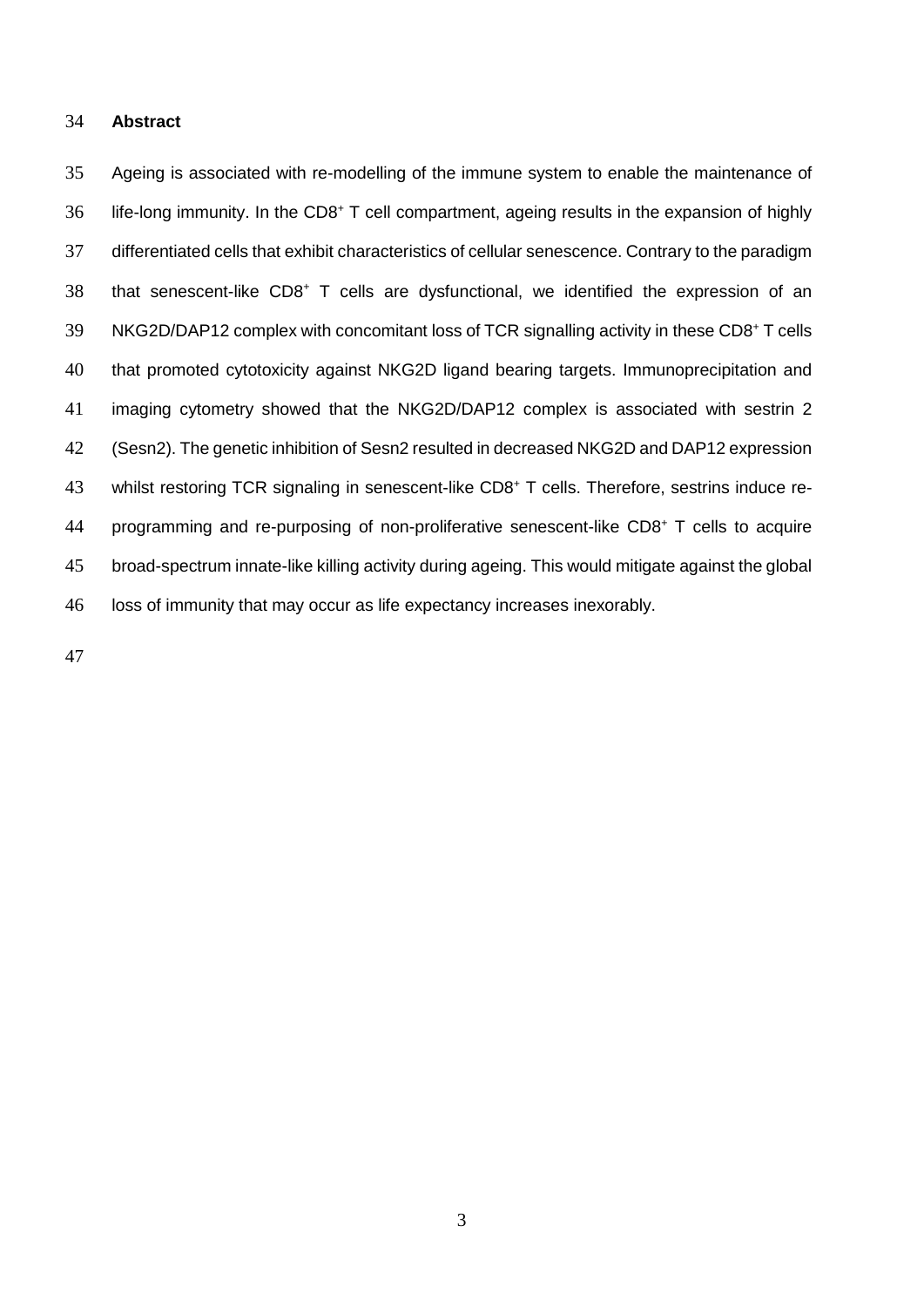## Abstract

Ageing is associated with re-modelling of the immune system to enable the maintenance of life-long immunity. In the $CD8^+$ T cell compartment, ageing results in the expansion of highly differentiated cells that exhibit characteristics of cellular senescence. Contrary to the paradigm that senescent-like $CD8^+$ T cells are dysfunctional, we identified the expression of an NKG2D/DAP12 complex with concomitant loss of TCR signalling activity in these $CD8^+$ T cells that promoted cytotoxicity against NKG2D ligand bearing targets. Immunoprecipitation and imaging cytometry showed that the NKG2D/DAP12 complex is associated with sestrin 2 (Sesn2). The genetic inhibition of Sesn2 resulted in decreased NKG2D and DAP12 expression whilst restoring TCR signaling in senescent-like $CD8^+$ T cells. Therefore, sestrins induce re-programming and re-purposing of non-proliferative senescent-like $CD8^+$ T cells to acquire broad-spectrum innate-like killing activity during ageing. This would mitigate against the global loss of immunity that may occur as life expectancy increases inexorably.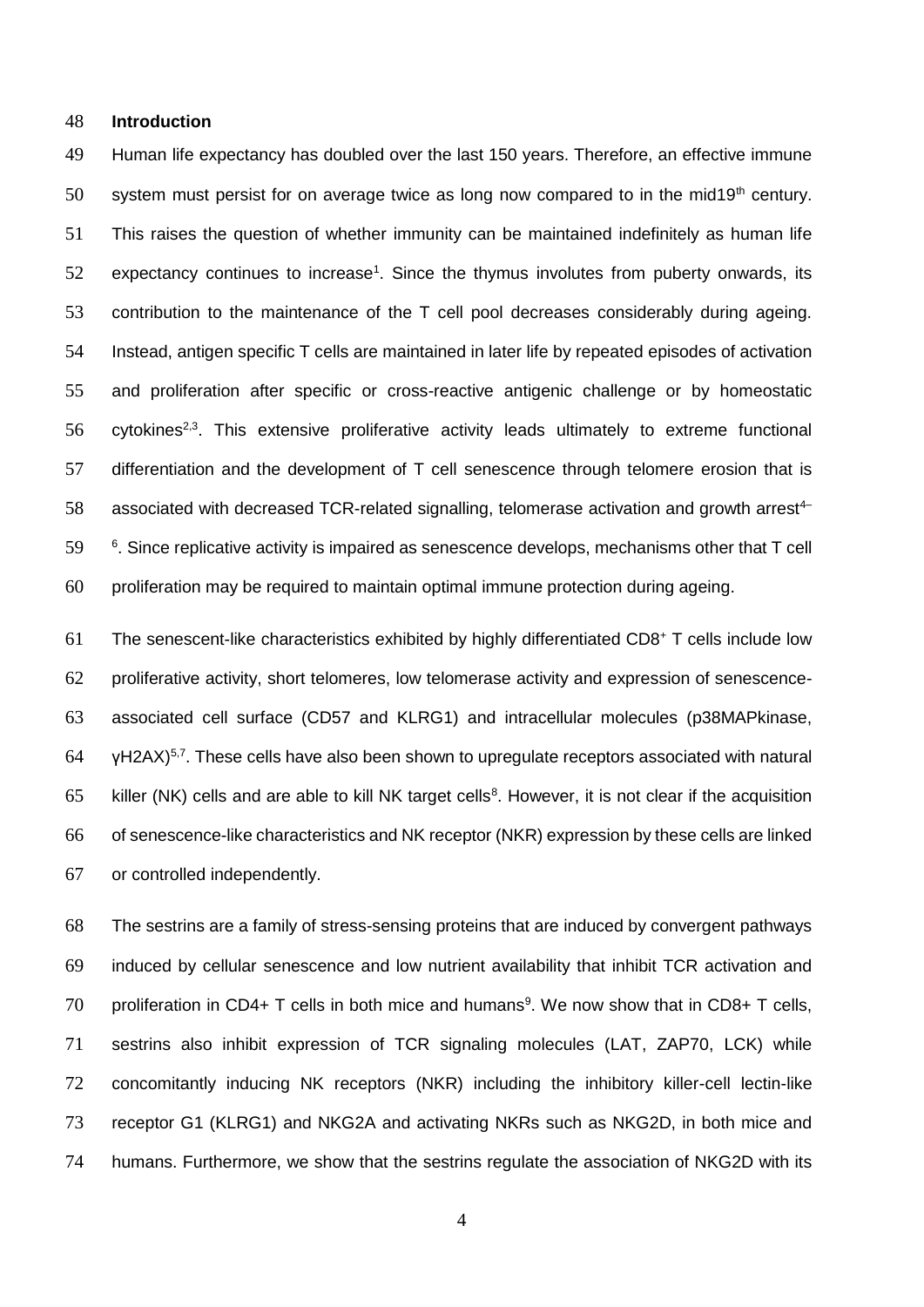## Introduction

Human life expectancy has doubled over the last 150 years. Therefore, an effective immune system must persist for on average twice as long now compared to in the mid19th century. This raises the question of whether immunity can be maintained indefinitely as human life expectancy continues to increase[1]. Since the thymus involutes from puberty onwards, its contribution to the maintenance of the T cell pool decreases considerably during ageing. Instead, antigen specific T cells are maintained in later life by repeated episodes of activation and proliferation after specific or cross-reactive antigenic challenge or by homeostatic cytokines[2,3]. This extensive proliferative activity leads ultimately to extreme functional differentiation and the development of T cell senescence through telomere erosion that is associated with decreased TCR-related signalling, telomerase activation and growth arrest[4–6]. Since replicative activity is impaired as senescence develops, mechanisms other that T cell proliferation may be required to maintain optimal immune protection during ageing.

The senescent-like characteristics exhibited by highly differentiated CD8+ T cells include low proliferative activity, short telomeres, low telomerase activity and expression of senescence-associated cell surface (CD57 and KLRG1) and intracellular molecules (p38MAPkinase, γH2AX)[5,7]. These cells have also been shown to upregulate receptors associated with natural killer (NK) cells and are able to kill NK target cells[8]. However, it is not clear if the acquisition of senescence-like characteristics and NK receptor (NKR) expression by these cells are linked or controlled independently.

The sestrins are a family of stress-sensing proteins that are induced by convergent pathways induced by cellular senescence and low nutrient availability that inhibit TCR activation and proliferation in CD4+ T cells in both mice and humans[9]. We now show that in CD8+ T cells, sestrins also inhibit expression of TCR signaling molecules (LAT, ZAP70, LCK) while concomitantly inducing NK receptors (NKR) including the inhibitory killer-cell lectin-like receptor G1 (KLRG1) and NKG2A and activating NKRs such as NKG2D, in both mice and humans. Furthermore, we show that the sestrins regulate the association of NKG2D with its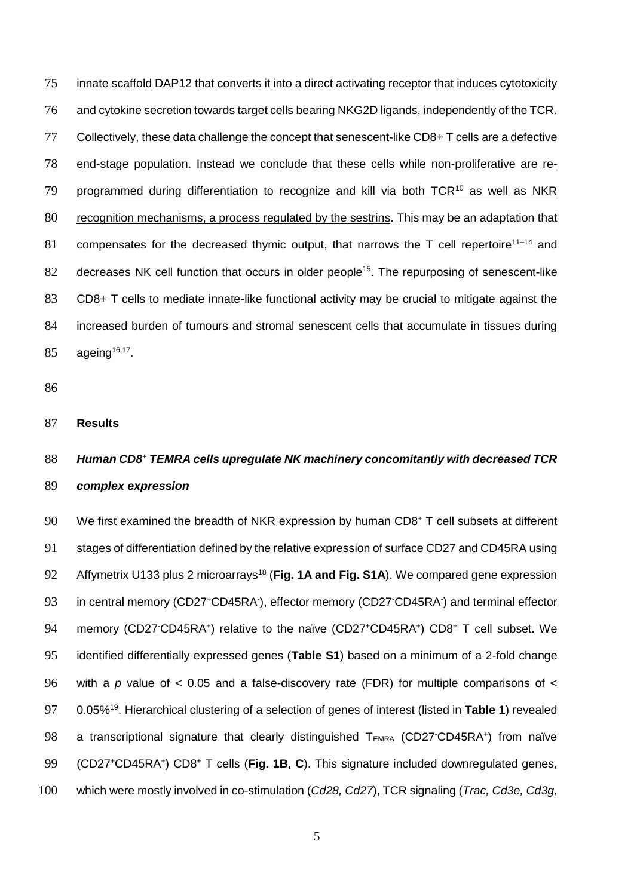innate scaffold DAP12 that converts it into a direct activating receptor that induces cytotoxicity and cytokine secretion towards target cells bearing NKG2D ligands, independently of the TCR. Collectively, these data challenge the concept that senescent-like CD8+ T cells are a defective end-stage population. <u>Instead we conclude that these cells while non-proliferative are re-programmed during differentiation to recognize and kill via both TCR[10] as well as NKR recognition mechanisms, a process regulated by the sestrins</u>. This may be an adaptation that compensates for the decreased thymic output, that narrows the T cell repertoire[11–14] and decreases NK cell function that occurs in older people[15]. The repurposing of senescent-like CD8+ T cells to mediate innate-like functional activity may be crucial to mitigate against the increased burden of tumours and stromal senescent cells that accumulate in tissues during ageing[16,17].

## Results

### *Human CD8+ TEMRA cells upregulate NK machinery concomitantly with decreased TCR complex expression*

We first examined the breadth of NKR expression by human $CD8^+$ T cell subsets at different stages of differentiation defined by the relative expression of surface CD27 and CD45RA using Affymetrix U133 plus 2 microarrays[18] (**Fig. 1A and Fig. S1A**). We compared gene expression in central memory ($CD27^+CD45RA^-$), effector memory ($CD27^-CD45RA^-$) and terminal effector memory ($CD27^-CD45RA^+$) relative to the naïve ($CD27^+CD45RA^+$) $CD8^+$ T cell subset. We identified differentially expressed genes (**Table S1**) based on a minimum of a 2-fold change with a $p$ value of $< 0.05$ and a false-discovery rate (FDR) for multiple comparisons of $<$ 0.05%[19]. Hierarchical clustering of a selection of genes of interest (listed in **Table 1**) revealed a transcriptional signature that clearly distinguished $T_{EMRA}$ ($CD27^-CD45RA^+$) from naïve ($CD27^+CD45RA^+$) $CD8^+$ T cells (**Fig. 1B, C**). This signature included downregulated genes, which were mostly involved in co-stimulation (*Cd28, Cd27*), TCR signaling (*Trac, Cd3e, Cd3g,*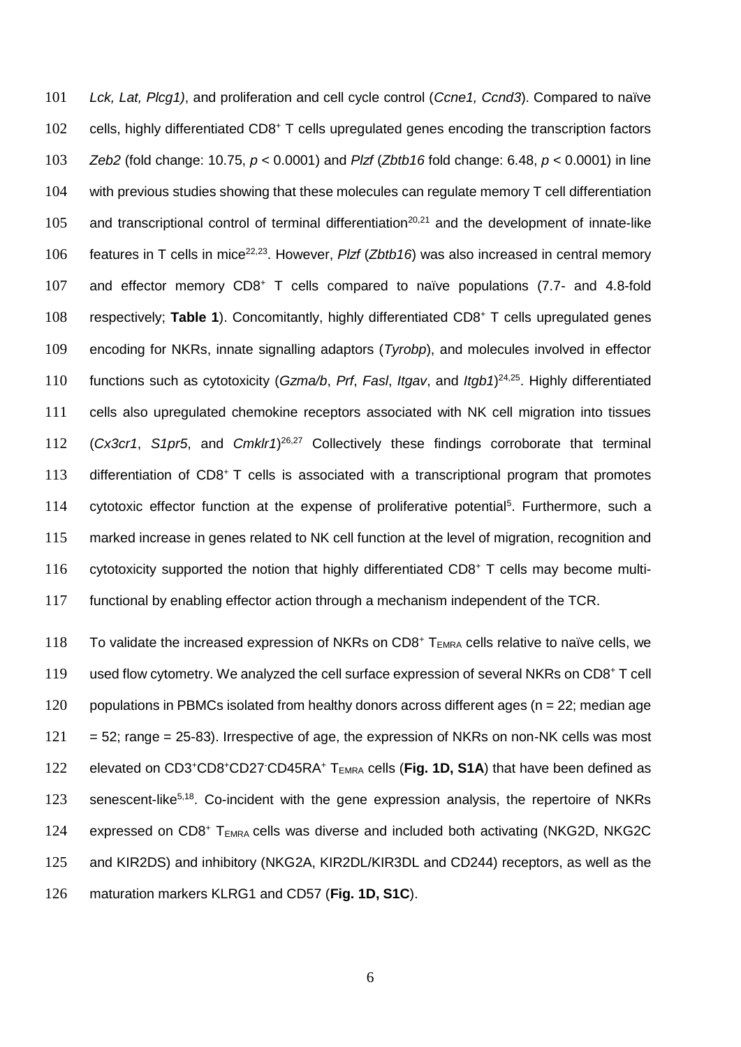*Lck, Lat, Plcg1)*, and proliferation and cell cycle control (*Ccne1, Ccnd3*). Compared to naïve cells, highly differentiated $CD8^+$ T cells upregulated genes encoding the transcription factors *Zeb2* (fold change: 10.75, $p < 0.0001$) and *Plzf* (*Zbtb16* fold change: 6.48, $p < 0.0001$) in line with previous studies showing that these molecules can regulate memory T cell differentiation and transcriptional control of terminal differentiation[20,21] and the development of innate-like features in T cells in mice[22,23]. However, *Plzf* (*Zbtb16*) was also increased in central memory and effector memory $CD8^+$ T cells compared to naïve populations (7.7- and 4.8-fold respectively; **Table 1**). Concomitantly, highly differentiated $CD8^+$ T cells upregulated genes encoding for NKRs, innate signalling adaptors (*Tyrobp*), and molecules involved in effector functions such as cytotoxicity (*Gzma/b*, *Prf*, *Fasl*, *Itgav*, and *Itgb1*)[24,25]. Highly differentiated cells also upregulated chemokine receptors associated with NK cell migration into tissues (*Cx3cr1*, *S1pr5*, and *Cmklr1*)[26,27] Collectively these findings corroborate that terminal differentiation of $CD8^+$ T cells is associated with a transcriptional program that promotes cytotoxic effector function at the expense of proliferative potential[5]. Furthermore, such a marked increase in genes related to NK cell function at the level of migration, recognition and cytotoxicity supported the notion that highly differentiated $CD8^+$ T cells may become multi-functional by enabling effector action through a mechanism independent of the TCR.

To validate the increased expression of NKRs on $CD8^+$ $T_{EMRA}$ cells relative to naïve cells, we used flow cytometry. We analyzed the cell surface expression of several NKRs on $CD8^+$ T cell populations in PBMCs isolated from healthy donors across different ages (n = 22; median age = 52; range = 25-83). Irrespective of age, the expression of NKRs on non-NK cells was most elevated on $CD3^+CD8^+CD27^-CD45RA^+$ $T_{EMRA}$ cells (**Fig. 1D, S1A**) that have been defined as senescent-like[5,18]. Co-incident with the gene expression analysis, the repertoire of NKRs expressed on $CD8^+$ $T_{EMRA}$ cells was diverse and included both activating (NKG2D, NKG2C and KIR2DS) and inhibitory (NKG2A, KIR2DL/KIR3DL and CD244) receptors, as well as the maturation markers KLRG1 and CD57 (**Fig. 1D, S1C**).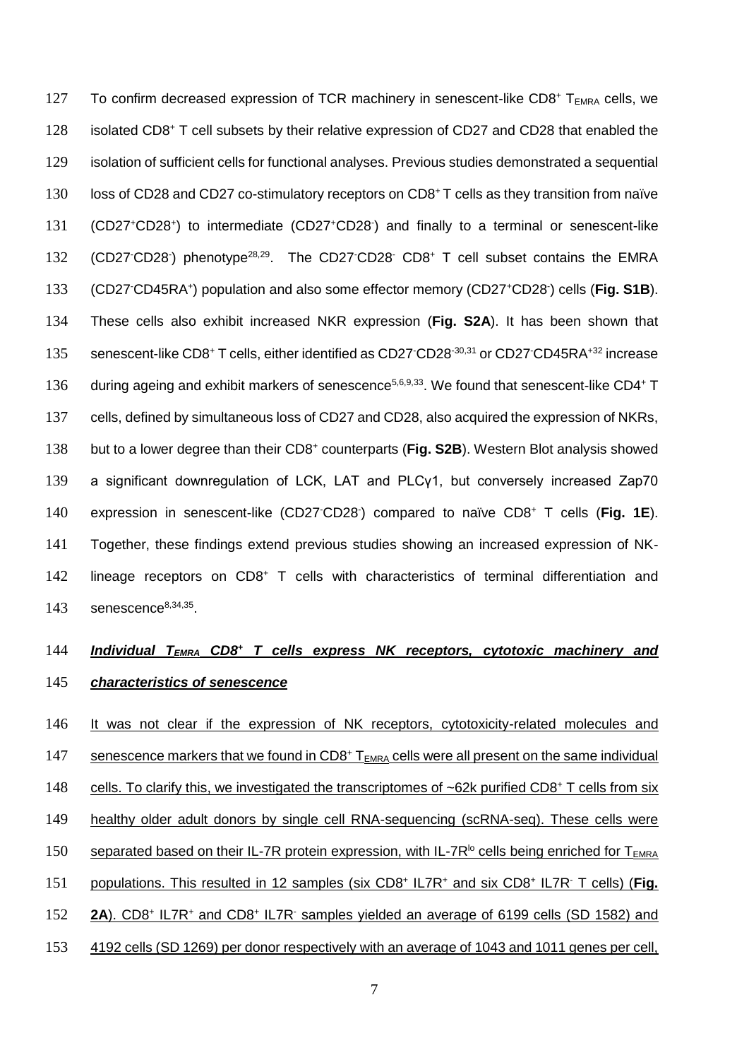To confirm decreased expression of TCR machinery in senescent-like $CD8^+$ $T_{EMRA}$ cells, we isolated $CD8^+$ T cell subsets by their relative expression of CD27 and CD28 that enabled the isolation of sufficient cells for functional analyses. Previous studies demonstrated a sequential loss of CD28 and CD27 co-stimulatory receptors on $CD8^+$ T cells as they transition from naïve ($CD27^+CD28^+$) to intermediate ($CD27^+CD28^-$) and finally to a terminal or senescent-like ($CD27^-CD28^-$) phenotype[28,29]. The $CD27^-CD28^-$ $CD8^+$ T cell subset contains the EMRA ($CD27^-CD45RA^+$) population and also some effector memory ($CD27^+CD28^-$) cells (**Fig. S1B**). These cells also exhibit increased NKR expression (**Fig. S2A**). It has been shown that senescent-like $CD8^+$ T cells, either identified as $CD27^-CD28^-$[30,31] or $CD27^-CD45RA^+$[32] increase during ageing and exhibit markers of senescence[5,6,9,33]. We found that senescent-like $CD4^+$ T cells, defined by simultaneous loss of CD27 and CD28, also acquired the expression of NKRs, but to a lower degree than their $CD8^+$ counterparts (**Fig. S2B**). Western Blot analysis showed a significant downregulation of LCK, LAT and PLCγ1, but conversely increased Zap70 expression in senescent-like ($CD27^-CD28^-$) compared to naïve $CD8^+$ T cells (**Fig. 1E**). Together, these findings extend previous studies showing an increased expression of NK-lineage receptors on $CD8^+$ T cells with characteristics of terminal differentiation and senescence[8,34,35].

### *Individual $T_{EMRA}$ $CD8^+$ T cells express NK receptors, cytotoxic machinery and characteristics of senescence*

It was not clear if the expression of NK receptors, cytotoxicity-related molecules and senescence markers that we found in $CD8^+$ $T_{EMRA}$ cells were all present on the same individual cells. To clarify this, we investigated the transcriptomes of ~62k purified $CD8^+$ T cells from six healthy older adult donors by single cell RNA-sequencing (scRNA-seq). These cells were separated based on their IL-7R protein expression, with $IL\text{-}7R^{lo}$ cells being enriched for $T_{EMRA}$ populations. This resulted in 12 samples (six $CD8^+$ $IL7R^+$ and six $CD8^+$ $IL7R^-$ T cells) (**Fig. 2A**). $CD8^+$ $IL7R^+$ and $CD8^+$ $IL7R^-$ samples yielded an average of 6199 cells (SD 1582) and 4192 cells (SD 1269) per donor respectively with an average of 1043 and 1011 genes per cell,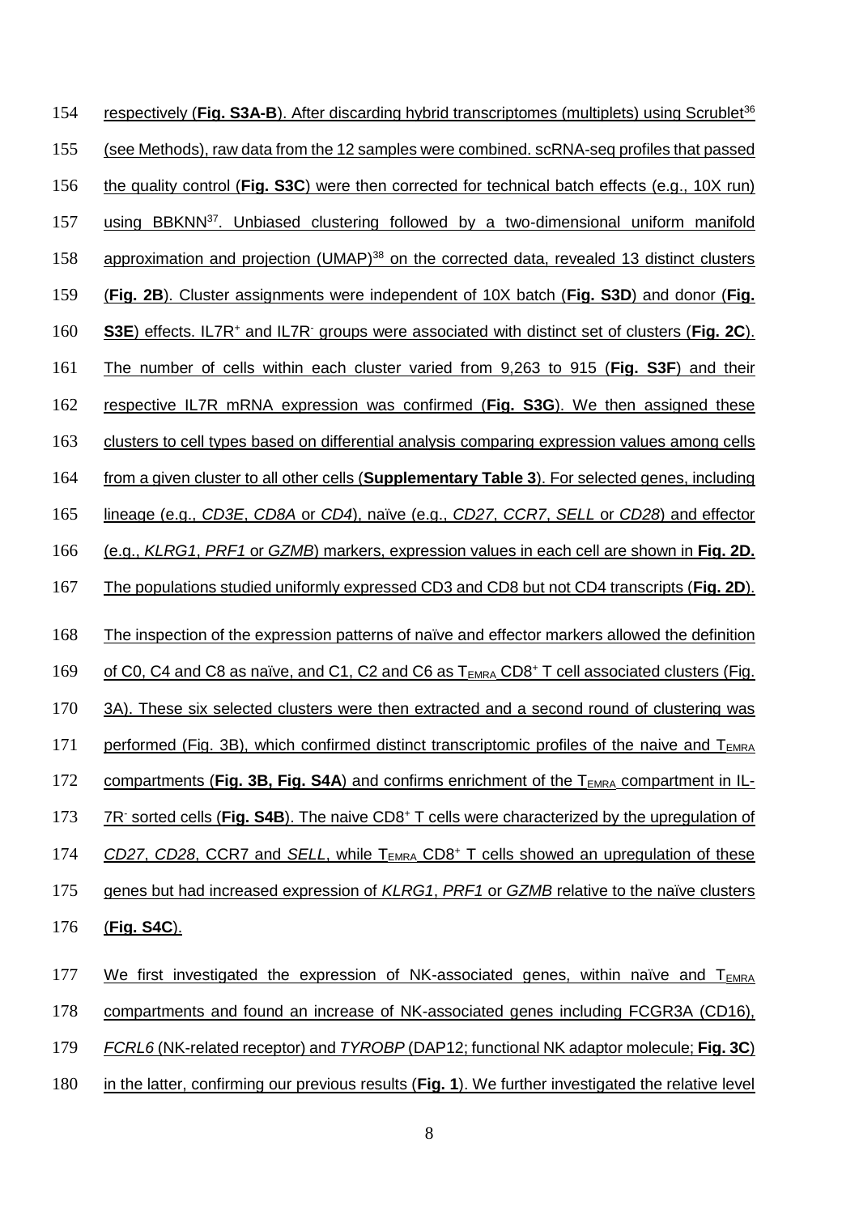respectively (**Fig. S3A-B**). After discarding hybrid transcriptomes (multiplets) using Scrublet[36] (see Methods), raw data from the 12 samples were combined. scRNA-seq profiles that passed the quality control (**Fig. S3C**) were then corrected for technical batch effects (e.g., 10X run) using BBKNN[37]. Unbiased clustering followed by a two-dimensional uniform manifold approximation and projection (UMAP)[38] on the corrected data, revealed 13 distinct clusters (**Fig. 2B**). Cluster assignments were independent of 10X batch (**Fig. S3D**) and donor (**Fig. S3E**) effects. IL7R$^+$ and IL7R$^-$ groups were associated with distinct set of clusters (**Fig. 2C**). The number of cells within each cluster varied from 9,263 to 915 (**Fig. S3F**) and their respective IL7R mRNA expression was confirmed (**Fig. S3G**). We then assigned these clusters to cell types based on differential analysis comparing expression values among cells from a given cluster to all other cells (**Supplementary Table 3**). For selected genes, including lineage (e.g., *CD3E*, *CD8A* or *CD4*), naïve (e.g., *CD27*, *CCR7*, *SELL* or *CD28*) and effector (e.g., *KLRG1*, *PRF1* or *GZMB*) markers, expression values in each cell are shown in **Fig. 2D.** The populations studied uniformly expressed CD3 and CD8 but not CD4 transcripts (**Fig. 2D**).

The inspection of the expression patterns of naïve and effector markers allowed the definition of C0, C4 and C8 as naïve, and C1, C2 and C6 as $T_{EMRA}$ CD8$^+$ T cell associated clusters (Fig. 3A). These six selected clusters were then extracted and a second round of clustering was performed (Fig. 3B), which confirmed distinct transcriptomic profiles of the naive and $T_{EMRA}$ compartments (**Fig. 3B, Fig. S4A**) and confirms enrichment of the $T_{EMRA}$ compartment in IL-7R$^-$ sorted cells (**Fig. S4B**). The naive CD8$^+$ T cells were characterized by the upregulation of *CD27*, *CD28*, CCR7 and *SELL*, while $T_{EMRA}$ CD8$^+$ T cells showed an upregulation of these genes but had increased expression of *KLRG1*, *PRF1* or *GZMB* relative to the naïve clusters (**Fig. S4C**).

We first investigated the expression of NK-associated genes, within naïve and $T_{EMRA}$ compartments and found an increase of NK-associated genes including FCGR3A (CD16), *FCRL6* (NK-related receptor) and *TYROBP* (DAP12; functional NK adaptor molecule; **Fig. 3C**) in the latter, confirming our previous results (**Fig. 1**). We further investigated the relative level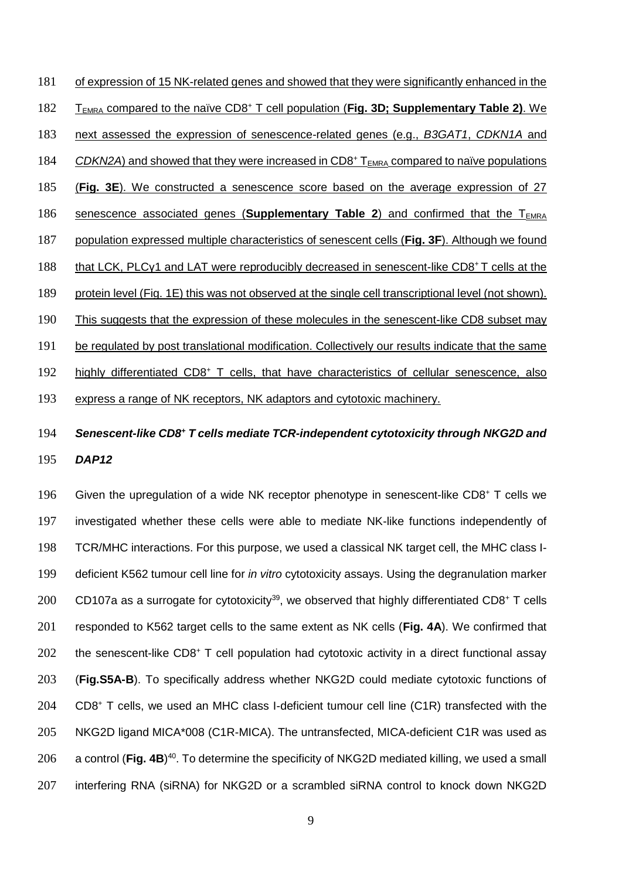of expression of 15 NK-related genes and showed that they were significantly enhanced in the $T_{EMRA}$ compared to the naïve CD8+ T cell population (**Fig. 3D; Supplementary Table 2)**. We next assessed the expression of senescence-related genes (e.g., *B3GAT1*, *CDKN1A* and *CDKN2A*) and showed that they were increased in CD8+ $T_{EMRA}$ compared to naïve populations (**Fig. 3E**). We constructed a senescence score based on the average expression of 27 senescence associated genes (**Supplementary Table 2**) and confirmed that the $T_{EMRA}$ population expressed multiple characteristics of senescent cells (**Fig. 3F**). Although we found that LCK, PLCγ1 and LAT were reproducibly decreased in senescent-like CD8+ T cells at the protein level (Fig. 1E) this was not observed at the single cell transcriptional level (not shown). This suggests that the expression of these molecules in the senescent-like CD8 subset may be regulated by post translational modification. Collectively our results indicate that the same highly differentiated CD8+ T cells, that have characteristics of cellular senescence, also express a range of NK receptors, NK adaptors and cytotoxic machinery.

### *Senescent-like CD8+ T cells mediate TCR-independent cytotoxicity through NKG2D and DAP12*

Given the upregulation of a wide NK receptor phenotype in senescent-like CD8+ T cells we investigated whether these cells were able to mediate NK-like functions independently of TCR/MHC interactions. For this purpose, we used a classical NK target cell, the MHC class I-deficient K562 tumour cell line for *in vitro* cytotoxicity assays. Using the degranulation marker CD107a as a surrogate for cytotoxicity[39], we observed that highly differentiated CD8+ T cells responded to K562 target cells to the same extent as NK cells (**Fig. 4A**). We confirmed that the senescent-like CD8+ T cell population had cytotoxic activity in a direct functional assay (**Fig.S5A-B**). To specifically address whether NKG2D could mediate cytotoxic functions of CD8+ T cells, we used an MHC class I-deficient tumour cell line (C1R) transfected with the NKG2D ligand MICA*008 (C1R-MICA). The untransfected, MICA-deficient C1R was used as a control (**Fig. 4B**)[40]. To determine the specificity of NKG2D mediated killing, we used a small interfering RNA (siRNA) for NKG2D or a scrambled siRNA control to knock down NKG2D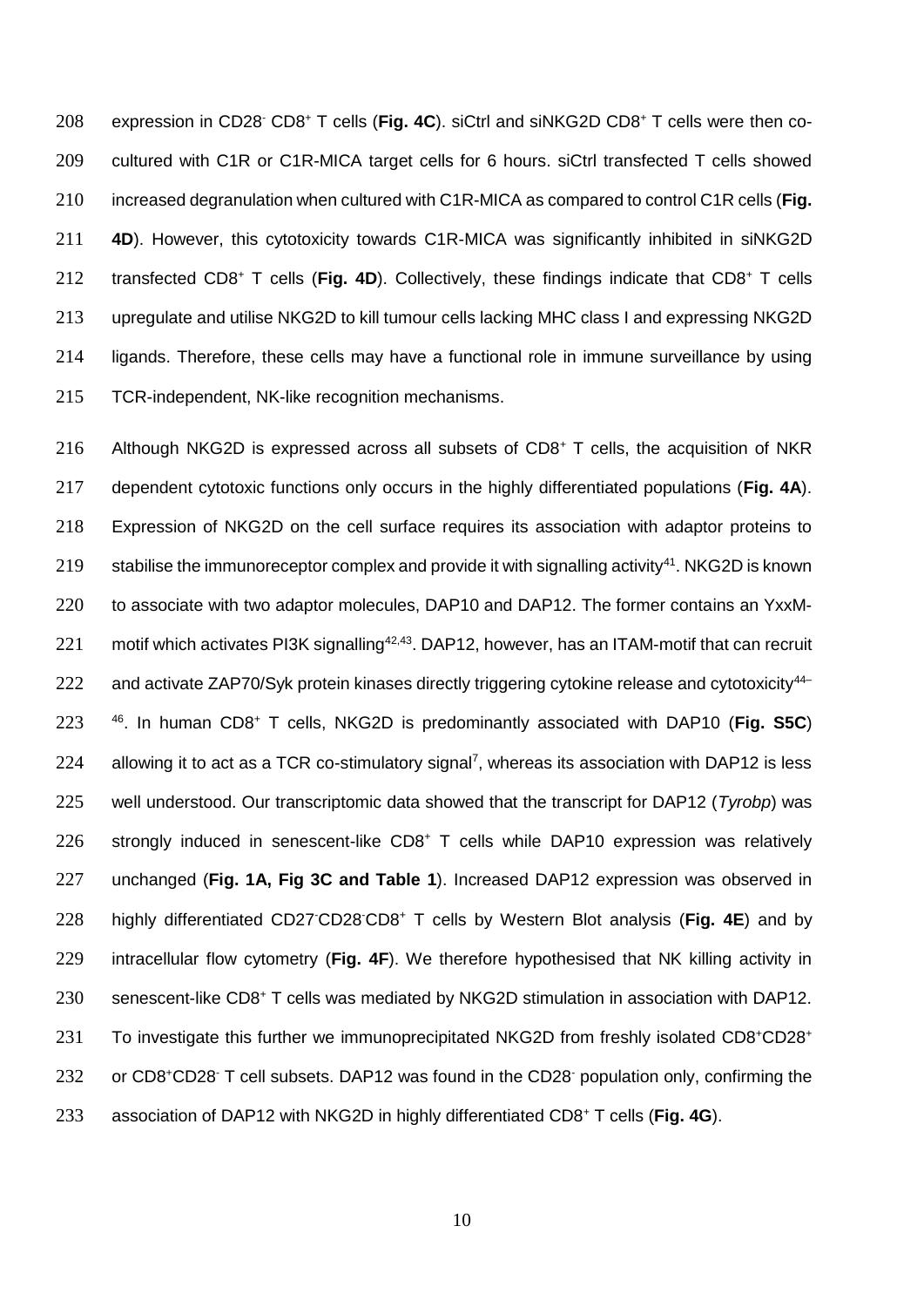expression in CD28$^{-}$ CD8$^{+}$ T cells (**Fig. 4C**). siCtrl and siNKG2D CD8$^{+}$ T cells were then co-cultured with C1R or C1R-MICA target cells for 6 hours. siCtrl transfected T cells showed increased degranulation when cultured with C1R-MICA as compared to control C1R cells (**Fig. 4D**). However, this cytotoxicity towards C1R-MICA was significantly inhibited in siNKG2D transfected CD8$^{+}$ T cells (**Fig. 4D**). Collectively, these findings indicate that CD8$^{+}$ T cells upregulate and utilise NKG2D to kill tumour cells lacking MHC class I and expressing NKG2D ligands. Therefore, these cells may have a functional role in immune surveillance by using TCR-independent, NK-like recognition mechanisms.

Although NKG2D is expressed across all subsets of CD8$^{+}$ T cells, the acquisition of NKR dependent cytotoxic functions only occurs in the highly differentiated populations (**Fig. 4A**). Expression of NKG2D on the cell surface requires its association with adaptor proteins to stabilise the immunoreceptor complex and provide it with signalling activity[41]. NKG2D is known to associate with two adaptor molecules, DAP10 and DAP12. The former contains an YxxM-motif which activates PI3K signalling[42,43]. DAP12, however, has an ITAM-motif that can recruit and activate ZAP70/Syk protein kinases directly triggering cytokine release and cytotoxicity[44–46]. In human CD8$^{+}$ T cells, NKG2D is predominantly associated with DAP10 (**Fig. S5C**) allowing it to act as a TCR co-stimulatory signal[7], whereas its association with DAP12 is less well understood. Our transcriptomic data showed that the transcript for DAP12 (*Tyrobp*) was strongly induced in senescent-like CD8$^{+}$ T cells while DAP10 expression was relatively unchanged (**Fig. 1A, Fig 3C and Table 1**). Increased DAP12 expression was observed in highly differentiated CD27$^{-}$CD28$^{-}$CD8$^{+}$ T cells by Western Blot analysis (**Fig. 4E**) and by intracellular flow cytometry (**Fig. 4F**). We therefore hypothesised that NK killing activity in senescent-like CD8$^{+}$ T cells was mediated by NKG2D stimulation in association with DAP12. To investigate this further we immunoprecipitated NKG2D from freshly isolated CD8$^{+}$CD28$^{+}$ or CD8$^{+}$CD28$^{-}$ T cell subsets. DAP12 was found in the CD28$^{-}$ population only, confirming the association of DAP12 with NKG2D in highly differentiated CD8$^{+}$ T cells (**Fig. 4G**).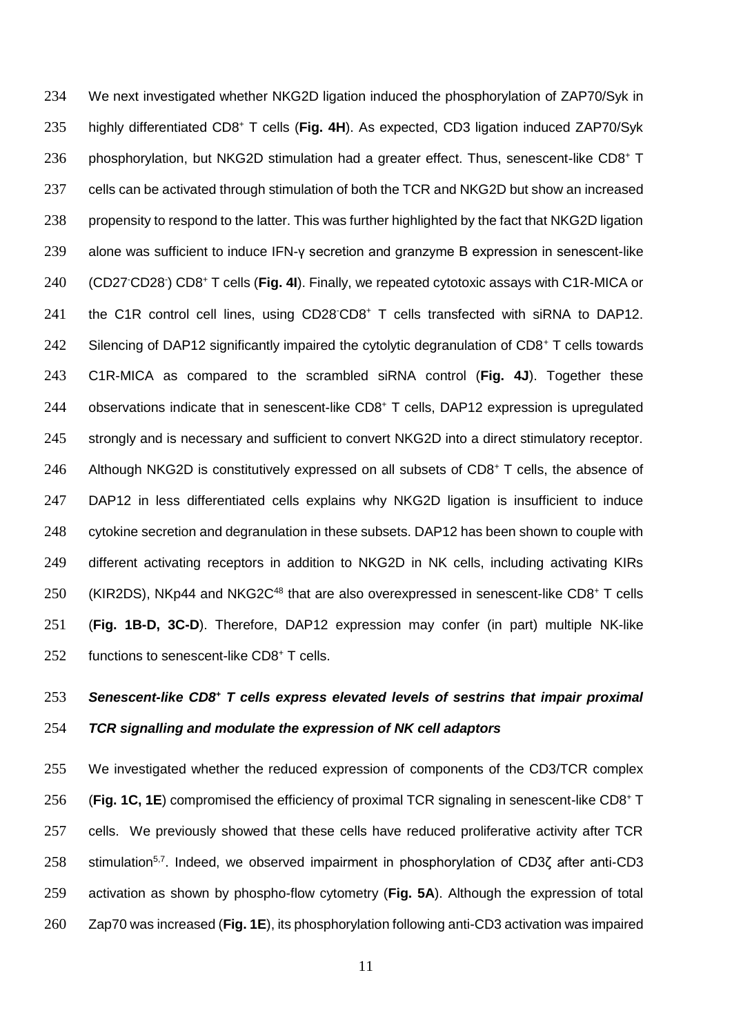We next investigated whether NKG2D ligation induced the phosphorylation of ZAP70/Syk in highly differentiated $CD8^+$ T cells (**Fig. 4H**). As expected, CD3 ligation induced ZAP70/Syk phosphorylation, but NKG2D stimulation had a greater effect. Thus, senescent-like $CD8^+$ T cells can be activated through stimulation of both the TCR and NKG2D but show an increased propensity to respond to the latter. This was further highlighted by the fact that NKG2D ligation alone was sufficient to induce IFN-γ secretion and granzyme B expression in senescent-like ($CD27^-CD28^-$) $CD8^+$ T cells (**Fig. 4I**). Finally, we repeated cytotoxic assays with C1R-MICA or the C1R control cell lines, using $CD28^-CD8^+$ T cells transfected with siRNA to DAP12. Silencing of DAP12 significantly impaired the cytolytic degranulation of $CD8^+$ T cells towards C1R-MICA as compared to the scrambled siRNA control (**Fig. 4J**). Together these observations indicate that in senescent-like $CD8^+$ T cells, DAP12 expression is upregulated strongly and is necessary and sufficient to convert NKG2D into a direct stimulatory receptor. Although NKG2D is constitutively expressed on all subsets of $CD8^+$ T cells, the absence of DAP12 in less differentiated cells explains why NKG2D ligation is insufficient to induce cytokine secretion and degranulation in these subsets. DAP12 has been shown to couple with different activating receptors in addition to NKG2D in NK cells, including activating KIRs (KIR2DS), NKp44 and NKG2C[48] that are also overexpressed in senescent-like $CD8^+$ T cells (**Fig. 1B-D, 3C-D**). Therefore, DAP12 expression may confer (in part) multiple NK-like functions to senescent-like $CD8^+$ T cells.

### *Senescent-like CD8⁺ T cells express elevated levels of sestrins that impair proximal TCR signalling and modulate the expression of NK cell adaptors*

We investigated whether the reduced expression of components of the CD3/TCR complex (**Fig. 1C, 1E**) compromised the efficiency of proximal TCR signaling in senescent-like $CD8^+$ T cells. We previously showed that these cells have reduced proliferative activity after TCR stimulation[5,7]. Indeed, we observed impairment in phosphorylation of CD3ζ after anti-CD3 activation as shown by phospho-flow cytometry (**Fig. 5A**). Although the expression of total Zap70 was increased (**Fig. 1E**), its phosphorylation following anti-CD3 activation was impaired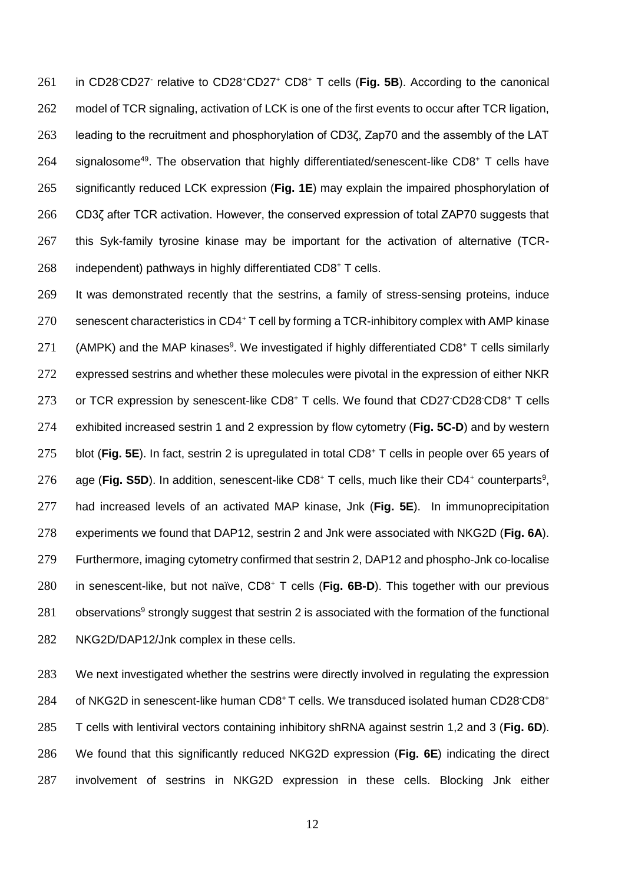in CD28⁻CD27⁻ relative to CD28⁺CD27⁺ CD8⁺ T cells (**Fig. 5B**). According to the canonical model of TCR signaling, activation of LCK is one of the first events to occur after TCR ligation, leading to the recruitment and phosphorylation of CD3ζ, Zap70 and the assembly of the LAT signalosome[49]. The observation that highly differentiated/senescent-like CD8⁺ T cells have significantly reduced LCK expression (**Fig. 1E**) may explain the impaired phosphorylation of CD3ζ after TCR activation. However, the conserved expression of total ZAP70 suggests that this Syk-family tyrosine kinase may be important for the activation of alternative (TCR-independent) pathways in highly differentiated CD8⁺ T cells.

It was demonstrated recently that the sestrins, a family of stress-sensing proteins, induce senescent characteristics in CD4⁺ T cell by forming a TCR-inhibitory complex with AMP kinase (AMPK) and the MAP kinases[9]. We investigated if highly differentiated CD8⁺ T cells similarly expressed sestrins and whether these molecules were pivotal in the expression of either NKR or TCR expression by senescent-like CD8⁺ T cells. We found that CD27⁻CD28⁻CD8⁺ T cells exhibited increased sestrin 1 and 2 expression by flow cytometry (**Fig. 5C-D**) and by western blot (**Fig. 5E**). In fact, sestrin 2 is upregulated in total CD8⁺ T cells in people over 65 years of age (**Fig. S5D**). In addition, senescent-like CD8⁺ T cells, much like their CD4⁺ counterparts[9], had increased levels of an activated MAP kinase, Jnk (**Fig. 5E**). In immunoprecipitation experiments we found that DAP12, sestrin 2 and Jnk were associated with NKG2D (**Fig. 6A**). Furthermore, imaging cytometry confirmed that sestrin 2, DAP12 and phospho-Jnk co-localise in senescent-like, but not naïve, CD8⁺ T cells (**Fig. 6B-D**). This together with our previous observations[9] strongly suggest that sestrin 2 is associated with the formation of the functional NKG2D/DAP12/Jnk complex in these cells.

We next investigated whether the sestrins were directly involved in regulating the expression of NKG2D in senescent-like human CD8⁺ T cells. We transduced isolated human CD28⁻CD8⁺ T cells with lentiviral vectors containing inhibitory shRNA against sestrin 1,2 and 3 (**Fig. 6D**). We found that this significantly reduced NKG2D expression (**Fig. 6E**) indicating the direct involvement of sestrins in NKG2D expression in these cells. Blocking Jnk either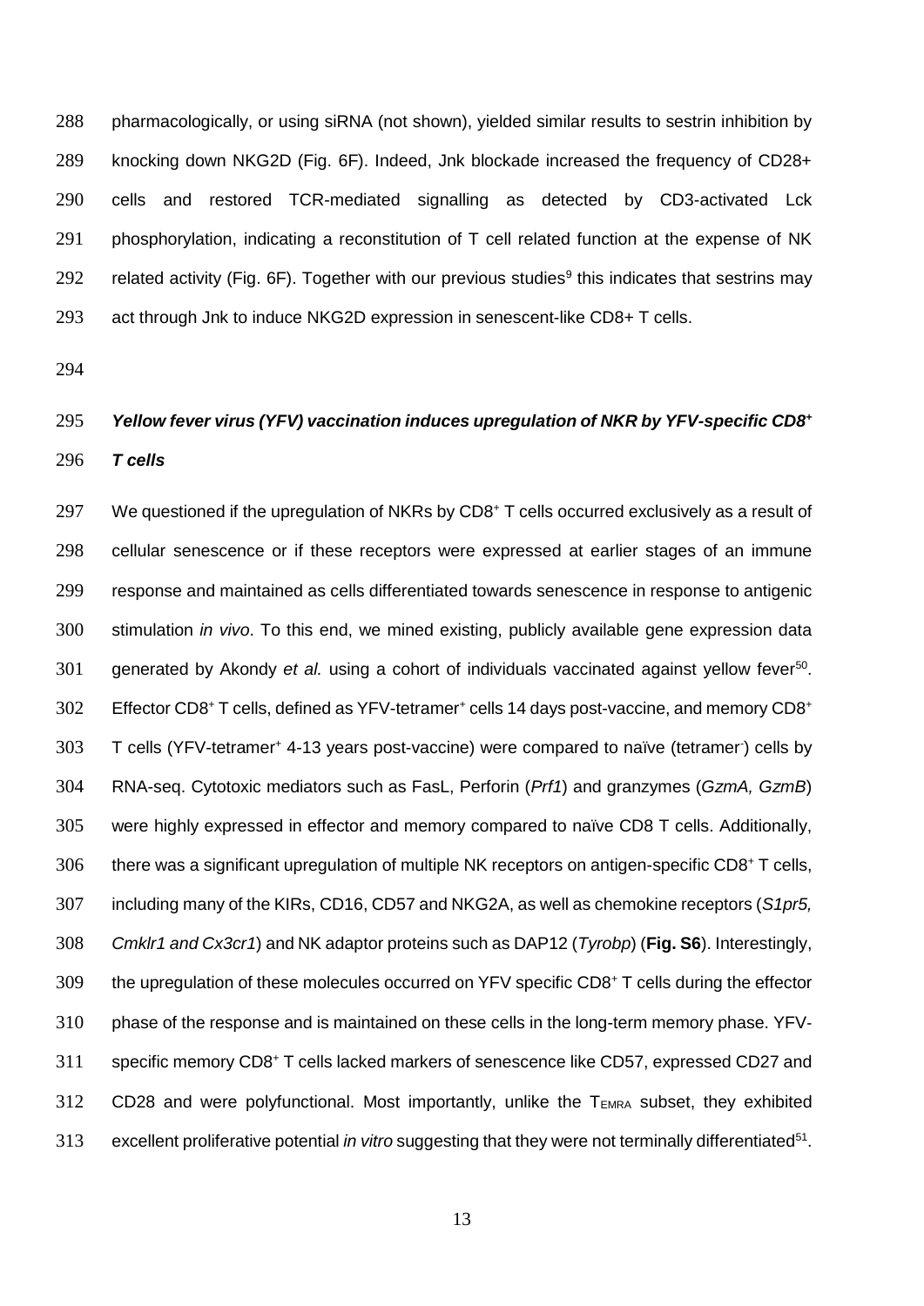pharmacologically, or using siRNA (not shown), yielded similar results to sestrin inhibition by knocking down NKG2D (Fig. 6F). Indeed, Jnk blockade increased the frequency of CD28+ cells and restored TCR-mediated signalling as detected by CD3-activated Lck phosphorylation, indicating a reconstitution of T cell related function at the expense of NK related activity (Fig. 6F). Together with our previous studies[9] this indicates that sestrins may act through Jnk to induce NKG2D expression in senescent-like CD8+ T cells.

### *Yellow fever virus (YFV) vaccination induces upregulation of NKR by YFV-specific CD8$^+$ T cells*

We questioned if the upregulation of NKRs by CD8$^+$ T cells occurred exclusively as a result of cellular senescence or if these receptors were expressed at earlier stages of an immune response and maintained as cells differentiated towards senescence in response to antigenic stimulation *in vivo*. To this end, we mined existing, publicly available gene expression data generated by Akondy *et al.* using a cohort of individuals vaccinated against yellow fever[50]. Effector CD8$^+$ T cells, defined as YFV-tetramer$^+$ cells 14 days post-vaccine, and memory CD8$^+$ T cells (YFV-tetramer$^+$ 4-13 years post-vaccine) were compared to naïve (tetramer$^-$) cells by RNA-seq. Cytotoxic mediators such as FasL, Perforin (*Prf1*) and granzymes (*GzmA, GzmB*) were highly expressed in effector and memory compared to naïve CD8 T cells. Additionally, there was a significant upregulation of multiple NK receptors on antigen-specific CD8$^+$ T cells, including many of the KIRs, CD16, CD57 and NKG2A, as well as chemokine receptors (*S1pr5, Cmklr1 and Cx3cr1*) and NK adaptor proteins such as DAP12 (*Tyrobp*) (**Fig. S6**). Interestingly, the upregulation of these molecules occurred on YFV specific CD8$^+$ T cells during the effector phase of the response and is maintained on these cells in the long-term memory phase. YFV-specific memory CD8$^+$ T cells lacked markers of senescence like CD57, expressed CD27 and CD28 and were polyfunctional. Most importantly, unlike the $T_{EMRA}$ subset, they exhibited excellent proliferative potential *in vitro* suggesting that they were not terminally differentiated[51].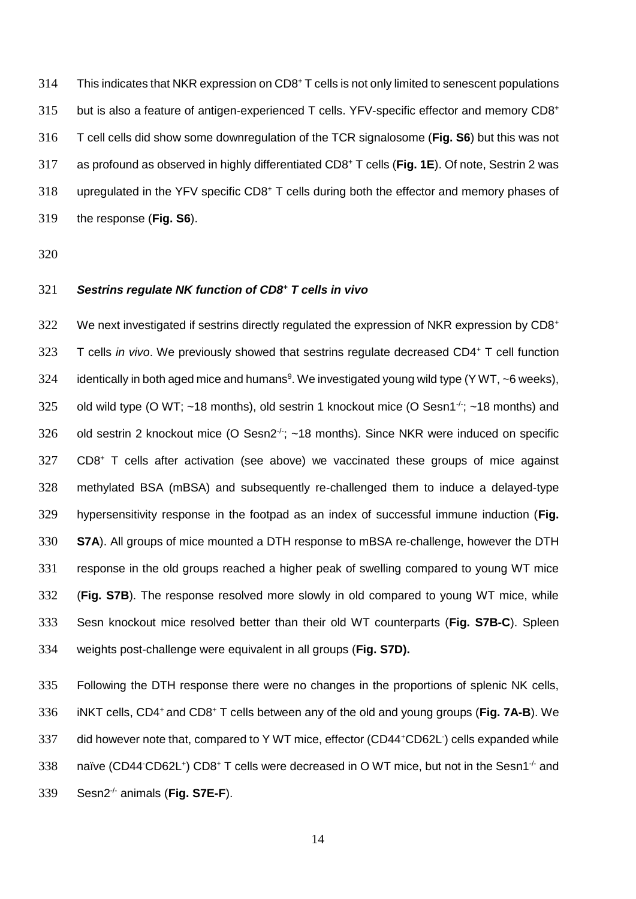This indicates that NKR expression on $CD8^+$ T cells is not only limited to senescent populations but is also a feature of antigen-experienced T cells. YFV-specific effector and memory $CD8^+$ T cell cells did show some downregulation of the TCR signalosome (**Fig. S6**) but this was not as profound as observed in highly differentiated $CD8^+$ T cells (**Fig. 1E**). Of note, Sestrin 2 was upregulated in the YFV specific $CD8^+$ T cells during both the effector and memory phases of the response (**Fig. S6**).

### *Sestrins regulate NK function of $CD8^+$ T cells in vivo*

We next investigated if sestrins directly regulated the expression of NKR expression by $CD8^+$ T cells *in vivo*. We previously showed that sestrins regulate decreased $CD4^+$ T cell function identically in both aged mice and humans[9]. We investigated young wild type (Y WT, ~6 weeks), old wild type (O WT; ~18 months), old sestrin 1 knockout mice (O $Sesn1^{-/-}$; ~18 months) and old sestrin 2 knockout mice (O $Sesn2^{-/-}$; ~18 months). Since NKR were induced on specific $CD8^+$ T cells after activation (see above) we vaccinated these groups of mice against methylated BSA (mBSA) and subsequently re-challenged them to induce a delayed-type hypersensitivity response in the footpad as an index of successful immune induction (**Fig. S7A**). All groups of mice mounted a DTH response to mBSA re-challenge, however the DTH response in the old groups reached a higher peak of swelling compared to young WT mice (**Fig. S7B**). The response resolved more slowly in old compared to young WT mice, while Sesn knockout mice resolved better than their old WT counterparts (**Fig. S7B-C**). Spleen weights post-challenge were equivalent in all groups (**Fig. S7D).**

Following the DTH response there were no changes in the proportions of splenic NK cells, iNKT cells, $CD4^+$ and $CD8^+$ T cells between any of the old and young groups (**Fig. 7A-B**). We did however note that, compared to Y WT mice, effector ($CD44^+CD62L^-$) cells expanded while naïve ($CD44^-CD62L^+$) $CD8^+$ T cells were decreased in O WT mice, but not in the $Sesn1^{-/-}$ and $Sesn2^{-/-}$ animals (**Fig. S7E-F**).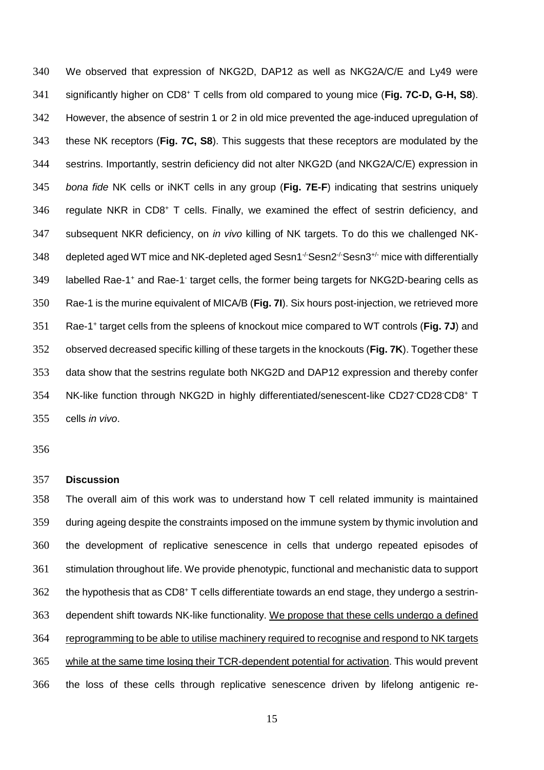We observed that expression of NKG2D, DAP12 as well as NKG2A/C/E and Ly49 were significantly higher on CD8$^+$ T cells from old compared to young mice (**Fig. 7C-D, G-H, S8**). However, the absence of sestrin 1 or 2 in old mice prevented the age-induced upregulation of these NK receptors (**Fig. 7C, S8**). This suggests that these receptors are modulated by the sestrins. Importantly, sestrin deficiency did not alter NKG2D (and NKG2A/C/E) expression in *bona fide* NK cells or iNKT cells in any group (**Fig. 7E-F**) indicating that sestrins uniquely regulate NKR in CD8$^+$ T cells. Finally, we examined the effect of sestrin deficiency, and subsequent NKR deficiency, on *in vivo* killing of NK targets. To do this we challenged NK-depleted aged WT mice and NK-depleted aged Sesn1$^{-/-}$Sesn2$^{-/-}$Sesn3$^{+/-}$ mice with differentially labelled Rae-1$^+$ and Rae-1$^-$ target cells, the former being targets for NKG2D-bearing cells as Rae-1 is the murine equivalent of MICA/B (**Fig. 7I**). Six hours post-injection, we retrieved more Rae-1$^+$ target cells from the spleens of knockout mice compared to WT controls (**Fig. 7J**) and observed decreased specific killing of these targets in the knockouts (**Fig. 7K**). Together these data show that the sestrins regulate both NKG2D and DAP12 expression and thereby confer NK-like function through NKG2D in highly differentiated/senescent-like CD27$^-$CD28$^-$CD8$^+$ T cells *in vivo*.

## Discussion

The overall aim of this work was to understand how T cell related immunity is maintained during ageing despite the constraints imposed on the immune system by thymic involution and the development of replicative senescence in cells that undergo repeated episodes of stimulation throughout life. We provide phenotypic, functional and mechanistic data to support the hypothesis that as CD8$^+$ T cells differentiate towards an end stage, they undergo a sestrin-dependent shift towards NK-like functionality. We propose that these cells undergo a defined reprogramming to be able to utilise machinery required to recognise and respond to NK targets while at the same time losing their TCR-dependent potential for activation. This would prevent the loss of these cells through replicative senescence driven by lifelong antigenic re-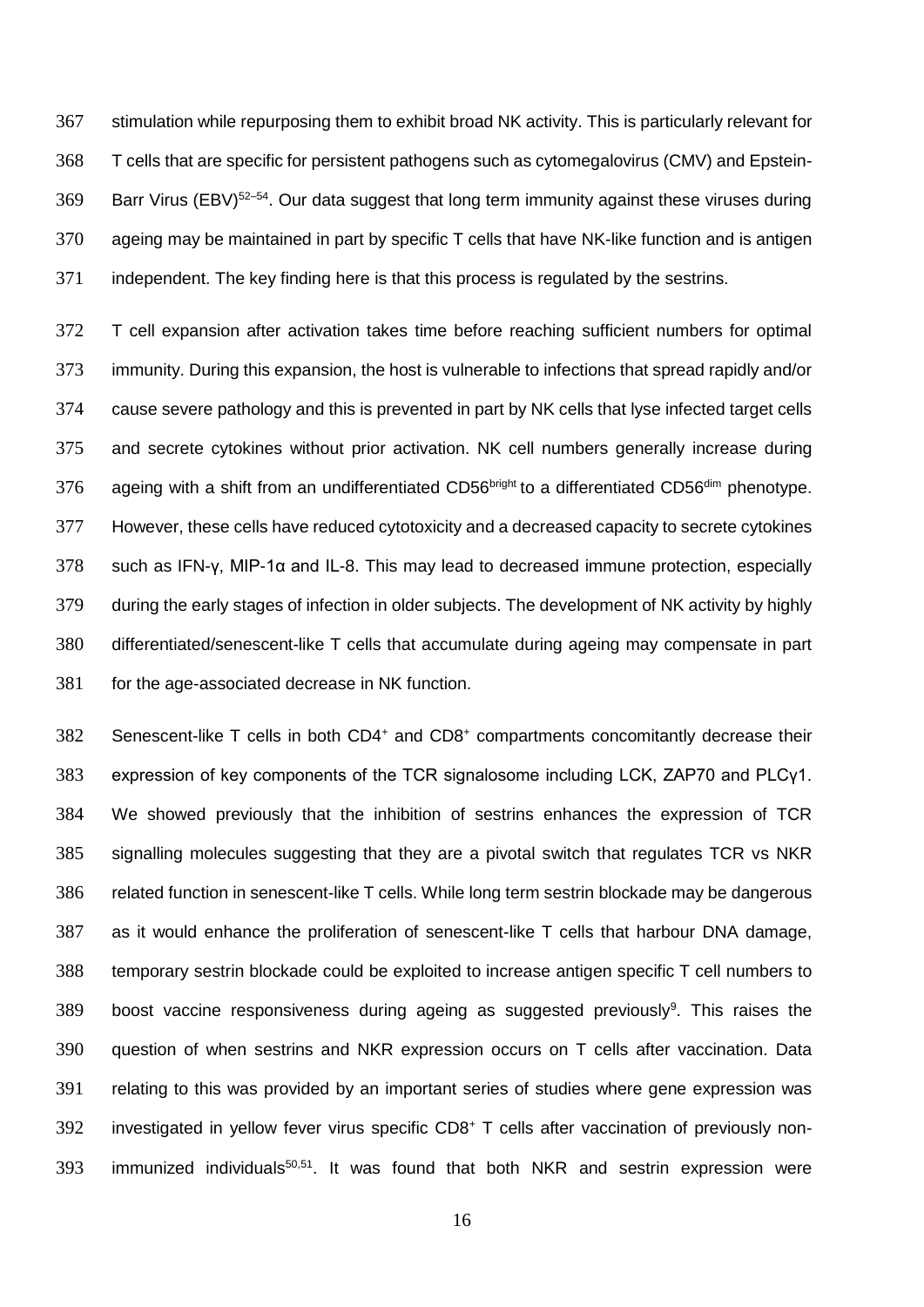stimulation while repurposing them to exhibit broad NK activity. This is particularly relevant for T cells that are specific for persistent pathogens such as cytomegalovirus (CMV) and Epstein-Barr Virus (EBV)[52–54]. Our data suggest that long term immunity against these viruses during ageing may be maintained in part by specific T cells that have NK-like function and is antigen independent. The key finding here is that this process is regulated by the sestrins.

T cell expansion after activation takes time before reaching sufficient numbers for optimal immunity. During this expansion, the host is vulnerable to infections that spread rapidly and/or cause severe pathology and this is prevented in part by NK cells that lyse infected target cells and secrete cytokines without prior activation. NK cell numbers generally increase during ageing with a shift from an undifferentiated CD56$^{bright}$ to a differentiated CD56$^{dim}$ phenotype. However, these cells have reduced cytotoxicity and a decreased capacity to secrete cytokines such as IFN-γ, MIP-1α and IL-8. This may lead to decreased immune protection, especially during the early stages of infection in older subjects. The development of NK activity by highly differentiated/senescent-like T cells that accumulate during ageing may compensate in part for the age-associated decrease in NK function.

Senescent-like T cells in both CD4$^{+}$ and CD8$^{+}$ compartments concomitantly decrease their expression of key components of the TCR signalosome including LCK, ZAP70 and PLCγ1. We showed previously that the inhibition of sestrins enhances the expression of TCR signalling molecules suggesting that they are a pivotal switch that regulates TCR vs NKR related function in senescent-like T cells. While long term sestrin blockade may be dangerous as it would enhance the proliferation of senescent-like T cells that harbour DNA damage, temporary sestrin blockade could be exploited to increase antigen specific T cell numbers to boost vaccine responsiveness during ageing as suggested previously[9]. This raises the question of when sestrins and NKR expression occurs on T cells after vaccination. Data relating to this was provided by an important series of studies where gene expression was investigated in yellow fever virus specific CD8$^{+}$ T cells after vaccination of previously non-immunized individuals[50,51]. It was found that both NKR and sestrin expression were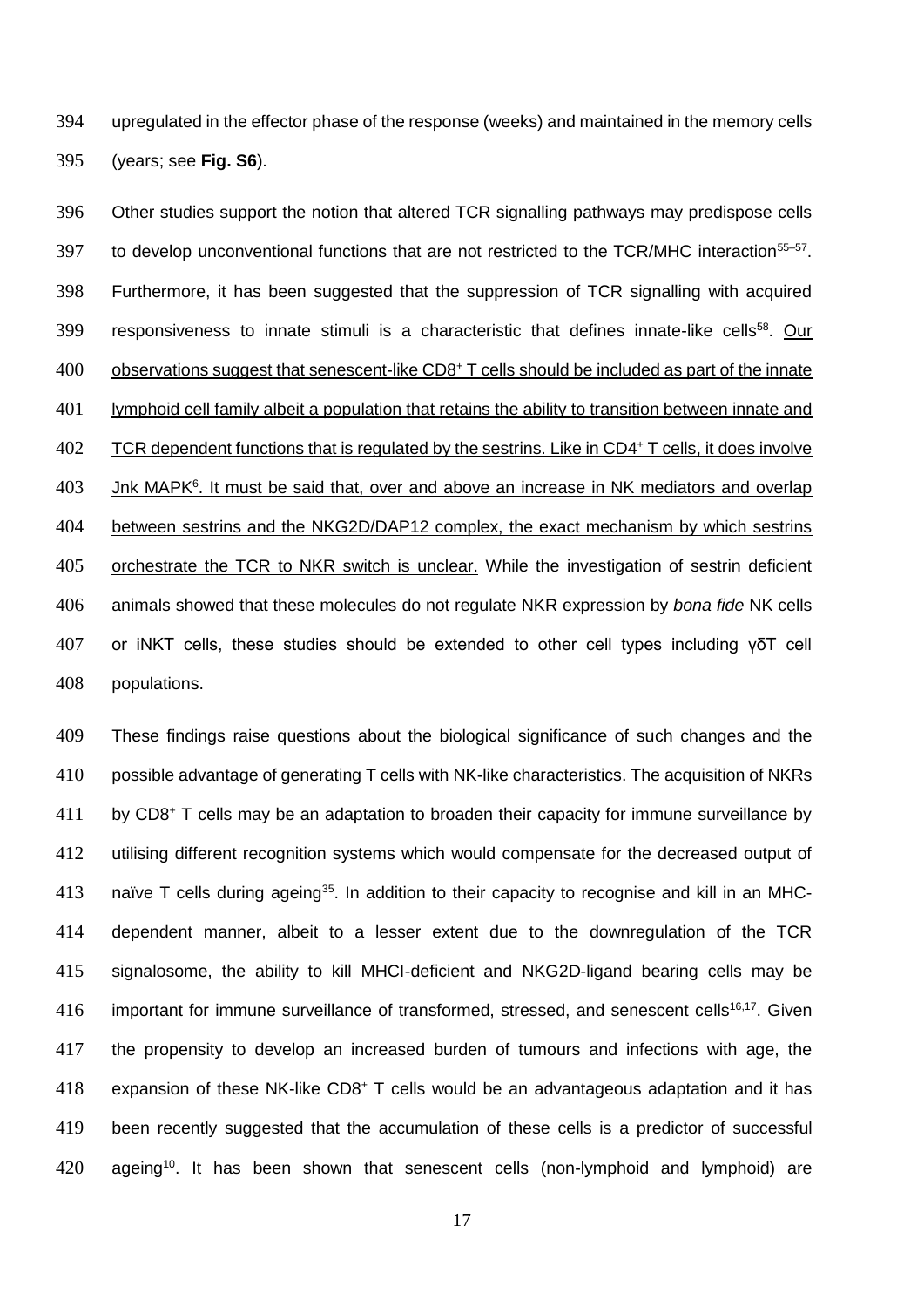upregulated in the effector phase of the response (weeks) and maintained in the memory cells (years; see **Fig. S6**).

Other studies support the notion that altered TCR signalling pathways may predispose cells to develop unconventional functions that are not restricted to the TCR/MHC interaction[55–57]. Furthermore, it has been suggested that the suppression of TCR signalling with acquired responsiveness to innate stimuli is a characteristic that defines innate-like cells[58]. Our observations suggest that senescent-like $CD8^+$ T cells should be included as part of the innate lymphoid cell family albeit a population that retains the ability to transition between innate and TCR dependent functions that is regulated by the sestrins. Like in $CD4^+$ T cells, it does involve Jnk MAPK[6]. It must be said that, over and above an increase in NK mediators and overlap between sestrins and the NKG2D/DAP12 complex, the exact mechanism by which sestrins orchestrate the TCR to NKR switch is unclear. While the investigation of sestrin deficient animals showed that these molecules do not regulate NKR expression by *bona fide* NK cells or iNKT cells, these studies should be extended to other cell types including γδT cell populations.

These findings raise questions about the biological significance of such changes and the possible advantage of generating T cells with NK-like characteristics. The acquisition of NKRs by $CD8^+$ T cells may be an adaptation to broaden their capacity for immune surveillance by utilising different recognition systems which would compensate for the decreased output of naïve T cells during ageing[35]. In addition to their capacity to recognise and kill in an MHC-dependent manner, albeit to a lesser extent due to the downregulation of the TCR signalosome, the ability to kill MHCI-deficient and NKG2D-ligand bearing cells may be important for immune surveillance of transformed, stressed, and senescent cells[16,17]. Given the propensity to develop an increased burden of tumours and infections with age, the expansion of these NK-like $CD8^+$ T cells would be an advantageous adaptation and it has been recently suggested that the accumulation of these cells is a predictor of successful ageing[10]. It has been shown that senescent cells (non-lymphoid and lymphoid) are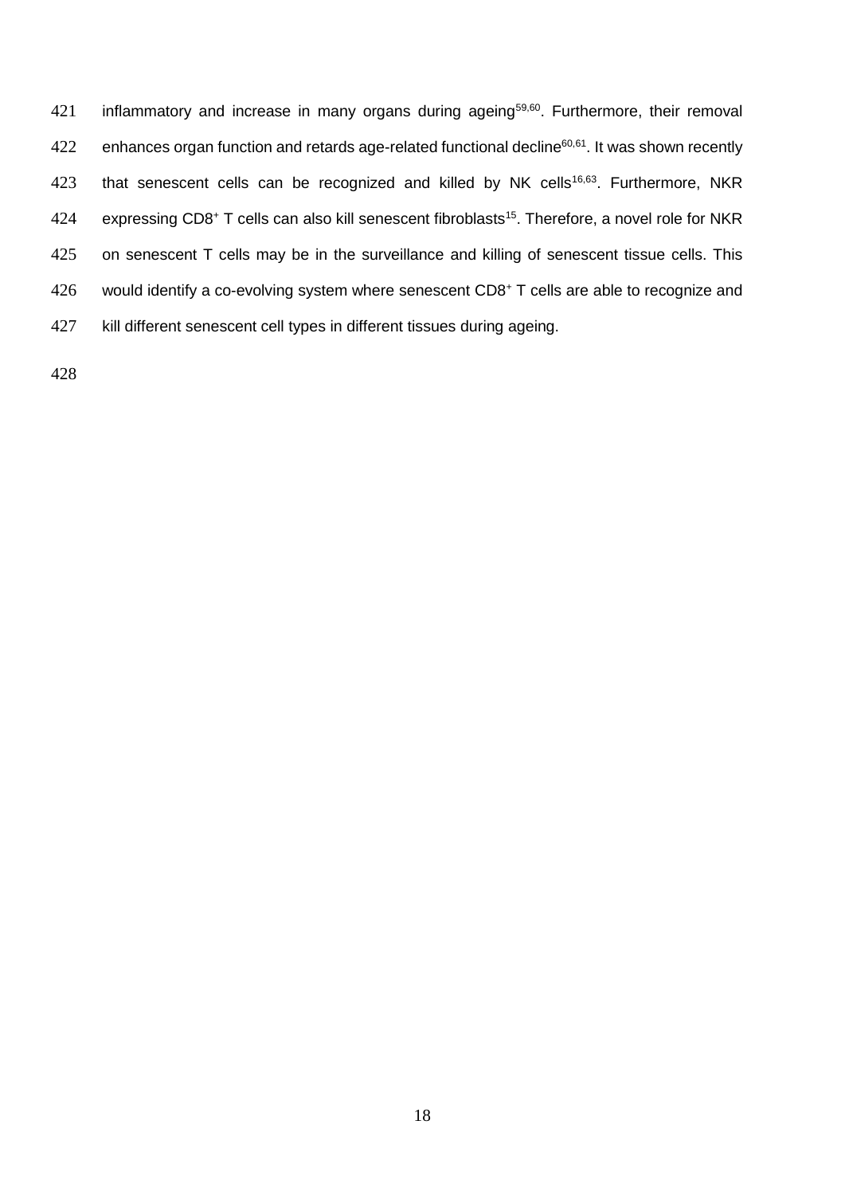inflammatory and increase in many organs during ageing[59,60]. Furthermore, their removal enhances organ function and retards age-related functional decline[60,61]. It was shown recently that senescent cells can be recognized and killed by NK cells[16,63]. Furthermore, NKR expressing CD8⁺ T cells can also kill senescent fibroblasts[15]. Therefore, a novel role for NKR on senescent T cells may be in the surveillance and killing of senescent tissue cells. This would identify a co-evolving system where senescent CD8⁺ T cells are able to recognize and kill different senescent cell types in different tissues during ageing.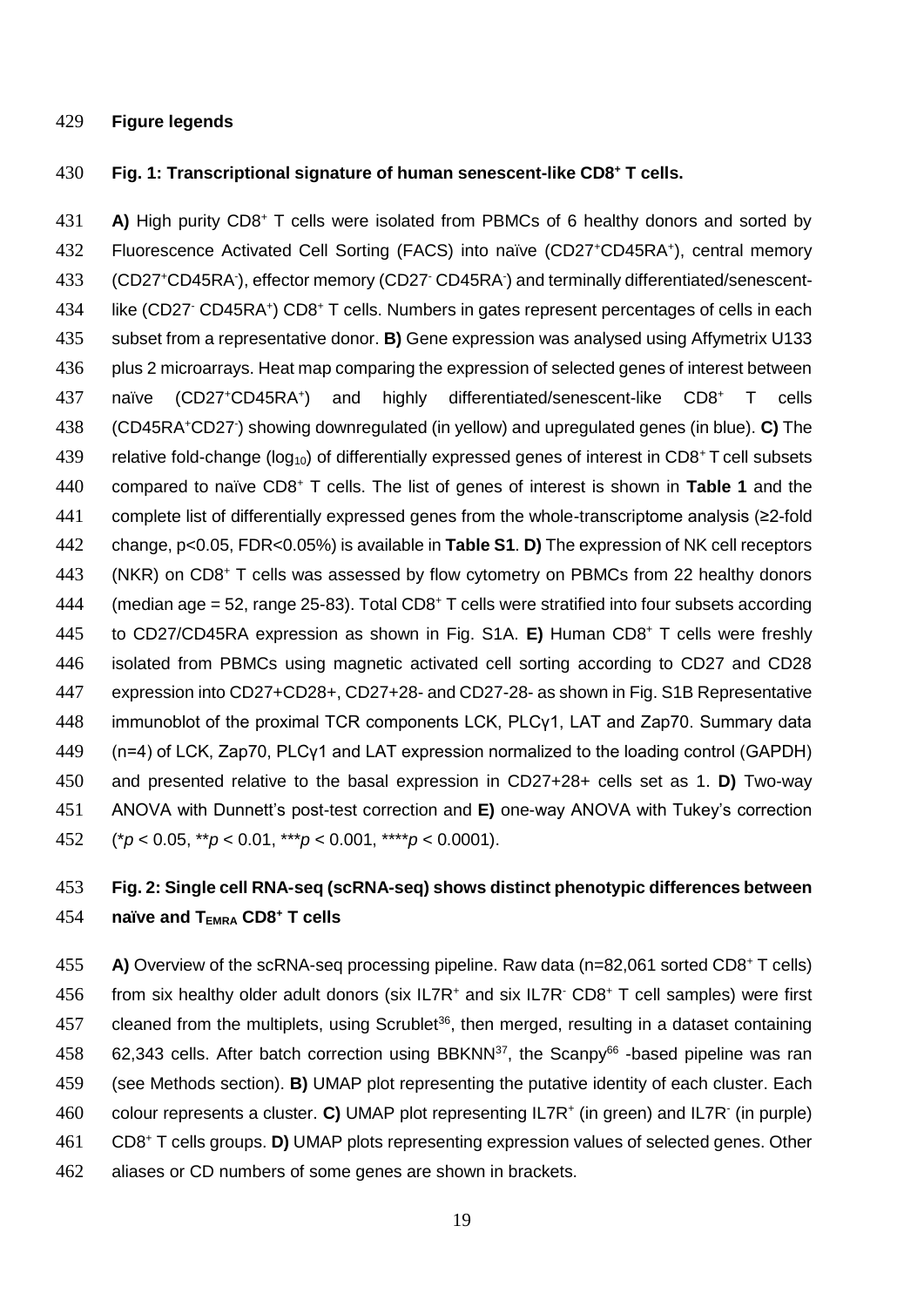## Figure legends

### Fig. 1: Transcriptional signature of human senescent-like $CD8^+$ T cells.

**A)** High purity $CD8^+$ T cells were isolated from PBMCs of 6 healthy donors and sorted by Fluorescence Activated Cell Sorting (FACS) into naïve ($CD27^+CD45RA^+$), central memory ($CD27^+CD45RA^-$), effector memory ($CD27^-$ $CD45RA^-$) and terminally differentiated/senescent-like ($CD27^-$ $CD45RA^+$) $CD8^+$ T cells. Numbers in gates represent percentages of cells in each subset from a representative donor. **B)** Gene expression was analysed using Affymetrix U133 plus 2 microarrays. Heat map comparing the expression of selected genes of interest between naïve ($CD27^+CD45RA^+$) and highly differentiated/senescent-like $CD8^+$ T cells ($CD45RA^+CD27^-$) showing downregulated (in yellow) and upregulated genes (in blue). **C)** The relative fold-change ($\log_{10}$) of differentially expressed genes of interest in $CD8^+$ T cell subsets compared to naïve $CD8^+$ T cells. The list of genes of interest is shown in **Table 1** and the complete list of differentially expressed genes from the whole-transcriptome analysis (≥2-fold change, p<0.05, FDR<0.05%) is available in **Table S1**. **D)** The expression of NK cell receptors (NKR) on $CD8^+$ T cells was assessed by flow cytometry on PBMCs from 22 healthy donors (median age = 52, range 25-83). Total $CD8^+$ T cells were stratified into four subsets according to CD27/CD45RA expression as shown in Fig. S1A. **E)** Human $CD8^+$ T cells were freshly isolated from PBMCs using magnetic activated cell sorting according to CD27 and CD28 expression into CD27+CD28+, CD27+28- and CD27-28- as shown in Fig. S1B Representative immunoblot of the proximal TCR components LCK, PLCγ1, LAT and Zap70. Summary data (n=4) of LCK, Zap70, PLCγ1 and LAT expression normalized to the loading control (GAPDH) and presented relative to the basal expression in CD27+28+ cells set as 1. **D)** Two-way ANOVA with Dunnett's post-test correction and **E)** one-way ANOVA with Tukey's correction (\*$p < 0.05$, \*\*$p < 0.01$, \*\*\*$p < 0.001$, \*\*\*\*$p < 0.0001$).

### Fig. 2: Single cell RNA-seq (scRNA-seq) shows distinct phenotypic differences between naïve and $T_{EMRA}$ $CD8^+$ T cells

**A)** Overview of the scRNA-seq processing pipeline. Raw data (n=82,061 sorted $CD8^+$ T cells) from six healthy older adult donors (six $IL7R^+$ and six $IL7R^-$ $CD8^+$ T cell samples) were first cleaned from the multiplets, using Scrublet[36], then merged, resulting in a dataset containing 62,343 cells. After batch correction using BBKNN[37], the Scanpy[66] -based pipeline was ran (see Methods section). **B)** UMAP plot representing the putative identity of each cluster. Each colour represents a cluster. **C)** UMAP plot representing $IL7R^+$ (in green) and $IL7R^-$ (in purple) $CD8^+$ T cells groups. **D)** UMAP plots representing expression values of selected genes. Other aliases or CD numbers of some genes are shown in brackets.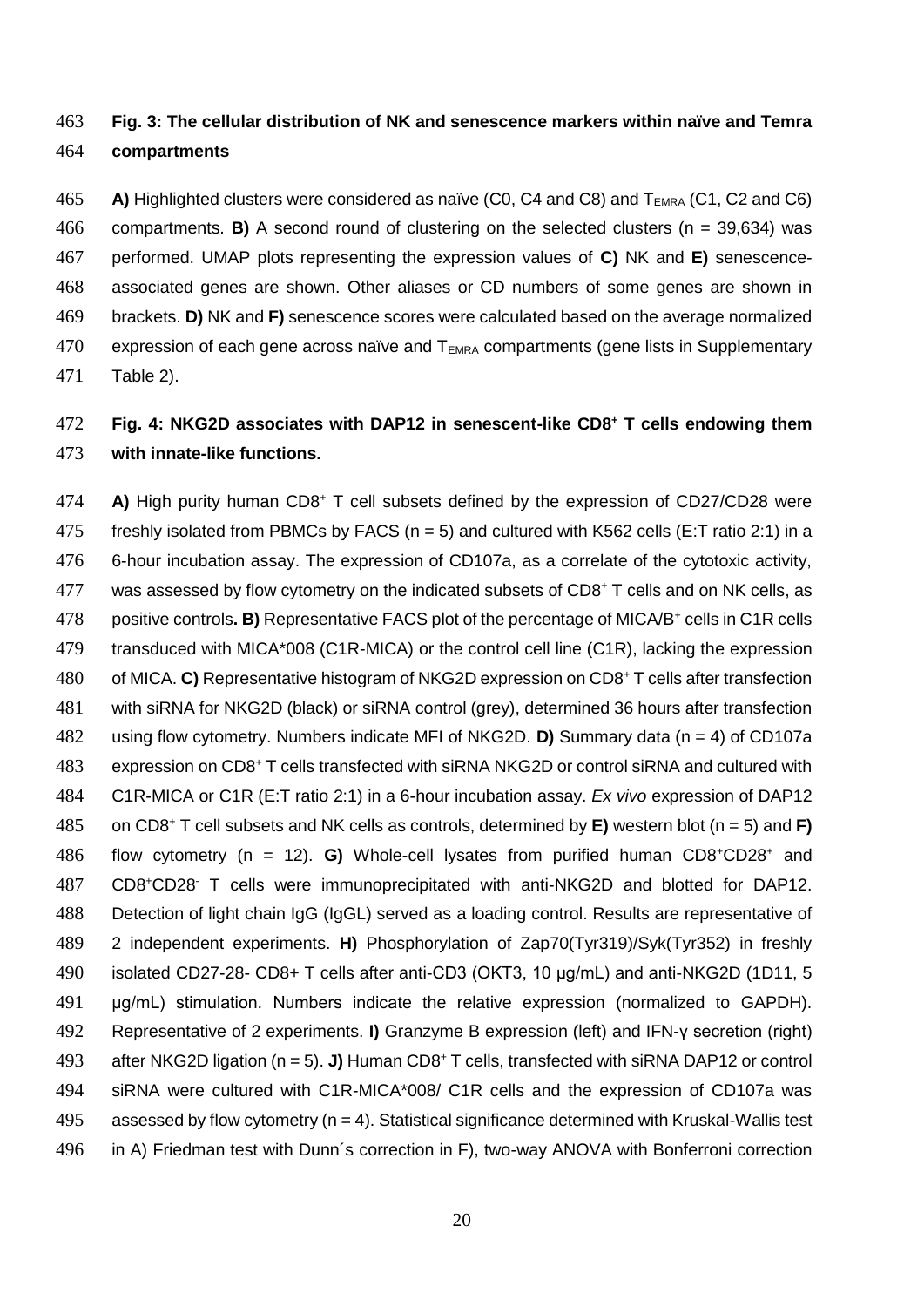**Fig. 3: The cellular distribution of NK and senescence markers within naïve and Temra compartments**

**A)** Highlighted clusters were considered as naïve (C0, C4 and C8) and $T_{EMRA}$ (C1, C2 and C6) compartments. **B)** A second round of clustering on the selected clusters (n = 39,634) was performed. UMAP plots representing the expression values of **C)** NK and **E)** senescence-associated genes are shown. Other aliases or CD numbers of some genes are shown in brackets. **D)** NK and **F)** senescence scores were calculated based on the average normalized expression of each gene across naïve and $T_{EMRA}$ compartments (gene lists in Supplementary Table 2).

**Fig. 4: NKG2D associates with DAP12 in senescent-like CD8$^{+}$ T cells endowing them with innate-like functions.**

**A)** High purity human CD8$^{+}$ T cell subsets defined by the expression of CD27/CD28 were freshly isolated from PBMCs by FACS (n = 5) and cultured with K562 cells (E:T ratio 2:1) in a 6-hour incubation assay. The expression of CD107a, as a correlate of the cytotoxic activity, was assessed by flow cytometry on the indicated subsets of CD8$^{+}$ T cells and on NK cells, as positive controls**. B)** Representative FACS plot of the percentage of MICA/B$^{+}$ cells in C1R cells transduced with MICA*008 (C1R-MICA) or the control cell line (C1R), lacking the expression of MICA. **C)** Representative histogram of NKG2D expression on CD8$^{+}$ T cells after transfection with siRNA for NKG2D (black) or siRNA control (grey), determined 36 hours after transfection using flow cytometry. Numbers indicate MFI of NKG2D. **D)** Summary data (n = 4) of CD107a expression on CD8$^{+}$ T cells transfected with siRNA NKG2D or control siRNA and cultured with C1R-MICA or C1R (E:T ratio 2:1) in a 6-hour incubation assay. *Ex vivo* expression of DAP12 on CD8$^{+}$ T cell subsets and NK cells as controls, determined by **E)** western blot (n = 5) and **F)** flow cytometry (n = 12). **G)** Whole-cell lysates from purified human CD8$^{+}$CD28$^{+}$ and CD8$^{+}$CD28$^{-}$ T cells were immunoprecipitated with anti-NKG2D and blotted for DAP12. Detection of light chain IgG (IgGL) served as a loading control. Results are representative of 2 independent experiments. **H)** Phosphorylation of Zap70(Tyr319)/Syk(Tyr352) in freshly isolated CD27-28- CD8+ T cells after anti-CD3 (OKT3, 10 µg/mL) and anti-NKG2D (1D11, 5 µg/mL) stimulation. Numbers indicate the relative expression (normalized to GAPDH). Representative of 2 experiments. **I)** Granzyme B expression (left) and IFN-γ secretion (right) after NKG2D ligation (n = 5). **J)** Human CD8$^{+}$ T cells, transfected with siRNA DAP12 or control siRNA were cultured with C1R-MICA*008/ C1R cells and the expression of CD107a was assessed by flow cytometry (n = 4). Statistical significance determined with Kruskal-Wallis test in A) Friedman test with Dunn´s correction in F), two-way ANOVA with Bonferroni correction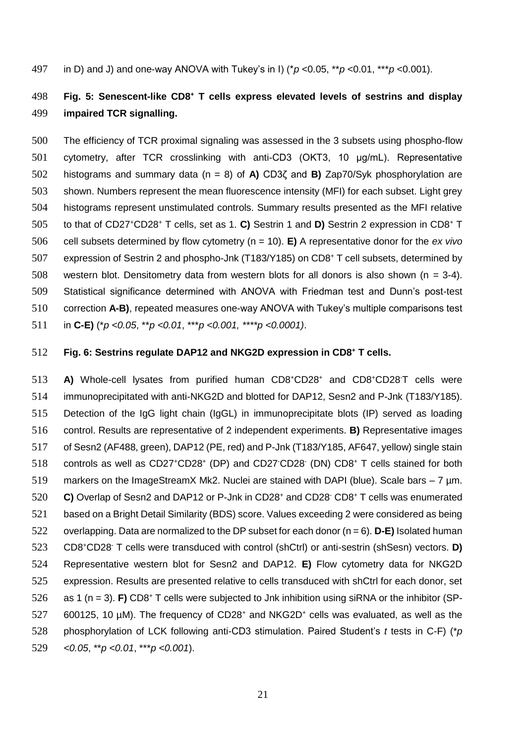in D) and J) and one-way ANOVA with Tukey's in I) (*$p$ <0.05, **$p$ <0.01, ***$p$ <0.001).

**Fig. 5: Senescent-like CD8$^+$ T cells express elevated levels of sestrins and display impaired TCR signalling.**

The efficiency of TCR proximal signaling was assessed in the 3 subsets using phospho-flow cytometry, after TCR crosslinking with anti-CD3 (OKT3, 10 µg/mL). Representative histograms and summary data (n = 8) of **A)** CD3ζ and **B)** Zap70/Syk phosphorylation are shown. Numbers represent the mean fluorescence intensity (MFI) for each subset. Light grey histograms represent unstimulated controls. Summary results presented as the MFI relative to that of CD27$^+$CD28$^+$ T cells, set as 1. **C)** Sestrin 1 and **D)** Sestrin 2 expression in CD8$^+$ T cell subsets determined by flow cytometry (n = 10). **E)** A representative donor for the *ex vivo* expression of Sestrin 2 and phospho-Jnk (T183/Y185) on CD8$^+$ T cell subsets, determined by western blot. Densitometry data from western blots for all donors is also shown (n = 3-4). Statistical significance determined with ANOVA with Friedman test and Dunn's post-test correction **A-B)**, repeated measures one-way ANOVA with Tukey's multiple comparisons test in **C-E)** (*$p$ <0.05, **$p$ <0.01, ***$p$ <0.001, ****$p$ <0.0001).

**Fig. 6: Sestrins regulate DAP12 and NKG2D expression in CD8$^+$ T cells.**

**A)** Whole-cell lysates from purified human CD8$^+$CD28$^+$ and CD8$^+$CD28$^-$T cells were immunoprecipitated with anti-NKG2D and blotted for DAP12, Sesn2 and P-Jnk (T183/Y185). Detection of the IgG light chain (IgGL) in immunoprecipitate blots (IP) served as loading control. Results are representative of 2 independent experiments. **B)** Representative images of Sesn2 (AF488, green), DAP12 (PE, red) and P-Jnk (T183/Y185, AF647, yellow) single stain controls as well as CD27$^+$CD28$^+$ (DP) and CD27$^-$CD28$^-$ (DN) CD8$^+$ T cells stained for both markers on the ImageStreamX Mk2. Nuclei are stained with DAPI (blue). Scale bars – 7 µm. **C)** Overlap of Sesn2 and DAP12 or P-Jnk in CD28$^+$ and CD28$^-$ CD8$^+$ T cells was enumerated based on a Bright Detail Similarity (BDS) score. Values exceeding 2 were considered as being overlapping. Data are normalized to the DP subset for each donor (n = 6). **D-E)** Isolated human CD8$^+$CD28$^-$ T cells were transduced with control (shCtrl) or anti-sestrin (shSesn) vectors. **D)** Representative western blot for Sesn2 and DAP12. **E)** Flow cytometry data for NKG2D expression. Results are presented relative to cells transduced with shCtrl for each donor, set as 1 (n = 3). **F)** CD8$^+$ T cells were subjected to Jnk inhibition using siRNA or the inhibitor (SP-600125, 10 µM). The frequency of CD28$^+$ and NKG2D$^+$ cells was evaluated, as well as the phosphorylation of LCK following anti-CD3 stimulation. Paired Student's $t$ tests in C-F) (*$p$ <0.05, **$p$ <0.01, ***$p$ <0.001).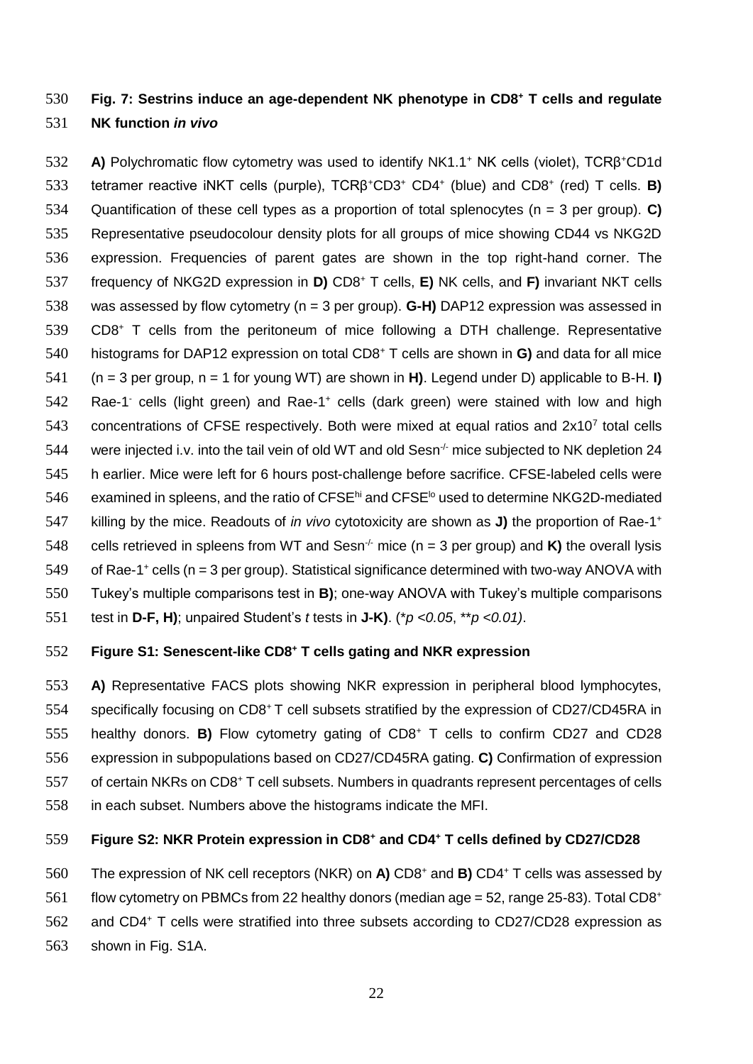**Fig. 7: Sestrins induce an age-dependent NK phenotype in CD8⁺ T cells and regulate NK function *in vivo***

**A)** Polychromatic flow cytometry was used to identify NK1.1⁺ NK cells (violet), TCRβ⁺CD1d tetramer reactive iNKT cells (purple), TCRβ⁺CD3⁺ CD4⁺ (blue) and CD8⁺ (red) T cells. **B)** Quantification of these cell types as a proportion of total splenocytes (n = 3 per group). **C)** Representative pseudocolour density plots for all groups of mice showing CD44 vs NKG2D expression. Frequencies of parent gates are shown in the top right-hand corner. The frequency of NKG2D expression in **D)** CD8⁺ T cells, **E)** NK cells, and **F)** invariant NKT cells was assessed by flow cytometry (n = 3 per group). **G-H)** DAP12 expression was assessed in CD8⁺ T cells from the peritoneum of mice following a DTH challenge. Representative histograms for DAP12 expression on total CD8⁺ T cells are shown in **G)** and data for all mice (n = 3 per group, n = 1 for young WT) are shown in **H)**. Legend under D) applicable to B-H. **I)** Rae-1⁻ cells (light green) and Rae-1⁺ cells (dark green) were stained with low and high concentrations of CFSE respectively. Both were mixed at equal ratios and $2x10^7$ total cells were injected i.v. into the tail vein of old WT and old Sesn⁻/⁻ mice subjected to NK depletion 24 h earlier. Mice were left for 6 hours post-challenge before sacrifice. CFSE-labeled cells were examined in spleens, and the ratio of CFSE^hi and CFSE^lo used to determine NKG2D-mediated killing by the mice. Readouts of *in vivo* cytotoxicity are shown as **J)** the proportion of Rae-1⁺ cells retrieved in spleens from WT and Sesn⁻/⁻ mice (n = 3 per group) and **K)** the overall lysis of Rae-1⁺ cells (n = 3 per group). Statistical significance determined with two-way ANOVA with Tukey's multiple comparisons test in **B)**; one-way ANOVA with Tukey's multiple comparisons test in **D-F, H)**; unpaired Student's *t* tests in **J-K)**. (*$p < 0.05$*, **$p < 0.01$*).

**Figure S1: Senescent-like CD8⁺ T cells gating and NKR expression**

**A)** Representative FACS plots showing NKR expression in peripheral blood lymphocytes, specifically focusing on CD8⁺ T cell subsets stratified by the expression of CD27/CD45RA in healthy donors. **B)** Flow cytometry gating of CD8⁺ T cells to confirm CD27 and CD28 expression in subpopulations based on CD27/CD45RA gating. **C)** Confirmation of expression of certain NKRs on CD8⁺ T cell subsets. Numbers in quadrants represent percentages of cells in each subset. Numbers above the histograms indicate the MFI.

**Figure S2: NKR Protein expression in CD8⁺ and CD4⁺ T cells defined by CD27/CD28**

The expression of NK cell receptors (NKR) on **A)** CD8⁺ and **B)** CD4⁺ T cells was assessed by flow cytometry on PBMCs from 22 healthy donors (median age = 52, range 25-83). Total CD8⁺ and CD4⁺ T cells were stratified into three subsets according to CD27/CD28 expression as shown in Fig. S1A.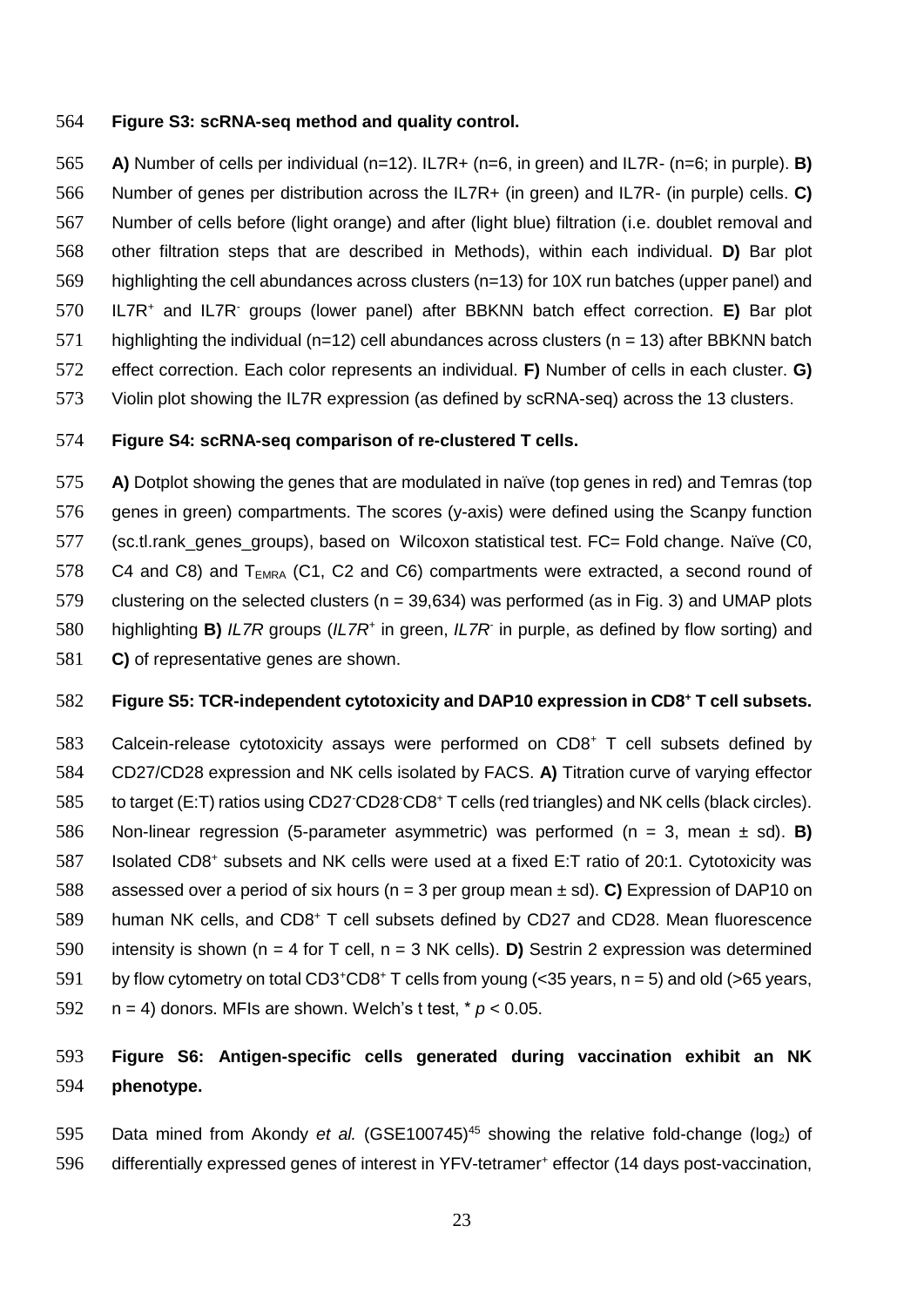**Figure S3: scRNA-seq method and quality control.**

**A)** Number of cells per individual (n=12). IL7R+ (n=6, in green) and IL7R- (n=6; in purple). **B)** Number of genes per distribution across the IL7R+ (in green) and IL7R- (in purple) cells. **C)** Number of cells before (light orange) and after (light blue) filtration (i.e. doublet removal and other filtration steps that are described in Methods), within each individual. **D)** Bar plot highlighting the cell abundances across clusters (n=13) for 10X run batches (upper panel) and $IL7R^{+}$ and $IL7R^{-}$ groups (lower panel) after BBKNN batch effect correction. **E)** Bar plot highlighting the individual (n=12) cell abundances across clusters (n = 13) after BBKNN batch effect correction. Each color represents an individual. **F)** Number of cells in each cluster. **G)** Violin plot showing the IL7R expression (as defined by scRNA-seq) across the 13 clusters.

**Figure S4: scRNA-seq comparison of re-clustered T cells.**

**A)** Dotplot showing the genes that are modulated in naïve (top genes in red) and Temras (top genes in green) compartments. The scores (y-axis) were defined using the Scanpy function (sc.tl.rank_genes_groups), based on Wilcoxon statistical test. FC= Fold change. Naïve (C0, C4 and C8) and $T_{EMRA}$ (C1, C2 and C6) compartments were extracted, a second round of clustering on the selected clusters (n = 39,634) was performed (as in Fig. 3) and UMAP plots highlighting **B)** *IL7R* groups (*IL7R*$^{+}$ in green, *IL7R*$^{-}$ in purple, as defined by flow sorting) and **C)** of representative genes are shown.

**Figure S5: TCR-independent cytotoxicity and DAP10 expression in $CD8^{+}$ T cell subsets.**

Calcein-release cytotoxicity assays were performed on $CD8^{+}$ T cell subsets defined by CD27/CD28 expression and NK cells isolated by FACS. **A)** Titration curve of varying effector to target (E:T) ratios using $CD27^{-}CD28^{-}CD8^{+}$ T cells (red triangles) and NK cells (black circles). Non-linear regression (5-parameter asymmetric) was performed (n = 3, mean ± sd). **B)** Isolated $CD8^{+}$ subsets and NK cells were used at a fixed E:T ratio of 20:1. Cytotoxicity was assessed over a period of six hours (n = 3 per group mean ± sd). **C)** Expression of DAP10 on human NK cells, and $CD8^{+}$ T cell subsets defined by CD27 and CD28. Mean fluorescence intensity is shown (n = 4 for T cell, n = 3 NK cells). **D)** Sestrin 2 expression was determined by flow cytometry on total $CD3^{+}CD8^{+}$ T cells from young (<35 years, n = 5) and old (>65 years, n = 4) donors. MFIs are shown. Welch's t test, * $p < 0.05$.

**Figure S6: Antigen-specific cells generated during vaccination exhibit an NK phenotype.**

Data mined from Akondy *et al.* (GSE100745)[45] showing the relative fold-change ($log_2$) of differentially expressed genes of interest in YFV-tetramer$^{+}$ effector (14 days post-vaccination,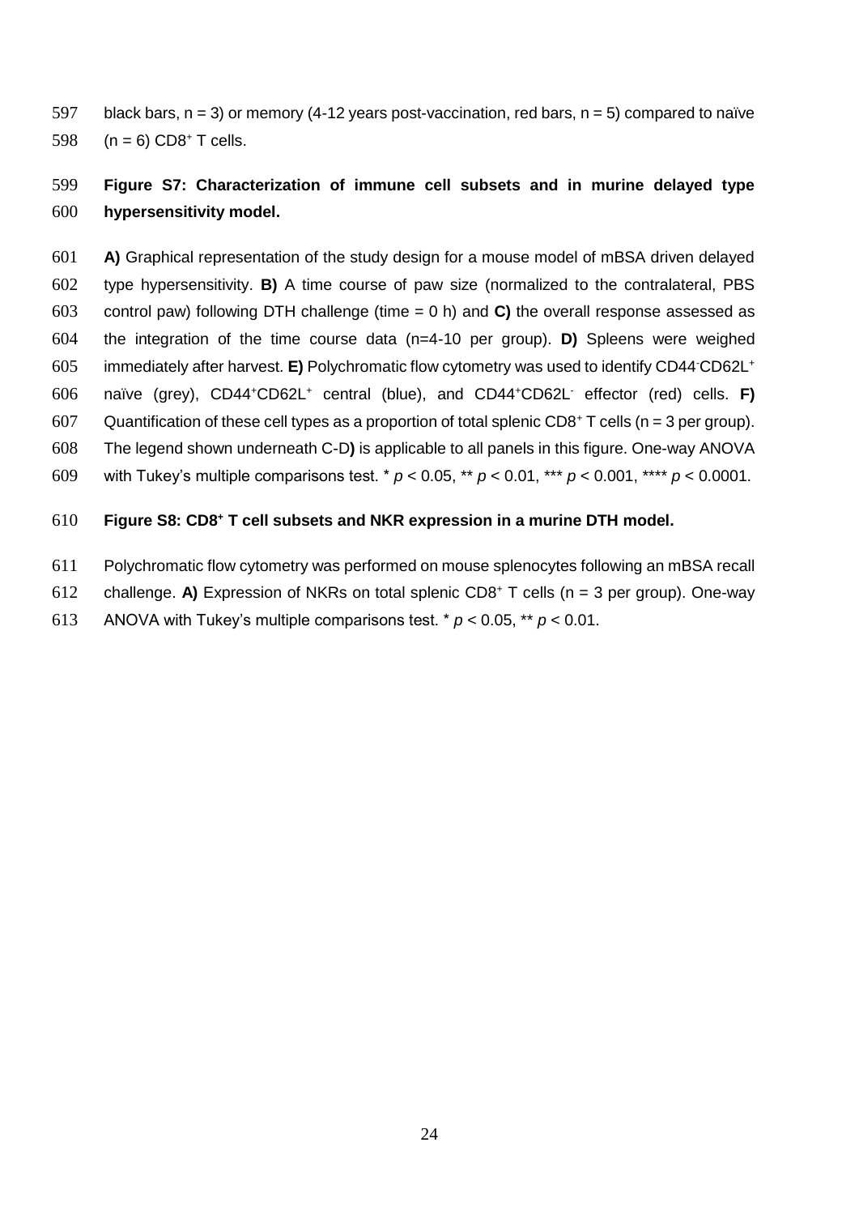black bars, n = 3) or memory (4-12 years post-vaccination, red bars, n = 5) compared to naïve (n = 6) $CD8^+$ T cells.

**Figure S7: Characterization of immune cell subsets and in murine delayed type hypersensitivity model.**

**A)** Graphical representation of the study design for a mouse model of mBSA driven delayed type hypersensitivity. **B)** A time course of paw size (normalized to the contralateral, PBS control paw) following DTH challenge (time = 0 h) and **C)** the overall response assessed as the integration of the time course data (n=4-10 per group). **D)** Spleens were weighed immediately after harvest. **E)** Polychromatic flow cytometry was used to identify $CD44^-CD62L^+$ naïve (grey), $CD44^+CD62L^+$ central (blue), and $CD44^+CD62L^-$ effector (red) cells. **F)** Quantification of these cell types as a proportion of total splenic $CD8^+$ T cells (n = 3 per group). The legend shown underneath C-D**)** is applicable to all panels in this figure. One-way ANOVA with Tukey's multiple comparisons test. * $p < 0.05$, ** $p < 0.01$, *** $p < 0.001$, **** $p < 0.0001$.

**Figure S8: $CD8^+$ T cell subsets and NKR expression in a murine DTH model.**

Polychromatic flow cytometry was performed on mouse splenocytes following an mBSA recall challenge. **A)** Expression of NKRs on total splenic $CD8^+$ T cells (n = 3 per group). One-way ANOVA with Tukey's multiple comparisons test. * $p < 0.05$, ** $p < 0.01$.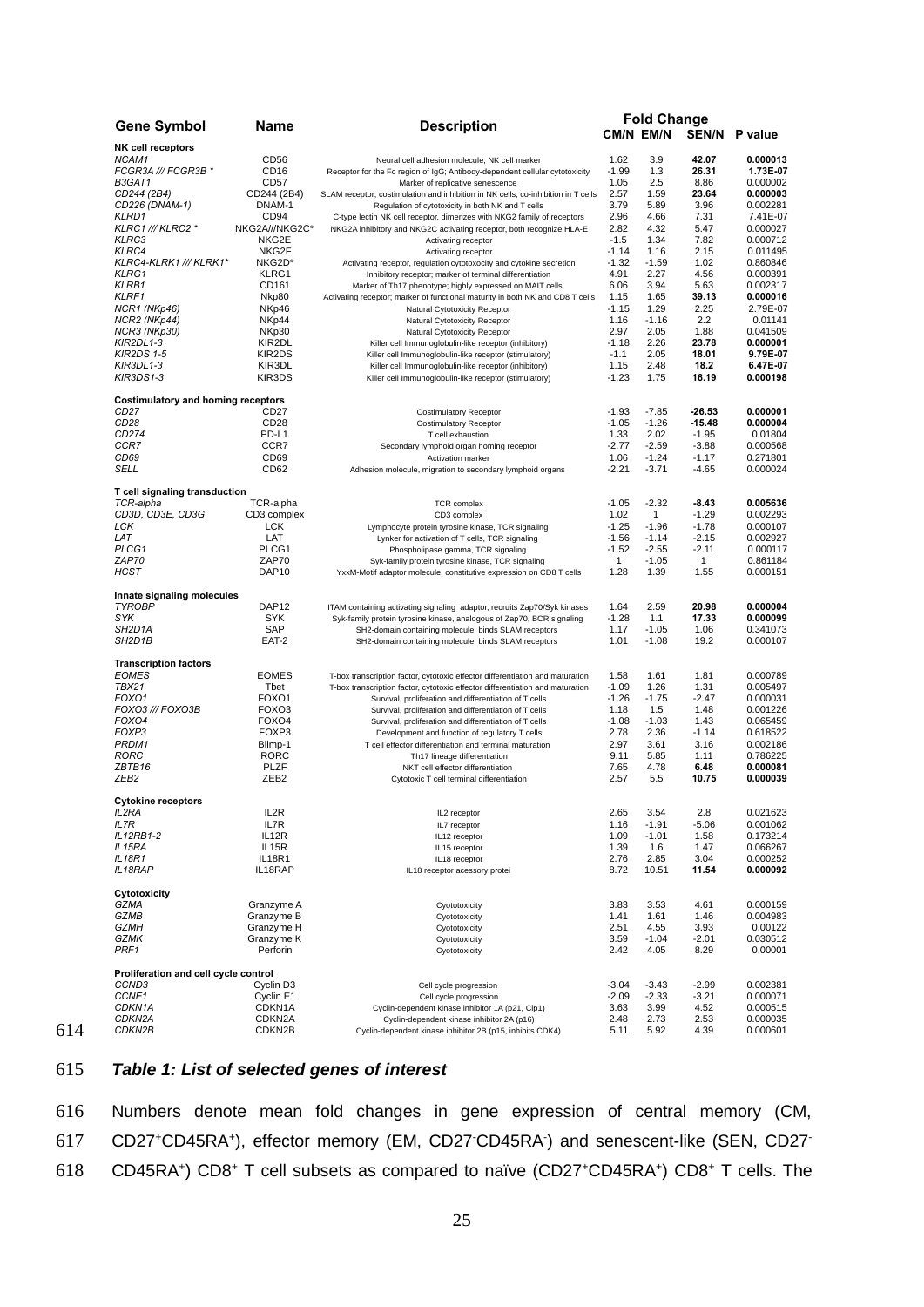| Gene Symbol | Name | Description | Fold Change CM/N | EM/N | SEN/N | P value |
|---|---|---|---|---|---|---|
| **NK cell receptors** | | | | | | |
| *NCAM1* | CD56 | Neural cell adhesion molecule, NK cell marker | 1.62 | 3.9 | **42.07** | **0.000013** |
| *FCGR3A /// FCGR3B \** | CD16 | Receptor for the Fc region of IgG; Antibody-dependent cellular cytotoxicity | -1.99 | 1.3 | **26.31** | **1.73E-07** |
| *B3GAT1* | CD57 | Marker of replicative senescence | 1.05 | 2.5 | 8.86 | 0.000002 |
| *CD244 (2B4)* | CD244 (2B4) | SLAM receptor; costimulation and inhibition in NK cells; co-inhibition in T cells | 2.57 | 1.59 | **23.64** | **0.000003** |
| *CD226 (DNAM-1)* | DNAM-1 | Regulation of cytotoxicity in both NK and T cells | 3.79 | 5.89 | 3.96 | 0.002281 |
| *KLRD1* | CD94 | C-type lectin NK cell receptor, dimerizes with NKG2 family of receptors | 2.96 | 4.66 | 7.31 | 7.41E-07 |
| *KLRC1 /// KLRC2 \** | NKG2A///NKG2C* | NKG2A inhibitory and NKG2C activating receptor, both recognize HLA-E | 2.82 | 4.32 | 5.47 | 0.000027 |
| *KLRC3* | NKG2E | Activating receptor | -1.5 | 1.34 | 7.82 | 0.000712 |
| *KLRC4* | NKG2F | Activating receptor | -1.14 | 1.16 | 2.15 | 0.011495 |
| *KLRC4-KLRK1 /// KLRK1\** | NKG2D* | Activating receptor, regulation cytotoxocity and cytokine secretion | -1.32 | -1.59 | 1.02 | 0.860846 |
| *KLRG1* | KLRG1 | Inhibitory receptor; marker of terminal differentiation | 4.91 | 2.27 | 4.56 | 0.000391 |
| *KLRB1* | CD161 | Marker of Th17 phenotype; highly expressed on MAIT cells | 6.06 | 3.94 | 5.63 | 0.002317 |
| *KLRF1* | Nkp80 | Activating receptor; marker of functional maturity in both NK and CD8 T cells | 1.15 | 1.65 | **39.13** | **0.000016** |
| *NCR1 (NKp46)* | NKp46 | Natural Cytotoxicity Receptor | -1.15 | 1.29 | 2.25 | 2.79E-07 |
| *NCR2 (NKp44)* | NKp44 | Natural Cytotoxicity Receptor | 1.16 | -1.16 | 2.2 | 0.01141 |
| *NCR3 (NKp30)* | NKp30 | Natural Cytotoxicity Receptor | 2.97 | 2.05 | 1.88 | 0.041509 |
| *KIR2DL1-3* | KIR2DL | Killer cell Immunoglobulin-like receptor (inhibitory) | -1.18 | 2.26 | **23.78** | **0.000001** |
| *KIR2DS 1-5* | KIR2DS | Killer cell Immunoglobulin-like receptor (stimulatory) | -1.1 | 2.05 | **18.01** | **9.79E-07** |
| *KIR3DL1-3* | KIR3DL | Killer cell Immunoglobulin-like receptor (inhibitory) | 1.15 | 2.48 | **18.2** | **6.47E-07** |
| *KIR3DS1-3* | KIR3DS | Killer cell Immunoglobulin-like receptor (stimulatory) | -1.23 | 1.75 | **16.19** | **0.000198** |
| **Costimulatory and homing receptors** | | | | | | |
| *CD27* | CD27 | Costimulatory Receptor | -1.93 | -7.85 | **-26.53** | **0.000001** |
| *CD28* | CD28 | Costimulatory Receptor | -1.05 | -1.26 | **-15.48** | **0.000004** |
| *CD274* | PD-L1 | T cell exhaustion | 1.33 | 2.02 | -1.95 | 0.01804 |
| *CCR7* | CCR7 | Secondary lymphoid organ homing receptor | -2.77 | -2.59 | -3.88 | 0.000568 |
| *CD69* | CD69 | Activation marker | 1.06 | -1.24 | -1.17 | 0.271801 |
| *SELL* | CD62 | Adhesion molecule, migration to secondary lymphoid organs | -2.21 | -3.71 | -4.65 | 0.000024 |
| **T cell signaling transduction** | | | | | | |
| *TCR-alpha* | TCR-alpha | TCR complex | -1.05 | -2.32 | **-8.43** | **0.005636** |
| *CD3D, CD3E, CD3G* | CD3 complex | CD3 complex | 1.02 | 1 | -1.29 | 0.002293 |
| *LCK* | LCK | Lymphocyte protein tyrosine kinase, TCR signaling | -1.25 | -1.96 | -1.78 | 0.000107 |
| *LAT* | LAT | Lynker for activation of T cells, TCR signaling | -1.56 | -1.14 | -2.15 | 0.002927 |
| *PLCG1* | PLCG1 | Phospholipase gamma, TCR signaling | -1.52 | -2.55 | -2.11 | 0.000117 |
| *ZAP70* | ZAP70 | Syk-family protein tyrosine kinase, TCR signaling | 1 | -1.05 | 1 | 0.861184 |
| *HCST* | DAP10 | YxxM-Motif adaptor molecule, constitutive expression on CD8 T cells | 1.28 | 1.39 | 1.55 | 0.000151 |
| **Innate signaling molecules** | | | | | | |
| *TYROBP* | DAP12 | ITAM containing activating signaling adaptor, recruits Zap70/Syk kinases | 1.64 | 2.59 | **20.98** | **0.000004** |
| *SYK* | SYK | Syk-family protein tyrosine kinase, analogous of Zap70, BCR signaling | -1.28 | 1.1 | **17.33** | **0.000099** |
| *SH2D1A* | SAP | SH2-domain containing molecule, binds SLAM receptors | 1.17 | -1.05 | 1.06 | 0.341073 |
| *SH2D1B* | EAT-2 | SH2-domain containing molecule, binds SLAM receptors | 1.01 | -1.08 | 19.2 | 0.000107 |
| **Transcription factors** | | | | | | |
| *EOMES* | EOMES | T-box transcription factor, cytotoxic effector differentiation and maturation | 1.58 | 1.61 | 1.81 | 0.000789 |
| *TBX21* | Tbet | T-box transcription factor, cytotoxic effector differentiation and maturation | -1.09 | 1.26 | 1.31 | 0.005497 |
| *FOXO1* | FOXO1 | Survival, proliferation and differentiation of T cells | -1.26 | -1.75 | -2.47 | 0.000031 |
| *FOXO3 /// FOXO3B* | FOXO3 | Survival, proliferation and differentiation of T cells | 1.18 | 1.5 | 1.48 | 0.001226 |
| *FOXO4* | FOXO4 | Survival, proliferation and differentiation of T cells | -1.08 | -1.03 | 1.43 | 0.065459 |
| *FOXP3* | FOXP3 | Development and function of regulatory T cells | 2.78 | 2.36 | -1.14 | 0.618522 |
| *PRDM1* | Blimp-1 | T cell effector differentiation and terminal maturation | 2.97 | 3.61 | 3.16 | 0.002186 |
| *RORC* | RORC | Th17 lineage differentiation | 9.11 | 5.85 | 1.11 | 0.786225 |
| *ZBTB16* | PLZF | NKT cell effector differentiation | 7.65 | 4.78 | **6.48** | **0.000081** |
| *ZEB2* | ZEB2 | Cytotoxic T cell terminal differentiation | 2.57 | 5.5 | **10.75** | **0.000039** |
| **Cytokine receptors** | | | | | | |
| *IL2RA* | IL2R | IL2 receptor | 2.65 | 3.54 | 2.8 | 0.021623 |
| *IL7R* | IL7R | IL7 receptor | 1.16 | -1.91 | -5.06 | 0.001062 |
| *IL12RB1-2* | IL12R | IL12 receptor | 1.09 | -1.01 | 1.58 | 0.173214 |
| *IL15RA* | IL15R | IL15 receptor | 1.39 | 1.6 | 1.47 | 0.066267 |
| *IL18R1* | IL18R1 | IL18 receptor | 2.76 | 2.85 | 3.04 | 0.000252 |
| *IL18RAP* | IL18RAP | IL18 receptor acessory protei | 8.72 | 10.51 | **11.54** | **0.000092** |
| **Cytotoxicity** | | | | | | |
| *GZMA* | Granzyme A | Cyototoxicity | 3.83 | 3.53 | 4.61 | 0.000159 |
| *GZMB* | Granzyme B | Cyototoxicity | 1.41 | 1.61 | 1.46 | 0.004983 |
| *GZMH* | Granzyme H | Cyototoxicity | 2.51 | 4.55 | 3.93 | 0.00122 |
| *GZMK* | Granzyme K | Cyototoxicity | 3.59 | -1.04 | -2.01 | 0.030512 |
| *PRF1* | Perforin | Cyototoxicity | 2.42 | 4.05 | 8.29 | 0.00001 |
| **Proliferation and cell cycle control** | | | | | | |
| *CCND3* | Cyclin D3 | Cell cycle progression | -3.04 | -3.43 | -2.99 | 0.002381 |
| *CCNE1* | Cyclin E1 | Cell cycle progression | -2.09 | -2.33 | -3.21 | 0.000071 |
| *CDKN1A* | CDKN1A | Cyclin-dependent kinase inhibitor 1A (p21, Cip1) | 3.63 | 3.99 | 4.52 | 0.000515 |
| *CDKN2A* | CDKN2A | Cyclin-dependent kinase inhibitor 2A (p16) | 2.48 | 2.73 | 2.53 | 0.000035 |
| *CDKN2B* | CDKN2B | Cyclin-dependent kinase inhibitor 2B (p15, inhibits CDK4) | 5.11 | 5.92 | 4.39 | 0.000601 |

***Table 1: List of selected genes of interest***

Numbers denote mean fold changes in gene expression of central memory (CM, CD27$^{+}$CD45RA$^{+}$), effector memory (EM, CD27$^{-}$CD45RA$^{-}$) and senescent-like (SEN, CD27$^{-}$CD45RA$^{+}$) CD8$^{+}$ T cell subsets as compared to naïve (CD27$^{+}$CD45RA$^{+}$) CD8$^{+}$ T cells. The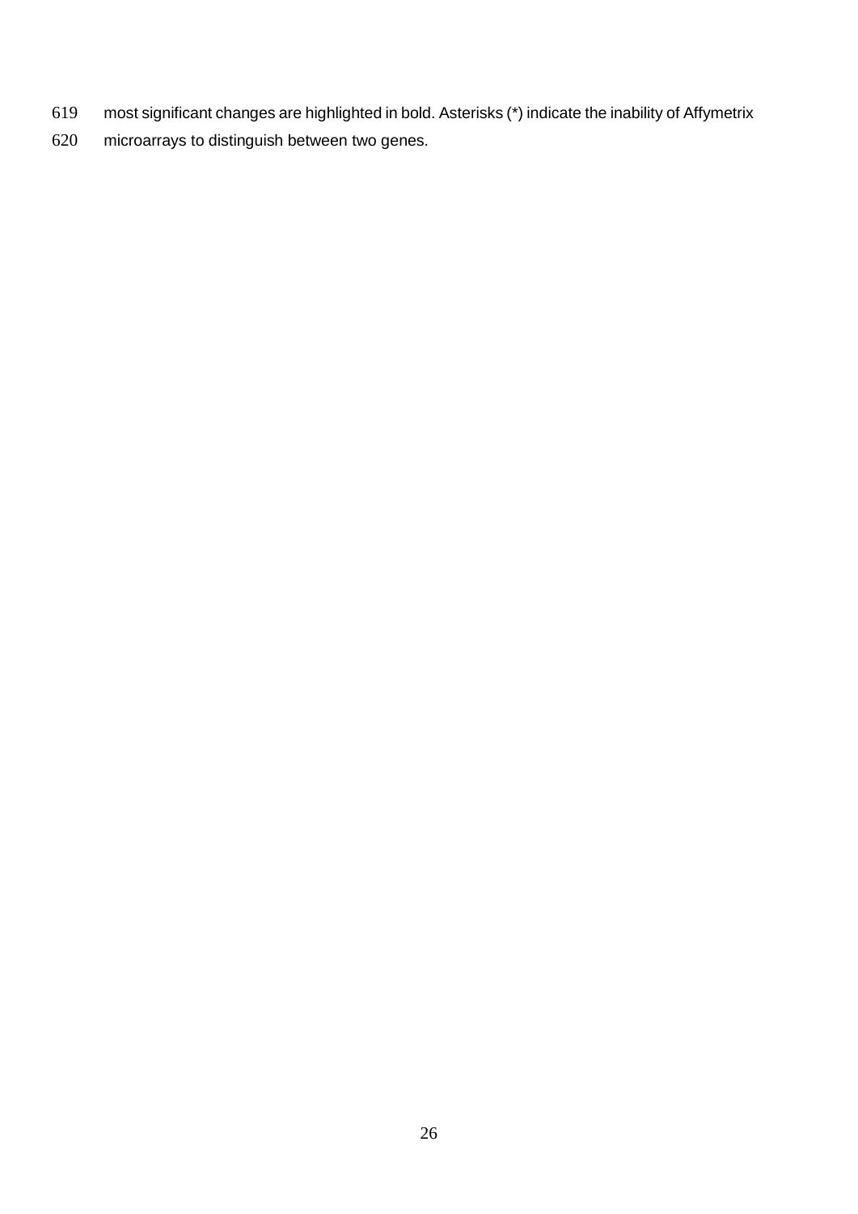most significant changes are highlighted in bold. Asterisks (*) indicate the inability of Affymetrix microarrays to distinguish between two genes.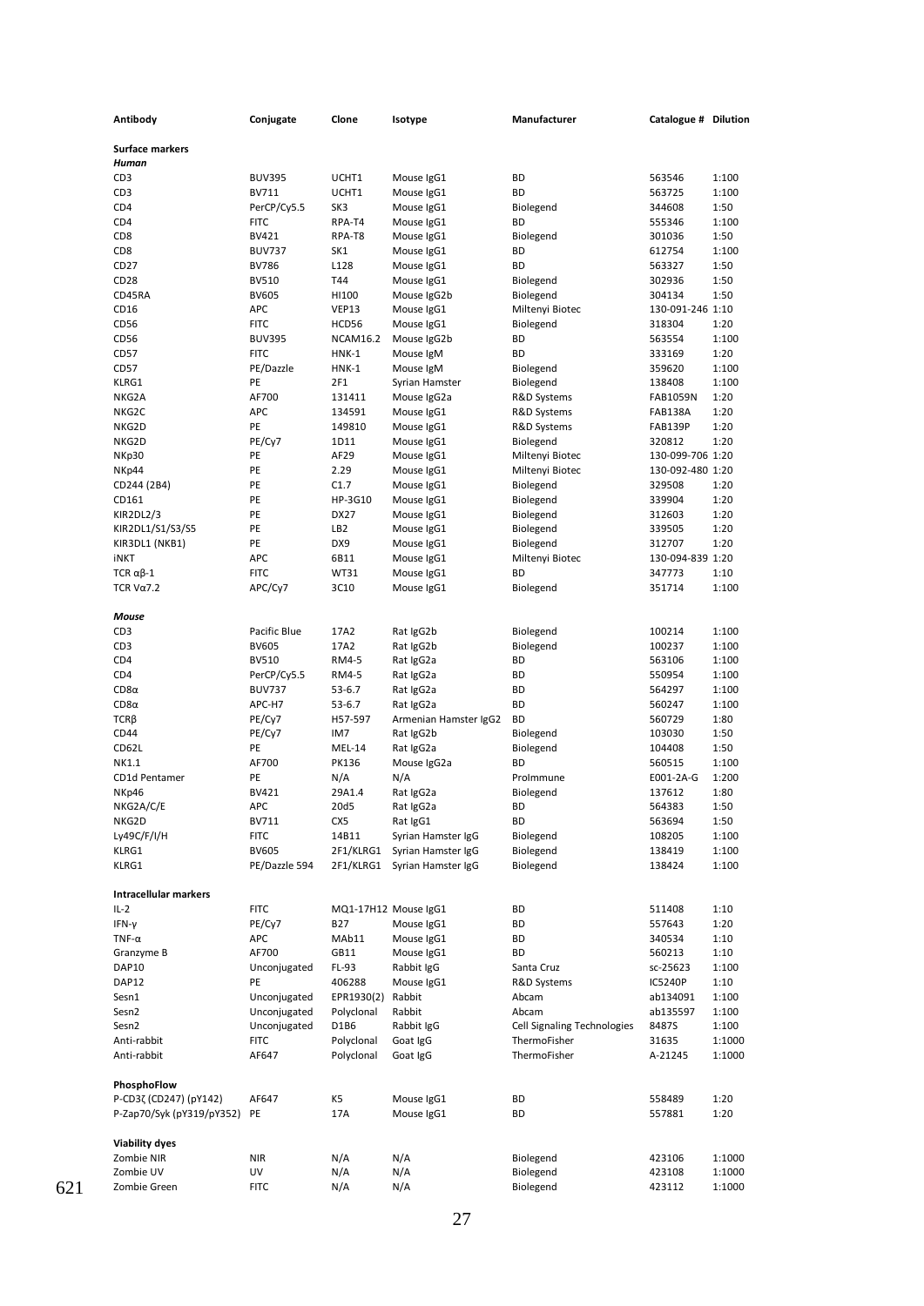| Antibody | Conjugate | Clone | Isotype | Manufacturer | Catalogue # | Dilution |
|---|---|---|---|---|---|---|
| **Surface markers** | | | | | | |
| ***Human*** | | | | | | |
| CD3 | BUV395 | UCHT1 | Mouse IgG1 | BD | 563546 | 1:100 |
| CD3 | BV711 | UCHT1 | Mouse IgG1 | BD | 563725 | 1:100 |
| CD4 | PerCP/Cy5.5 | SK3 | Mouse IgG1 | Biolegend | 344608 | 1:50 |
| CD4 | FITC | RPA-T4 | Mouse IgG1 | BD | 555346 | 1:100 |
| CD8 | BV421 | RPA-T8 | Mouse IgG1 | Biolegend | 301036 | 1:50 |
| CD8 | BUV737 | SK1 | Mouse IgG1 | BD | 612754 | 1:100 |
| CD27 | BV786 | L128 | Mouse IgG1 | BD | 563327 | 1:50 |
| CD28 | BV510 | T44 | Mouse IgG1 | Biolegend | 302936 | 1:50 |
| CD45RA | BV605 | HI100 | Mouse IgG2b | Biolegend | 304134 | 1:50 |
| CD16 | APC | VEP13 | Mouse IgG1 | Miltenyi Biotec | 130-091-246 | 1:10 |
| CD56 | FITC | HCD56 | Mouse IgG1 | Biolegend | 318304 | 1:20 |
| CD56 | BUV395 | NCAM16.2 | Mouse IgG2b | BD | 563554 | 1:100 |
| CD57 | FITC | HNK-1 | Mouse IgM | BD | 333169 | 1:20 |
| CD57 | PE/Dazzle | HNK-1 | Mouse IgM | Biolegend | 359620 | 1:100 |
| KLRG1 | PE | 2F1 | Syrian Hamster | Biolegend | 138408 | 1:100 |
| NKG2A | AF700 | 131411 | Mouse IgG2a | R&D Systems | FAB1059N | 1:20 |
| NKG2C | APC | 134591 | Mouse IgG1 | R&D Systems | FAB138A | 1:20 |
| NKG2D | PE | 149810 | Mouse IgG1 | R&D Systems | FAB139P | 1:20 |
| NKG2D | PE/Cy7 | 1D11 | Mouse IgG1 | Biolegend | 320812 | 1:20 |
| NKp30 | PE | AF29 | Mouse IgG1 | Miltenyi Biotec | 130-099-706 | 1:20 |
| NKp44 | PE | 2.29 | Mouse IgG1 | Miltenyi Biotec | 130-092-480 | 1:20 |
| CD244 (2B4) | PE | C1.7 | Mouse IgG1 | Biolegend | 329508 | 1:20 |
| CD161 | PE | HP-3G10 | Mouse IgG1 | Biolegend | 339904 | 1:20 |
| KIR2DL2/3 | PE | DX27 | Mouse IgG1 | Biolegend | 312603 | 1:20 |
| KIR2DL1/S1/S3/S5 | PE | LB2 | Mouse IgG1 | Biolegend | 339505 | 1:20 |
| KIR3DL1 (NKB1) | PE | DX9 | Mouse IgG1 | Biolegend | 312707 | 1:20 |
| iNKT | APC | 6B11 | Mouse IgG1 | Miltenyi Biotec | 130-094-839 | 1:20 |
| TCR αβ-1 | FITC | WT31 | Mouse IgG1 | BD | 347773 | 1:10 |
| TCR Vα7.2 | APC/Cy7 | 3C10 | Mouse IgG1 | Biolegend | 351714 | 1:100 |
| ***Mouse*** | | | | | | |
| CD3 | Pacific Blue | 17A2 | Rat IgG2b | Biolegend | 100214 | 1:100 |
| CD3 | BV605 | 17A2 | Rat IgG2b | Biolegend | 100237 | 1:100 |
| CD4 | BV510 | RM4-5 | Rat IgG2a | BD | 563106 | 1:100 |
| CD4 | PerCP/Cy5.5 | RM4-5 | Rat IgG2a | BD | 550954 | 1:100 |
| CD8α | BUV737 | 53-6.7 | Rat IgG2a | BD | 564297 | 1:100 |
| CD8α | APC-H7 | 53-6.7 | Rat IgG2a | BD | 560247 | 1:100 |
| TCRβ | PE/Cy7 | H57-597 | Armenian Hamster IgG2 | BD | 560729 | 1:80 |
| CD44 | PE/Cy7 | IM7 | Rat IgG2b | Biolegend | 103030 | 1:50 |
| CD62L | PE | MEL-14 | Rat IgG2a | Biolegend | 104408 | 1:50 |
| NK1.1 | AF700 | PK136 | Mouse IgG2a | BD | 560515 | 1:100 |
| CD1d Pentamer | PE | N/A | N/A | ProImmune | E001-2A-G | 1:200 |
| NKp46 | BV421 | 29A1.4 | Rat IgG2a | Biolegend | 137612 | 1:80 |
| NKG2A/C/E | APC | 20d5 | Rat IgG2a | BD | 564383 | 1:50 |
| NKG2D | BV711 | CX5 | Rat IgG1 | BD | 563694 | 1:50 |
| Ly49C/F/I/H | FITC | 14B11 | Syrian Hamster IgG | Biolegend | 108205 | 1:100 |
| KLRG1 | BV605 | 2F1/KLRG1 | Syrian Hamster IgG | Biolegend | 138419 | 1:100 |
| KLRG1 | PE/Dazzle 594 | 2F1/KLRG1 | Syrian Hamster IgG | Biolegend | 138424 | 1:100 |
| **Intracellular markers** | | | | | | |
| IL-2 | FITC | MQ1-17H12 | Mouse IgG1 | BD | 511408 | 1:10 |
| IFN-γ | PE/Cy7 | B27 | Mouse IgG1 | BD | 557643 | 1:20 |
| TNF-α | APC | MAb11 | Mouse IgG1 | BD | 340534 | 1:10 |
| Granzyme B | AF700 | GB11 | Mouse IgG1 | BD | 560213 | 1:10 |
| DAP10 | Unconjugated | FL-93 | Rabbit IgG | Santa Cruz | sc-25623 | 1:100 |
| DAP12 | PE | 406288 | Mouse IgG1 | R&D Systems | IC5240P | 1:10 |
| Sesn1 | Unconjugated | EPR1930(2) | Rabbit | Abcam | ab134091 | 1:100 |
| Sesn2 | Unconjugated | Polyclonal | Rabbit | Abcam | ab135597 | 1:100 |
| Sesn2 | Unconjugated | D1B6 | Rabbit IgG | Cell Signaling Technologies | 8487S | 1:100 |
| Anti-rabbit | FITC | Polyclonal | Goat IgG | ThermoFisher | 31635 | 1:1000 |
| Anti-rabbit | AF647 | Polyclonal | Goat IgG | ThermoFisher | A-21245 | 1:1000 |
| **PhosphoFlow** | | | | | | |
| P-CD3ζ (CD247) (pY142) | AF647 | K5 | Mouse IgG1 | BD | 558489 | 1:20 |
| P-Zap70/Syk (pY319/pY352) | PE | 17A | Mouse IgG1 | BD | 557881 | 1:20 |
| **Viability dyes** | | | | | | |
| Zombie NIR | NIR | N/A | N/A | Biolegend | 423106 | 1:1000 |
| Zombie UV | UV | N/A | N/A | Biolegend | 423108 | 1:1000 |
| Zombie Green | FITC | N/A | N/A | Biolegend | 423112 | 1:1000 |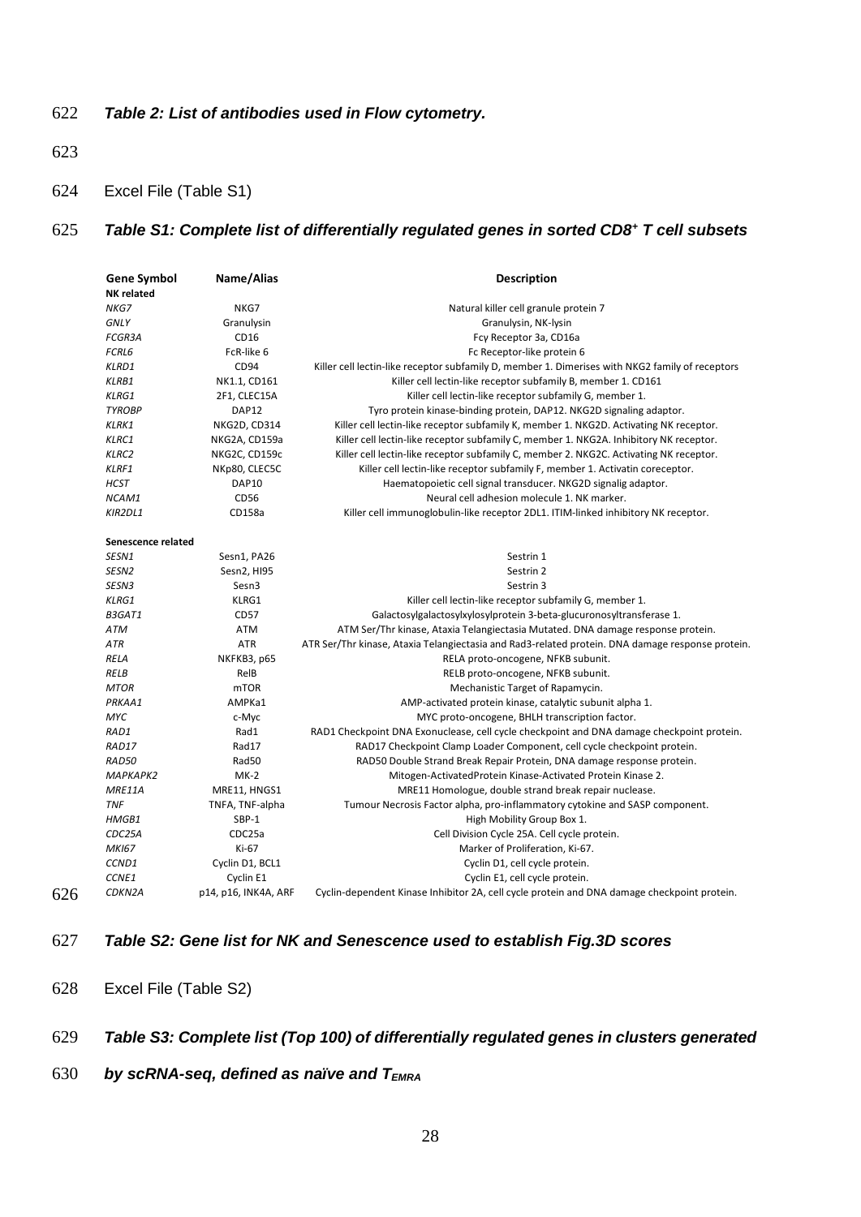***Table 2: List of antibodies used in Flow cytometry.***

Excel File (Table S1)

***Table S1: Complete list of differentially regulated genes in sorted CD8⁺ T cell subsets***

| Gene Symbol | Name/Alias | Description |
|---|---|---|
| **NK related** | | |
| *NKG7* | NKG7 | Natural killer cell granule protein 7 |
| *GNLY* | Granulysin | Granulysin, NK-lysin |
| *FCGR3A* | CD16 | Fcγ Receptor 3a, CD16a |
| *FCRL6* | FcR-like 6 | Fc Receptor-like protein 6 |
| *KLRD1* | CD94 | Killer cell lectin-like receptor subfamily D, member 1. Dimerises with NKG2 family of receptors |
| *KLRB1* | NK1.1, CD161 | Killer cell lectin-like receptor subfamily B, member 1. CD161 |
| *KLRG1* | 2F1, CLEC15A | Killer cell lectin-like receptor subfamily G, member 1. |
| *TYROBP* | DAP12 | Tyro protein kinase-binding protein, DAP12. NKG2D signaling adaptor. |
| *KLRK1* | NKG2D, CD314 | Killer cell lectin-like receptor subfamily K, member 1. NKG2D. Activating NK receptor. |
| *KLRC1* | NKG2A, CD159a | Killer cell lectin-like receptor subfamily C, member 1. NKG2A. Inhibitory NK receptor. |
| *KLRC2* | NKG2C, CD159c | Killer cell lectin-like receptor subfamily C, member 2. NKG2C. Activating NK receptor. |
| *KLRF1* | NKp80, CLEC5C | Killer cell lectin-like receptor subfamily F, member 1. Activatin coreceptor. |
| *HCST* | DAP10 | Haematopoietic cell signal transducer. NKG2D signalig adaptor. |
| *NCAM1* | CD56 | Neural cell adhesion molecule 1. NK marker. |
| *KIR2DL1* | CD158a | Killer cell immunoglobulin-like receptor 2DL1. ITIM-linked inhibitory NK receptor. |
| **Senescence related** | | |
| *SESN1* | Sesn1, PA26 | Sestrin 1 |
| *SESN2* | Sesn2, HI95 | Sestrin 2 |
| *SESN3* | Sesn3 | Sestrin 3 |
| *KLRG1* | KLRG1 | Killer cell lectin-like receptor subfamily G, member 1. |
| *B3GAT1* | CD57 | Galactosylgalactosylxylosylprotein 3-beta-glucuronosyltransferase 1. |
| *ATM* | ATM | ATM Ser/Thr kinase, Ataxia Telangiectasia Mutated. DNA damage response protein. |
| *ATR* | ATR | ATR Ser/Thr kinase, Ataxia Telangiectasia and Rad3-related protein. DNA damage response protein. |
| *RELA* | NKFKB3, p65 | RELA proto-oncogene, NFKB subunit. |
| *RELB* | RelB | RELB proto-oncogene, NFKB subunit. |
| *MTOR* | mTOR | Mechanistic Target of Rapamycin. |
| *PRKAA1* | AMPKa1 | AMP-activated protein kinase, catalytic subunit alpha 1. |
| *MYC* | c-Myc | MYC proto-oncogene, BHLH transcription factor. |
| *RAD1* | Rad1 | RAD1 Checkpoint DNA Exonuclease, cell cycle checkpoint and DNA damage checkpoint protein. |
| *RAD17* | Rad17 | RAD17 Checkpoint Clamp Loader Component, cell cycle checkpoint protein. |
| *RAD50* | Rad50 | RAD50 Double Strand Break Repair Protein, DNA damage response protein. |
| *MAPKAPK2* | MK-2 | Mitogen-ActivatedProtein Kinase-Activated Protein Kinase 2. |
| *MRE11A* | MRE11, HNGS1 | MRE11 Homologue, double strand break repair nuclease. |
| *TNF* | TNFA, TNF-alpha | Tumour Necrosis Factor alpha, pro-inflammatory cytokine and SASP component. |
| *HMGB1* | SBP-1 | High Mobility Group Box 1. |
| *CDC25A* | CDC25a | Cell Division Cycle 25A. Cell cycle protein. |
| *MKI67* | Ki-67 | Marker of Proliferation, Ki-67. |
| *CCND1* | Cyclin D1, BCL1 | Cyclin D1, cell cycle protein. |
| *CCNE1* | Cyclin E1 | Cyclin E1, cell cycle protein. |
| *CDKN2A* | p14, p16, INK4A, ARF | Cyclin-dependent Kinase Inhibitor 2A, cell cycle protein and DNA damage checkpoint protein. |

***Table S2: Gene list for NK and Senescence used to establish Fig.3D scores***

Excel File (Table S2)

***Table S3: Complete list (Top 100) of differentially regulated genes in clusters generated by scRNA-seq, defined as naïve and $T_{EMRA}$***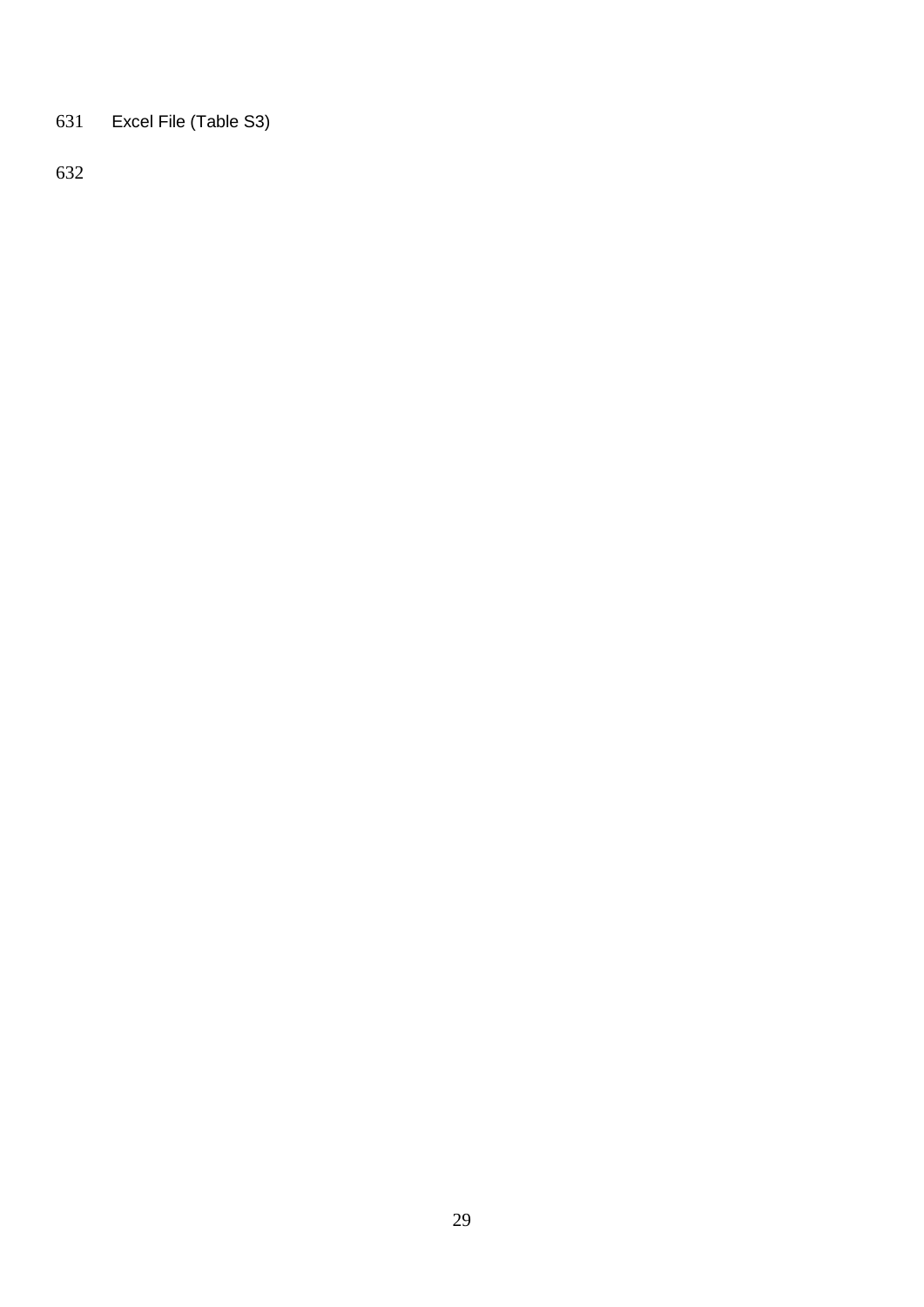Excel File (Table S3)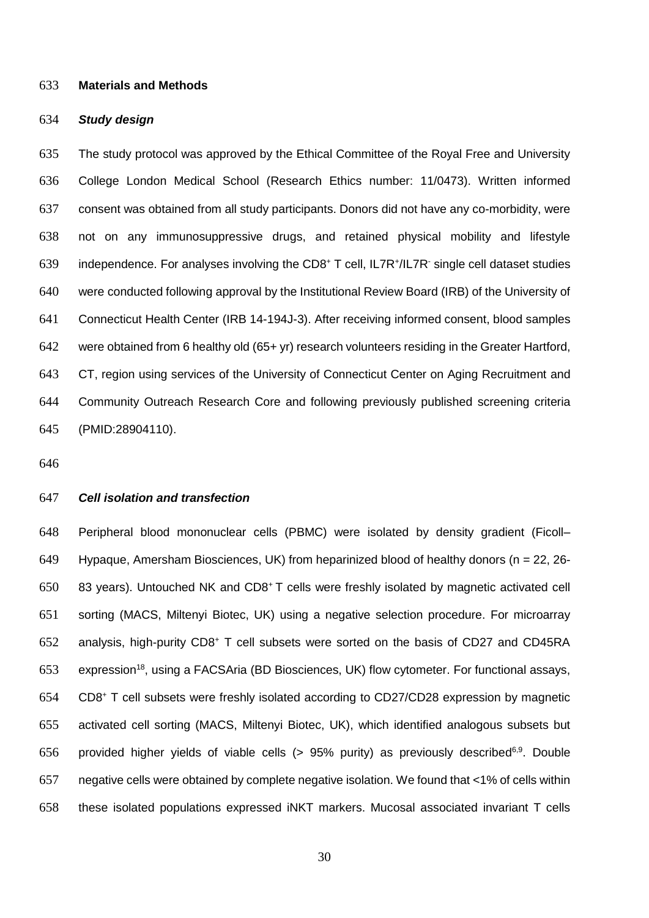## Materials and Methods

### *Study design*

The study protocol was approved by the Ethical Committee of the Royal Free and University College London Medical School (Research Ethics number: 11/0473). Written informed consent was obtained from all study participants. Donors did not have any co-morbidity, were not on any immunosuppressive drugs, and retained physical mobility and lifestyle independence. For analyses involving the $CD8^+$ T cell, $IL7R^+/IL7R^-$ single cell dataset studies were conducted following approval by the Institutional Review Board (IRB) of the University of Connecticut Health Center (IRB 14-194J-3). After receiving informed consent, blood samples were obtained from 6 healthy old (65+ yr) research volunteers residing in the Greater Hartford, CT, region using services of the University of Connecticut Center on Aging Recruitment and Community Outreach Research Core and following previously published screening criteria (PMID:28904110).

### *Cell isolation and transfection*

Peripheral blood mononuclear cells (PBMC) were isolated by density gradient (Ficoll–Hypaque, Amersham Biosciences, UK) from heparinized blood of healthy donors (n = 22, 26-83 years). Untouched NK and $CD8^+$ T cells were freshly isolated by magnetic activated cell sorting (MACS, Miltenyi Biotec, UK) using a negative selection procedure. For microarray analysis, high-purity $CD8^+$ T cell subsets were sorted on the basis of CD27 and CD45RA expression[18], using a FACSAria (BD Biosciences, UK) flow cytometer. For functional assays, $CD8^+$ T cell subsets were freshly isolated according to CD27/CD28 expression by magnetic activated cell sorting (MACS, Miltenyi Biotec, UK), which identified analogous subsets but provided higher yields of viable cells (> 95% purity) as previously described[6,9]. Double negative cells were obtained by complete negative isolation. We found that <1% of cells within these isolated populations expressed iNKT markers. Mucosal associated invariant T cells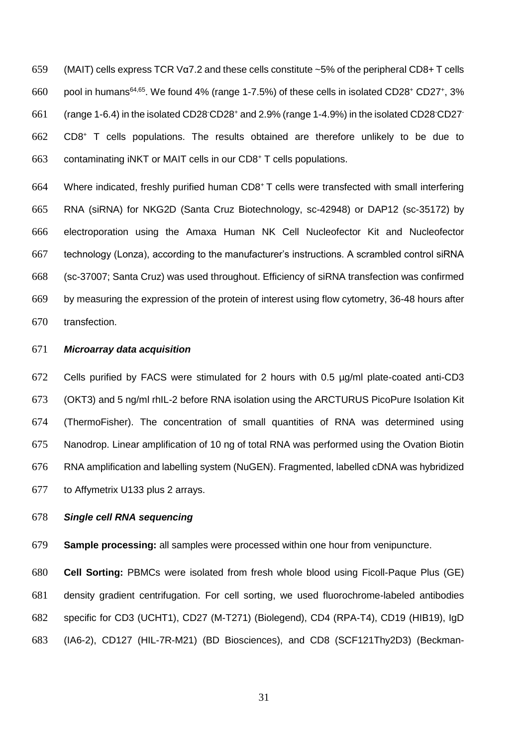(MAIT) cells express TCR Vα7.2 and these cells constitute ~5% of the peripheral CD8+ T cells pool in humans[64,65]. We found 4% (range 1-7.5%) of these cells in isolated $CD28^+$ $CD27^+$, 3% (range 1-6.4) in the isolated $CD28^-CD28^+$ and 2.9% (range 1-4.9%) in the isolated $CD28^-CD27^-$ $CD8^+$ T cells populations. The results obtained are therefore unlikely to be due to contaminating iNKT or MAIT cells in our $CD8^+$ T cells populations.

Where indicated, freshly purified human $CD8^+$ T cells were transfected with small interfering RNA (siRNA) for NKG2D (Santa Cruz Biotechnology, sc-42948) or DAP12 (sc-35172) by electroporation using the Amaxa Human NK Cell Nucleofector Kit and Nucleofector technology (Lonza), according to the manufacturer's instructions. A scrambled control siRNA (sc-37007; Santa Cruz) was used throughout. Efficiency of siRNA transfection was confirmed by measuring the expression of the protein of interest using flow cytometry, 36-48 hours after transfection.

### *Microarray data acquisition*

Cells purified by FACS were stimulated for 2 hours with 0.5 µg/ml plate-coated anti-CD3 (OKT3) and 5 ng/ml rhIL-2 before RNA isolation using the ARCTURUS PicoPure Isolation Kit (ThermoFisher). The concentration of small quantities of RNA was determined using Nanodrop. Linear amplification of 10 ng of total RNA was performed using the Ovation Biotin RNA amplification and labelling system (NuGEN). Fragmented, labelled cDNA was hybridized to Affymetrix U133 plus 2 arrays.

### *Single cell RNA sequencing*

**Sample processing:** all samples were processed within one hour from venipuncture.

**Cell Sorting:** PBMCs were isolated from fresh whole blood using Ficoll-Paque Plus (GE) density gradient centrifugation. For cell sorting, we used fluorochrome-labeled antibodies specific for CD3 (UCHT1), CD27 (M-T271) (Biolegend), CD4 (RPA-T4), CD19 (HIB19), IgD (IA6-2), CD127 (HIL-7R-M21) (BD Biosciences), and CD8 (SCF121Thy2D3) (Beckman-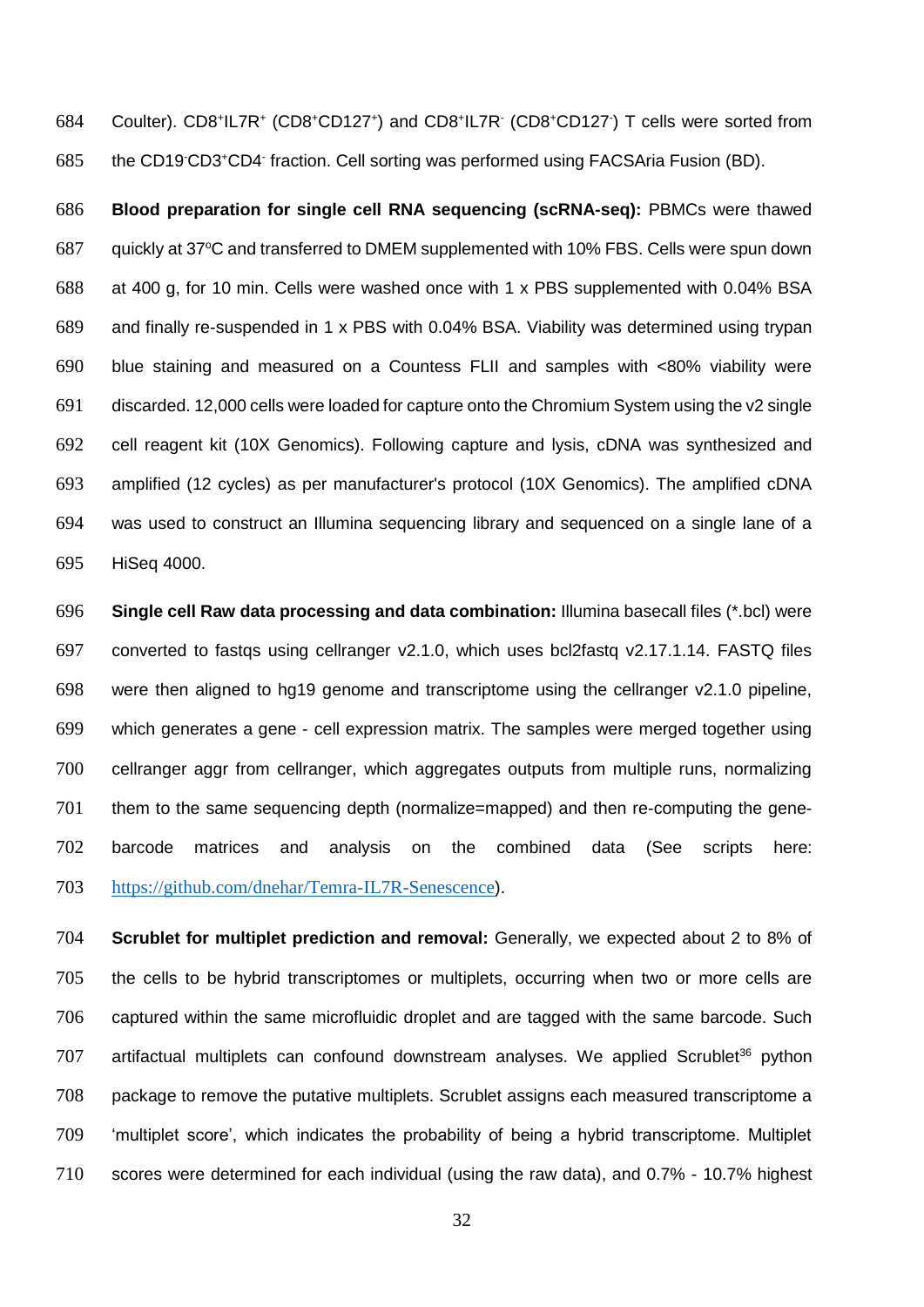Coulter). $CD8^+IL7R^+$ ($CD8^+CD127^+$) and $CD8^+IL7R^-$ ($CD8^+CD127^-$) T cells were sorted from the $CD19^-CD3^+CD4^-$ fraction. Cell sorting was performed using FACSAria Fusion (BD).

**Blood preparation for single cell RNA sequencing (scRNA-seq):** PBMCs were thawed quickly at 37ºC and transferred to DMEM supplemented with 10% FBS. Cells were spun down at 400 g, for 10 min. Cells were washed once with 1 x PBS supplemented with 0.04% BSA and finally re-suspended in 1 x PBS with 0.04% BSA. Viability was determined using trypan blue staining and measured on a Countess FLII and samples with <80% viability were discarded. 12,000 cells were loaded for capture onto the Chromium System using the v2 single cell reagent kit (10X Genomics). Following capture and lysis, cDNA was synthesized and amplified (12 cycles) as per manufacturer's protocol (10X Genomics). The amplified cDNA was used to construct an Illumina sequencing library and sequenced on a single lane of a HiSeq 4000.

**Single cell Raw data processing and data combination:** Illumina basecall files (*.bcl) were converted to fastqs using cellranger v2.1.0, which uses bcl2fastq v2.17.1.14. FASTQ files were then aligned to hg19 genome and transcriptome using the cellranger v2.1.0 pipeline, which generates a gene - cell expression matrix. The samples were merged together using cellranger aggr from cellranger, which aggregates outputs from multiple runs, normalizing them to the same sequencing depth (normalize=mapped) and then re-computing the gene-barcode matrices and analysis on the combined data (See scripts here: https://github.com/dnehar/Temra-IL7R-Senescence).

**Scrublet for multiplet prediction and removal:** Generally, we expected about 2 to 8% of the cells to be hybrid transcriptomes or multiplets, occurring when two or more cells are captured within the same microfluidic droplet and are tagged with the same barcode. Such artifactual multiplets can confound downstream analyses. We applied Scrublet[36] python package to remove the putative multiplets. Scrublet assigns each measured transcriptome a 'multiplet score', which indicates the probability of being a hybrid transcriptome. Multiplet scores were determined for each individual (using the raw data), and 0.7% - 10.7% highest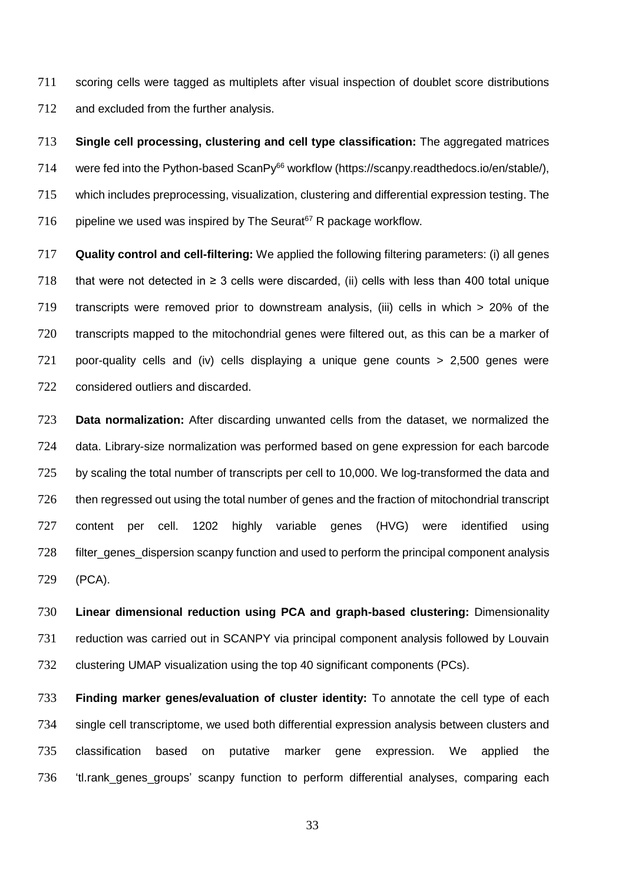scoring cells were tagged as multiplets after visual inspection of doublet score distributions and excluded from the further analysis.

**Single cell processing, clustering and cell type classification:** The aggregated matrices were fed into the Python-based ScanPy[66] workflow (https://scanpy.readthedocs.io/en/stable/), which includes preprocessing, visualization, clustering and differential expression testing. The pipeline we used was inspired by The Seurat[67] R package workflow.

**Quality control and cell-filtering:** We applied the following filtering parameters: (i) all genes that were not detected in ≥ 3 cells were discarded, (ii) cells with less than 400 total unique transcripts were removed prior to downstream analysis, (iii) cells in which > 20% of the transcripts mapped to the mitochondrial genes were filtered out, as this can be a marker of poor-quality cells and (iv) cells displaying a unique gene counts > 2,500 genes were considered outliers and discarded.

**Data normalization:** After discarding unwanted cells from the dataset, we normalized the data. Library-size normalization was performed based on gene expression for each barcode by scaling the total number of transcripts per cell to 10,000. We log-transformed the data and then regressed out using the total number of genes and the fraction of mitochondrial transcript content per cell. 1202 highly variable genes (HVG) were identified using filter_genes_dispersion scanpy function and used to perform the principal component analysis (PCA).

**Linear dimensional reduction using PCA and graph-based clustering:** Dimensionality reduction was carried out in SCANPY via principal component analysis followed by Louvain clustering UMAP visualization using the top 40 significant components (PCs).

**Finding marker genes/evaluation of cluster identity:** To annotate the cell type of each single cell transcriptome, we used both differential expression analysis between clusters and classification based on putative marker gene expression. We applied the 'tl.rank_genes_groups' scanpy function to perform differential analyses, comparing each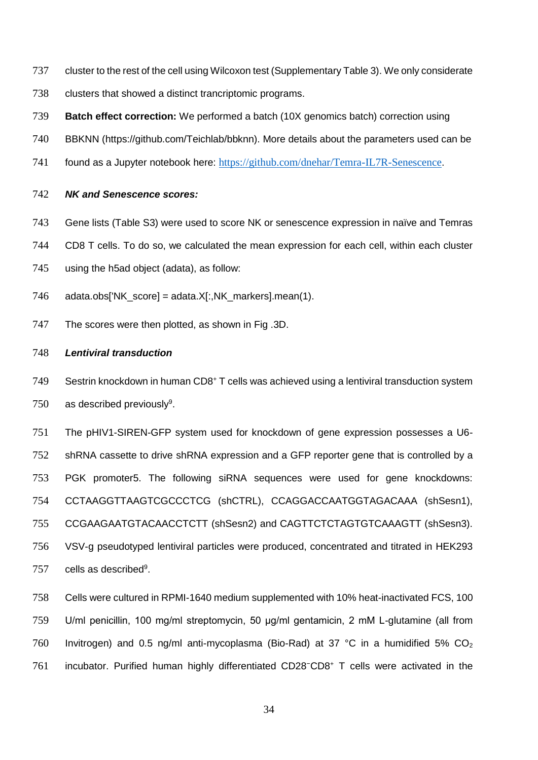cluster to the rest of the cell using Wilcoxon test (Supplementary Table 3). We only considerate clusters that showed a distinct trancriptomic programs.

**Batch effect correction:** We performed a batch (10X genomics batch) correction using BBKNN (https://github.com/Teichlab/bbknn). More details about the parameters used can be found as a Jupyter notebook here: https://github.com/dnehar/Temra-IL7R-Senescence.

***NK and Senescence scores:***

Gene lists (Table S3) were used to score NK or senescence expression in naïve and Temras CD8 T cells. To do so, we calculated the mean expression for each cell, within each cluster using the h5ad object (adata), as follow:

adata.obs['NK_score] = adata.X[:,NK_markers].mean(1).

The scores were then plotted, as shown in Fig .3D.

***Lentiviral transduction***

Sestrin knockdown in human CD8$^+$ T cells was achieved using a lentiviral transduction system as described previously[9].

The pHIV1-SIREN-GFP system used for knockdown of gene expression possesses a U6-shRNA cassette to drive shRNA expression and a GFP reporter gene that is controlled by a PGK promoter5. The following siRNA sequences were used for gene knockdowns: CCTAAGGTTAAGTCGCCCTCG (shCTRL), CCAGGACCAATGGTAGACAAA (shSesn1), CCGAAGAATGTACAACCTCTT (shSesn2) and CAGTTCTCTAGTGTCAAAGTT (shSesn3). VSV-g pseudotyped lentiviral particles were produced, concentrated and titrated in HEK293 cells as described[9].

Cells were cultured in RPMI-1640 medium supplemented with 10% heat-inactivated FCS, 100 U/ml penicillin, 100 mg/ml streptomycin, 50 µg/ml gentamicin, 2 mM L-glutamine (all from Invitrogen) and 0.5 ng/ml anti-mycoplasma (Bio-Rad) at 37 °C in a humidified 5% $CO_2$ incubator. Purified human highly differentiated CD28$^-$CD8$^+$ T cells were activated in the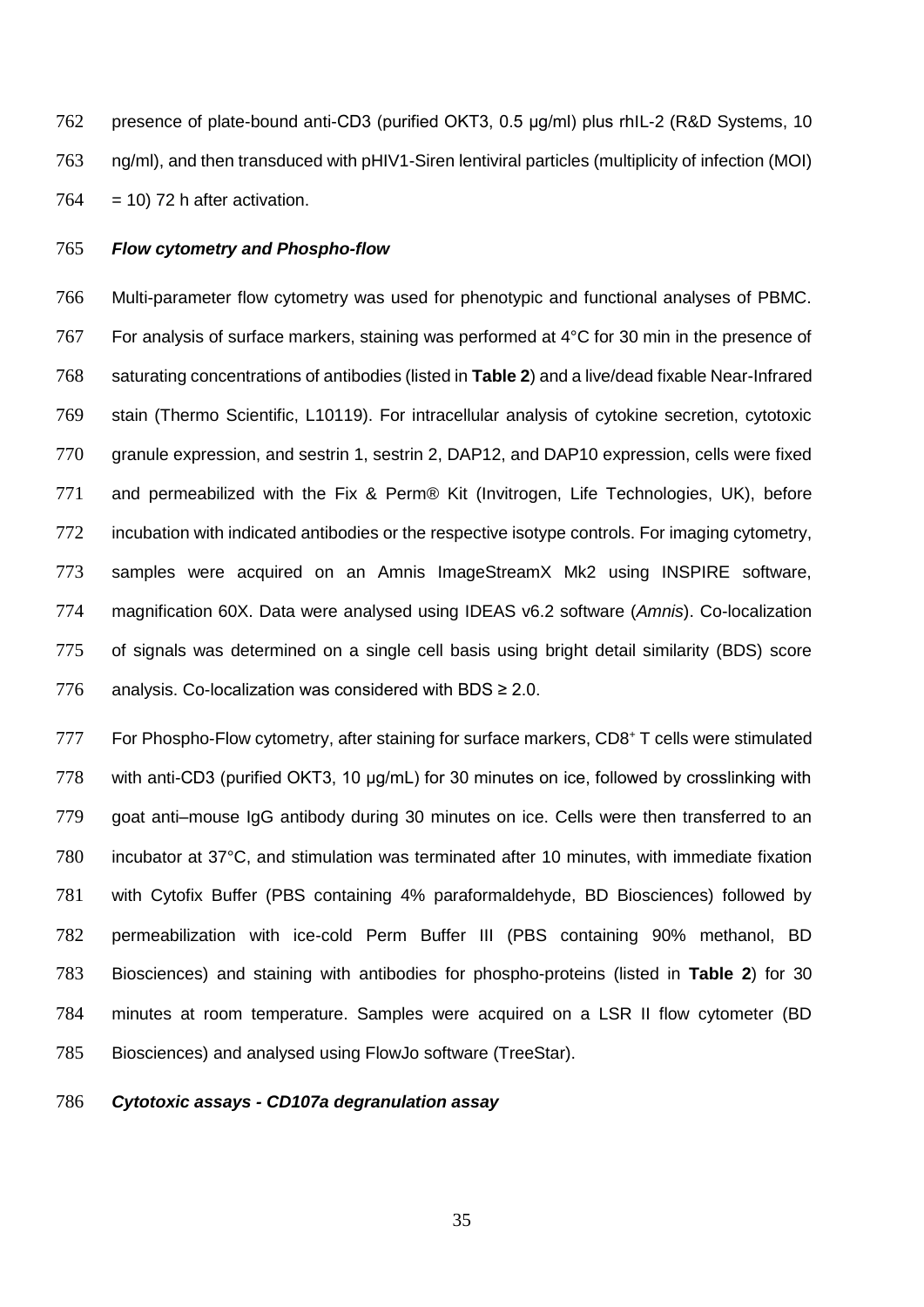presence of plate-bound anti-CD3 (purified OKT3, 0.5 µg/ml) plus rhIL-2 (R&D Systems, 10 ng/ml), and then transduced with pHIV1-Siren lentiviral particles (multiplicity of infection (MOI) = 10) 72 h after activation.

### *Flow cytometry and Phospho-flow*

Multi-parameter flow cytometry was used for phenotypic and functional analyses of PBMC. For analysis of surface markers, staining was performed at 4°C for 30 min in the presence of saturating concentrations of antibodies (listed in **Table 2**) and a live/dead fixable Near-Infrared stain (Thermo Scientific, L10119). For intracellular analysis of cytokine secretion, cytotoxic granule expression, and sestrin 1, sestrin 2, DAP12, and DAP10 expression, cells were fixed and permeabilized with the Fix & Perm® Kit (Invitrogen, Life Technologies, UK), before incubation with indicated antibodies or the respective isotype controls. For imaging cytometry, samples were acquired on an Amnis ImageStreamX Mk2 using INSPIRE software, magnification 60X. Data were analysed using IDEAS v6.2 software (*Amnis*). Co-localization of signals was determined on a single cell basis using bright detail similarity (BDS) score analysis. Co-localization was considered with BDS ≥ 2.0.

For Phospho-Flow cytometry, after staining for surface markers, $CD8^+$ T cells were stimulated with anti-CD3 (purified OKT3, 10 µg/mL) for 30 minutes on ice, followed by crosslinking with goat anti–mouse IgG antibody during 30 minutes on ice. Cells were then transferred to an incubator at 37°C, and stimulation was terminated after 10 minutes, with immediate fixation with Cytofix Buffer (PBS containing 4% paraformaldehyde, BD Biosciences) followed by permeabilization with ice-cold Perm Buffer III (PBS containing 90% methanol, BD Biosciences) and staining with antibodies for phospho-proteins (listed in **Table 2**) for 30 minutes at room temperature. Samples were acquired on a LSR II flow cytometer (BD Biosciences) and analysed using FlowJo software (TreeStar).

### *Cytotoxic assays - CD107a degranulation assay*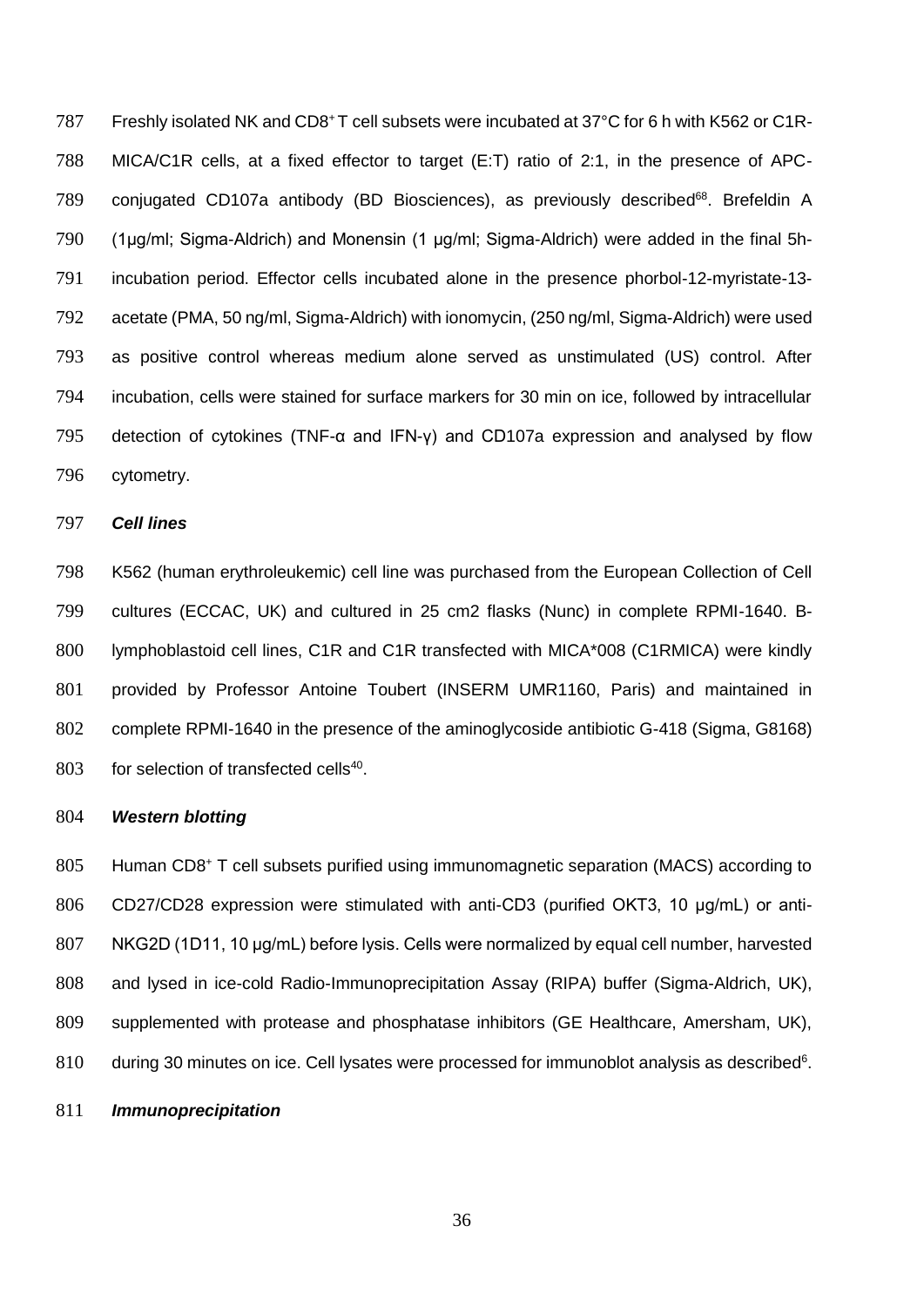Freshly isolated NK and $CD8^+$ T cell subsets were incubated at 37°C for 6 h with K562 or C1R-MICA/C1R cells, at a fixed effector to target (E:T) ratio of 2:1, in the presence of APC-conjugated CD107a antibody (BD Biosciences), as previously described[68]. Brefeldin A (1µg/ml; Sigma-Aldrich) and Monensin (1 µg/ml; Sigma-Aldrich) were added in the final 5h-incubation period. Effector cells incubated alone in the presence phorbol-12-myristate-13-acetate (PMA, 50 ng/ml, Sigma-Aldrich) with ionomycin, (250 ng/ml, Sigma-Aldrich) were used as positive control whereas medium alone served as unstimulated (US) control. After incubation, cells were stained for surface markers for 30 min on ice, followed by intracellular detection of cytokines (TNF-α and IFN-γ) and CD107a expression and analysed by flow cytometry.

***Cell lines***

K562 (human erythroleukemic) cell line was purchased from the European Collection of Cell cultures (ECCAC, UK) and cultured in 25 cm2 flasks (Nunc) in complete RPMI-1640. B-lymphoblastoid cell lines, C1R and C1R transfected with MICA*008 (C1RMICA) were kindly provided by Professor Antoine Toubert (INSERM UMR1160, Paris) and maintained in complete RPMI-1640 in the presence of the aminoglycoside antibiotic G-418 (Sigma, G8168) for selection of transfected cells[40].

***Western blotting***

Human $CD8^+$ T cell subsets purified using immunomagnetic separation (MACS) according to CD27/CD28 expression were stimulated with anti-CD3 (purified OKT3, 10 µg/mL) or anti-NKG2D (1D11, 10 µg/mL) before lysis. Cells were normalized by equal cell number, harvested and lysed in ice-cold Radio-Immunoprecipitation Assay (RIPA) buffer (Sigma-Aldrich, UK), supplemented with protease and phosphatase inhibitors (GE Healthcare, Amersham, UK), during 30 minutes on ice. Cell lysates were processed for immunoblot analysis as described[6].

***Immunoprecipitation***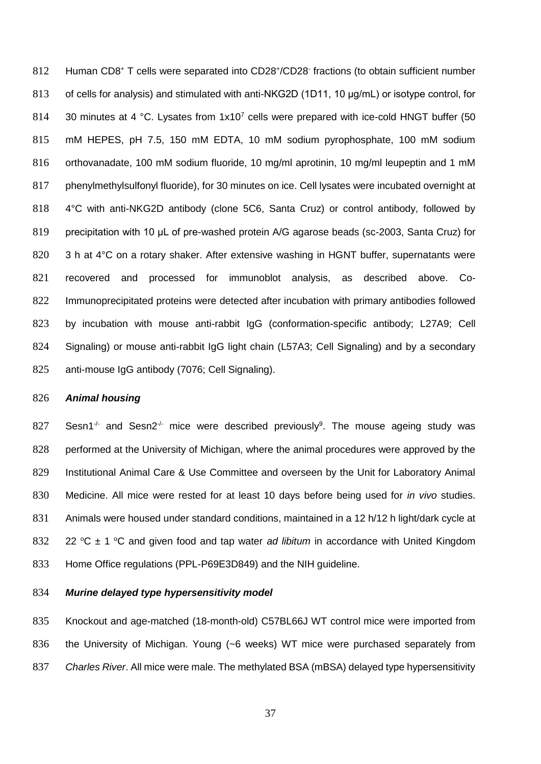Human CD8$^+$ T cells were separated into CD28$^+$/CD28$^-$ fractions (to obtain sufficient number of cells for analysis) and stimulated with anti-NKG2D (1D11, 10 µg/mL) or isotype control, for 30 minutes at 4 °C. Lysates from $1x10^7$ cells were prepared with ice-cold HNGT buffer (50 mM HEPES, pH 7.5, 150 mM EDTA, 10 mM sodium pyrophosphate, 100 mM sodium orthovanadate, 100 mM sodium fluoride, 10 mg/ml aprotinin, 10 mg/ml leupeptin and 1 mM phenylmethylsulfonyl fluoride), for 30 minutes on ice. Cell lysates were incubated overnight at 4°C with anti-NKG2D antibody (clone 5C6, Santa Cruz) or control antibody, followed by precipitation with 10 µL of pre-washed protein A/G agarose beads (sc-2003, Santa Cruz) for 3 h at 4°C on a rotary shaker. After extensive washing in HGNT buffer, supernatants were recovered and processed for immunoblot analysis, as described above. Co-Immunoprecipitated proteins were detected after incubation with primary antibodies followed by incubation with mouse anti-rabbit IgG (conformation-specific antibody; L27A9; Cell Signaling) or mouse anti-rabbit IgG light chain (L57A3; Cell Signaling) and by a secondary anti-mouse IgG antibody (7076; Cell Signaling).

***Animal housing***

Sesn1$^{-/-}$ and Sesn2$^{-/-}$ mice were described previously[9]. The mouse ageing study was performed at the University of Michigan, where the animal procedures were approved by the Institutional Animal Care & Use Committee and overseen by the Unit for Laboratory Animal Medicine. All mice were rested for at least 10 days before being used for *in vivo* studies. Animals were housed under standard conditions, maintained in a 12 h/12 h light/dark cycle at 22 °C ± 1 °C and given food and tap water *ad libitum* in accordance with United Kingdom Home Office regulations (PPL-P69E3D849) and the NIH guideline.

***Murine delayed type hypersensitivity model***

Knockout and age-matched (18-month-old) C57BL66J WT control mice were imported from the University of Michigan. Young (~6 weeks) WT mice were purchased separately from *Charles River*. All mice were male. The methylated BSA (mBSA) delayed type hypersensitivity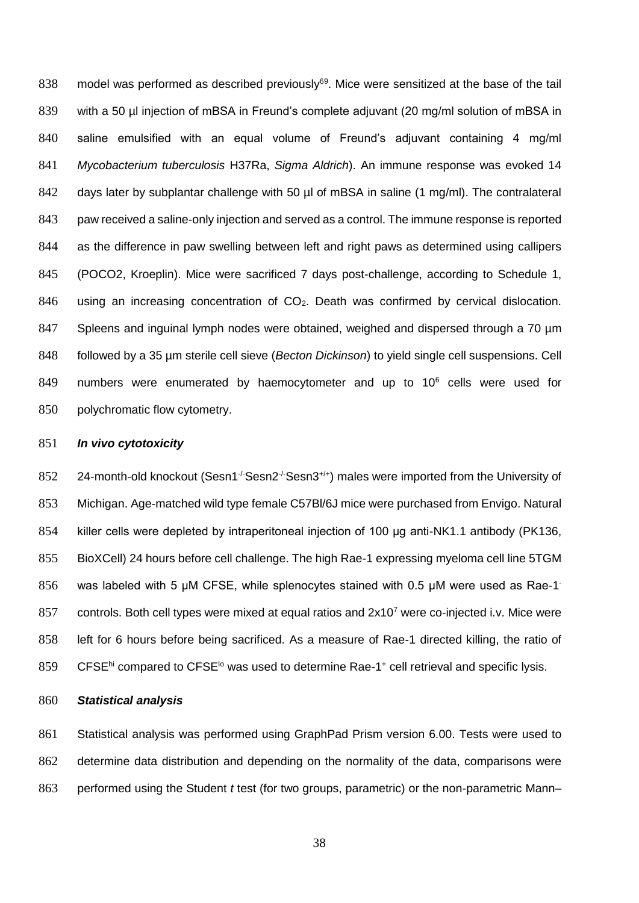model was performed as described previously[69]. Mice were sensitized at the base of the tail with a 50 µl injection of mBSA in Freund's complete adjuvant (20 mg/ml solution of mBSA in saline emulsified with an equal volume of Freund's adjuvant containing 4 mg/ml *Mycobacterium tuberculosis* H37Ra, *Sigma Aldrich*). An immune response was evoked 14 days later by subplantar challenge with 50 µl of mBSA in saline (1 mg/ml). The contralateral paw received a saline-only injection and served as a control. The immune response is reported as the difference in paw swelling between left and right paws as determined using callipers (POCO2, Kroeplin). Mice were sacrificed 7 days post-challenge, according to Schedule 1, using an increasing concentration of $CO_2$. Death was confirmed by cervical dislocation. Spleens and inguinal lymph nodes were obtained, weighed and dispersed through a 70 µm followed by a 35 µm sterile cell sieve (*Becton Dickinson*) to yield single cell suspensions. Cell numbers were enumerated by haemocytometer and up to $10^6$ cells were used for polychromatic flow cytometry.

### *In vivo cytotoxicity*

24-month-old knockout ($Sesn1^{-/-}Sesn2^{-/-}Sesn3^{+/+}$) males were imported from the University of Michigan. Age-matched wild type female C57Bl/6J mice were purchased from Envigo. Natural killer cells were depleted by intraperitoneal injection of 100 µg anti-NK1.1 antibody (PK136, BioXCell) 24 hours before cell challenge. The high Rae-1 expressing myeloma cell line 5TGM was labeled with 5 µM CFSE, while splenocytes stained with 0.5 µM were used as Rae-1$^-$ controls. Both cell types were mixed at equal ratios and $2x10^7$ were co-injected i.v. Mice were left for 6 hours before being sacrificed. As a measure of Rae-1 directed killing, the ratio of CFSE$^{hi}$ compared to CFSE$^{lo}$ was used to determine Rae-1$^+$ cell retrieval and specific lysis.

### *Statistical analysis*

Statistical analysis was performed using GraphPad Prism version 6.00. Tests were used to determine data distribution and depending on the normality of the data, comparisons were performed using the Student *t* test (for two groups, parametric) or the non-parametric Mann–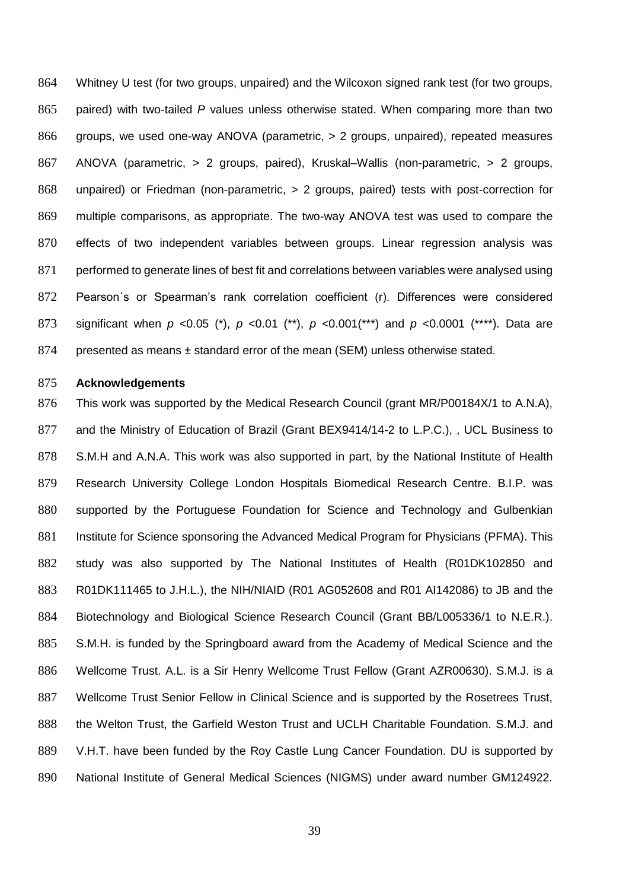Whitney U test (for two groups, unpaired) and the Wilcoxon signed rank test (for two groups, paired) with two-tailed *P* values unless otherwise stated. When comparing more than two groups, we used one-way ANOVA (parametric, > 2 groups, unpaired), repeated measures ANOVA (parametric, > 2 groups, paired), Kruskal–Wallis (non-parametric, > 2 groups, unpaired) or Friedman (non-parametric, > 2 groups, paired) tests with post-correction for multiple comparisons, as appropriate. The two-way ANOVA test was used to compare the effects of two independent variables between groups. Linear regression analysis was performed to generate lines of best fit and correlations between variables were analysed using Pearson´s or Spearman's rank correlation coefficient (r). Differences were considered significant when $p < 0.05$ (*), $p < 0.01$ (**), $p < 0.001$(***) and $p < 0.0001$ (****). Data are presented as means ± standard error of the mean (SEM) unless otherwise stated.

## Acknowledgements

This work was supported by the Medical Research Council (grant MR/P00184X/1 to A.N.A), and the Ministry of Education of Brazil (Grant BEX9414/14-2 to L.P.C.), , UCL Business to S.M.H and A.N.A. This work was also supported in part, by the National Institute of Health Research University College London Hospitals Biomedical Research Centre. B.I.P. was supported by the Portuguese Foundation for Science and Technology and Gulbenkian Institute for Science sponsoring the Advanced Medical Program for Physicians (PFMA). This study was also supported by The National Institutes of Health (R01DK102850 and R01DK111465 to J.H.L.), the NIH/NIAID (R01 AG052608 and R01 AI142086) to JB and the Biotechnology and Biological Science Research Council (Grant BB/L005336/1 to N.E.R.). S.M.H. is funded by the Springboard award from the Academy of Medical Science and the Wellcome Trust. A.L. is a Sir Henry Wellcome Trust Fellow (Grant AZR00630). S.M.J. is a Wellcome Trust Senior Fellow in Clinical Science and is supported by the Rosetrees Trust, the Welton Trust, the Garfield Weston Trust and UCLH Charitable Foundation. S.M.J. and V.H.T. have been funded by the Roy Castle Lung Cancer Foundation. DU is supported by National Institute of General Medical Sciences (NIGMS) under award number GM124922.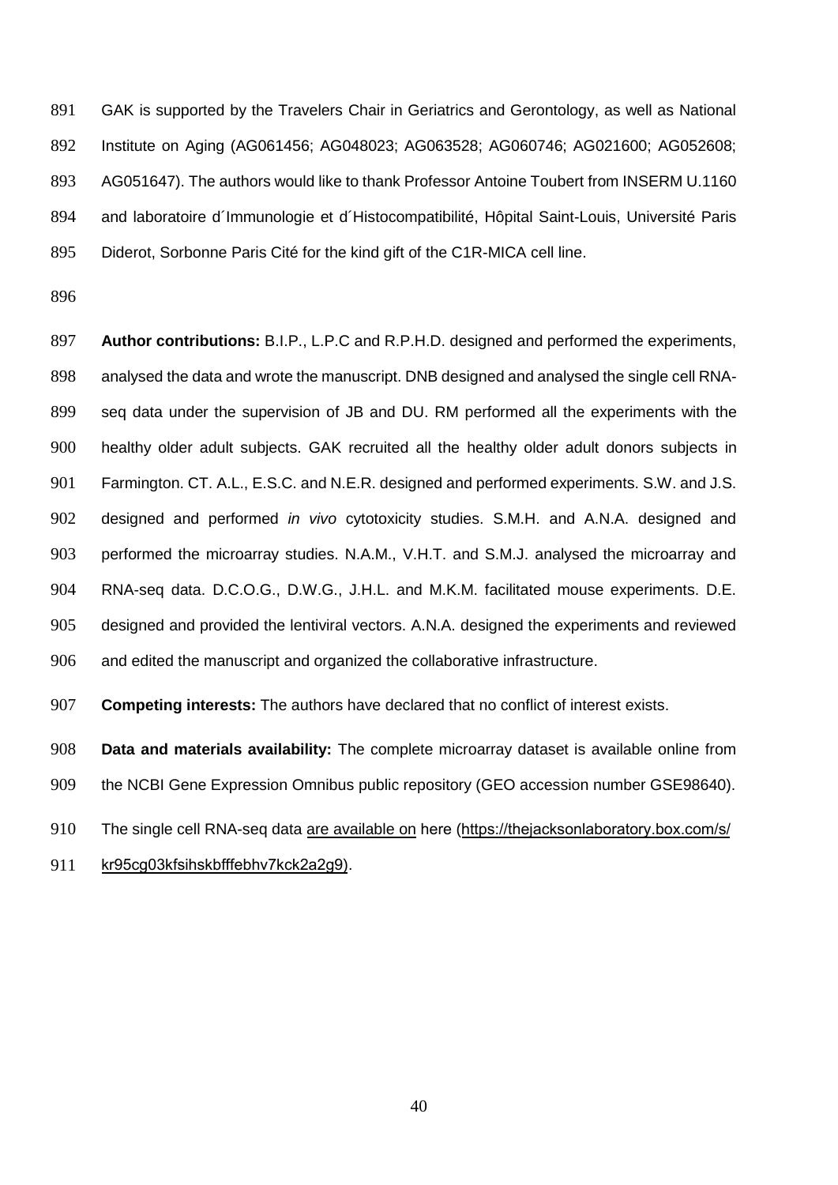GAK is supported by the Travelers Chair in Geriatrics and Gerontology, as well as National Institute on Aging (AG061456; AG048023; AG063528; AG060746; AG021600; AG052608; AG051647). The authors would like to thank Professor Antoine Toubert from INSERM U.1160 and laboratoire d´Immunologie et d´Histocompatibilité, Hôpital Saint-Louis, Université Paris Diderot, Sorbonne Paris Cité for the kind gift of the C1R-MICA cell line.

**Author contributions:** B.I.P., L.P.C and R.P.H.D. designed and performed the experiments, analysed the data and wrote the manuscript. DNB designed and analysed the single cell RNA-seq data under the supervision of JB and DU. RM performed all the experiments with the healthy older adult subjects. GAK recruited all the healthy older adult donors subjects in Farmington. CT. A.L., E.S.C. and N.E.R. designed and performed experiments. S.W. and J.S. designed and performed *in vivo* cytotoxicity studies. S.M.H. and A.N.A. designed and performed the microarray studies. N.A.M., V.H.T. and S.M.J. analysed the microarray and RNA-seq data. D.C.O.G., D.W.G., J.H.L. and M.K.M. facilitated mouse experiments. D.E. designed and provided the lentiviral vectors. A.N.A. designed the experiments and reviewed and edited the manuscript and organized the collaborative infrastructure.

**Competing interests:** The authors have declared that no conflict of interest exists.

**Data and materials availability:** The complete microarray dataset is available online from the NCBI Gene Expression Omnibus public repository (GEO accession number GSE98640). The single cell RNA-seq data are available on here (https://thejacksonlaboratory.box.com/s/kr95cg03kfsihskbfffebhv7kck2a2g9).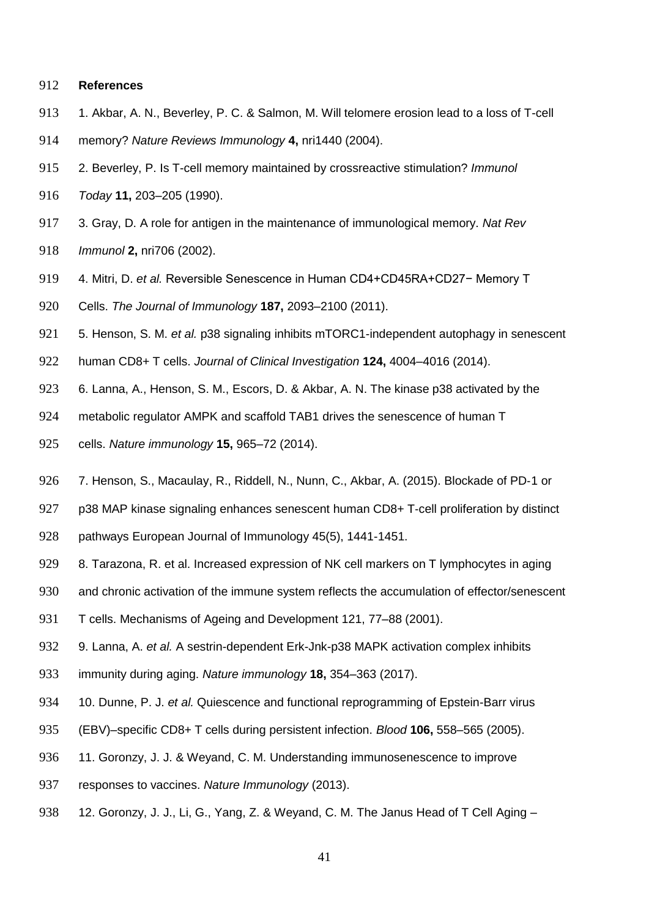**References**

1. Akbar, A. N., Beverley, P. C. & Salmon, M. Will telomere erosion lead to a loss of T-cell memory? *Nature Reviews Immunology* **4,** nri1440 (2004).

2. Beverley, P. Is T-cell memory maintained by crossreactive stimulation? *Immunol Today* **11,** 203–205 (1990).

3. Gray, D. A role for antigen in the maintenance of immunological memory. *Nat Rev Immunol* **2,** nri706 (2002).

4. Mitri, D. *et al.* Reversible Senescence in Human CD4+CD45RA+CD27− Memory T Cells. *The Journal of Immunology* **187,** 2093–2100 (2011).

5. Henson, S. M. *et al.* p38 signaling inhibits mTORC1-independent autophagy in senescent human CD8+ T cells. *Journal of Clinical Investigation* **124,** 4004–4016 (2014).

6. Lanna, A., Henson, S. M., Escors, D. & Akbar, A. N. The kinase p38 activated by the metabolic regulator AMPK and scaffold TAB1 drives the senescence of human T cells. *Nature immunology* **15,** 965–72 (2014).

7. Henson, S., Macaulay, R., Riddell, N., Nunn, C., Akbar, A. (2015). Blockade of PD-1 or p38 MAP kinase signaling enhances senescent human CD8+ T-cell proliferation by distinct pathways European Journal of Immunology 45(5), 1441-1451.

8. Tarazona, R. et al. Increased expression of NK cell markers on T lymphocytes in aging and chronic activation of the immune system reflects the accumulation of effector/senescent T cells. Mechanisms of Ageing and Development 121, 77–88 (2001).

9. Lanna, A. *et al.* A sestrin-dependent Erk-Jnk-p38 MAPK activation complex inhibits immunity during aging. *Nature immunology* **18,** 354–363 (2017).

10. Dunne, P. J. *et al.* Quiescence and functional reprogramming of Epstein-Barr virus (EBV)–specific CD8+ T cells during persistent infection. *Blood* **106,** 558–565 (2005).

11. Goronzy, J. J. & Weyand, C. M. Understanding immunosenescence to improve responses to vaccines. *Nature Immunology* (2013).

12. Goronzy, J. J., Li, G., Yang, Z. & Weyand, C. M. The Janus Head of T Cell Aging –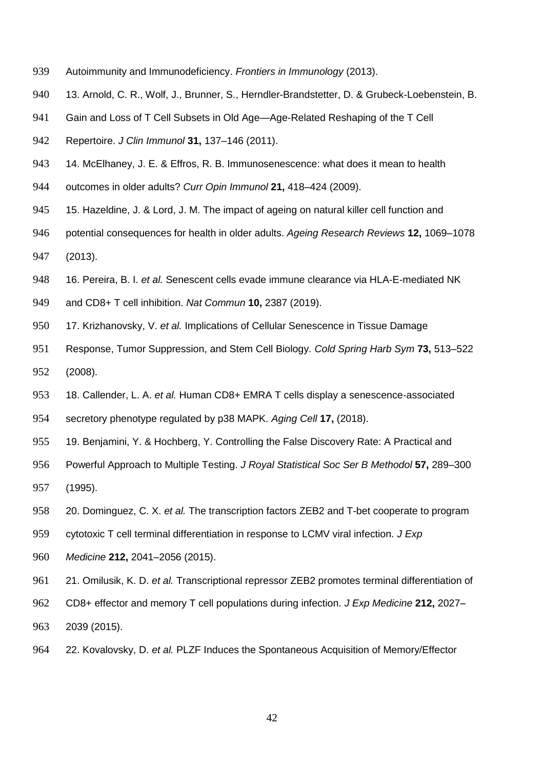Autoimmunity and Immunodeficiency. *Frontiers in Immunology* (2013).

13. Arnold, C. R., Wolf, J., Brunner, S., Herndler-Brandstetter, D. & Grubeck-Loebenstein, B. Gain and Loss of T Cell Subsets in Old Age—Age-Related Reshaping of the T Cell Repertoire. *J Clin Immunol* **31,** 137–146 (2011).

14. McElhaney, J. E. & Effros, R. B. Immunosenescence: what does it mean to health outcomes in older adults? *Curr Opin Immunol* **21,** 418–424 (2009).

15. Hazeldine, J. & Lord, J. M. The impact of ageing on natural killer cell function and potential consequences for health in older adults. *Ageing Research Reviews* **12,** 1069–1078 (2013).

16. Pereira, B. I. *et al.* Senescent cells evade immune clearance via HLA-E-mediated NK and CD8+ T cell inhibition. *Nat Commun* **10,** 2387 (2019).

17. Krizhanovsky, V. *et al.* Implications of Cellular Senescence in Tissue Damage Response, Tumor Suppression, and Stem Cell Biology. *Cold Spring Harb Sym* **73,** 513–522 (2008).

18. Callender, L. A. *et al.* Human CD8+ EMRA T cells display a senescence-associated secretory phenotype regulated by p38 MAPK. *Aging Cell* **17,** (2018).

19. Benjamini, Y. & Hochberg, Y. Controlling the False Discovery Rate: A Practical and Powerful Approach to Multiple Testing. *J Royal Statistical Soc Ser B Methodol* **57,** 289–300 (1995).

20. Dominguez, C. X. *et al.* The transcription factors ZEB2 and T-bet cooperate to program cytotoxic T cell terminal differentiation in response to LCMV viral infection. *J Exp Medicine* **212,** 2041–2056 (2015).

21. Omilusik, K. D. *et al.* Transcriptional repressor ZEB2 promotes terminal differentiation of CD8+ effector and memory T cell populations during infection. *J Exp Medicine* **212,** 2027–2039 (2015).

22. Kovalovsky, D. *et al.* PLZF Induces the Spontaneous Acquisition of Memory/Effector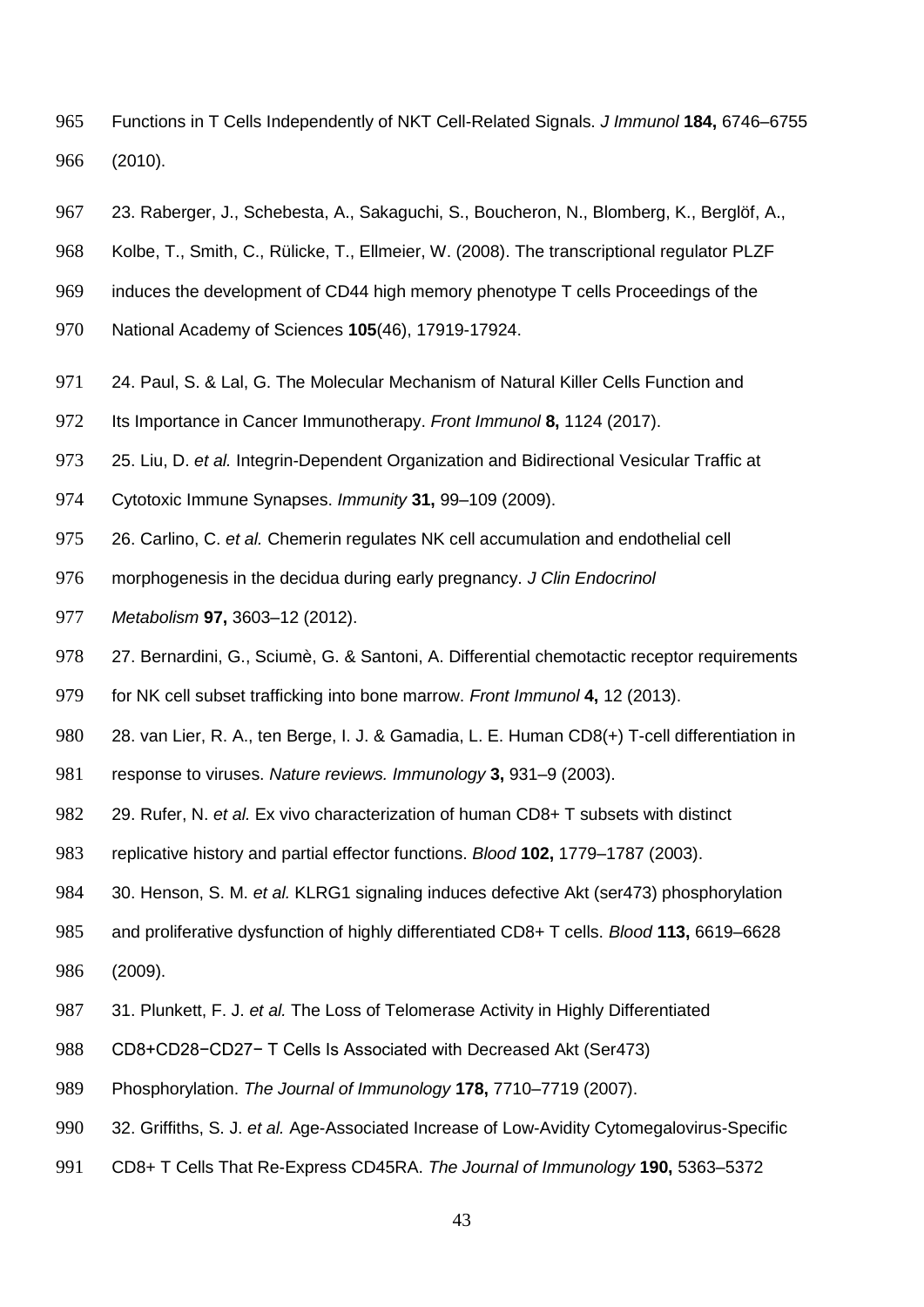Functions in T Cells Independently of NKT Cell-Related Signals. *J Immunol* **184,** 6746–6755 (2010).

23. Raberger, J., Schebesta, A., Sakaguchi, S., Boucheron, N., Blomberg, K., Berglöf, A., Kolbe, T., Smith, C., Rülicke, T., Ellmeier, W. (2008). The transcriptional regulator PLZF induces the development of CD44 high memory phenotype T cells Proceedings of the National Academy of Sciences **105**(46), 17919-17924.

24. Paul, S. & Lal, G. The Molecular Mechanism of Natural Killer Cells Function and Its Importance in Cancer Immunotherapy. *Front Immunol* **8,** 1124 (2017).

25. Liu, D. *et al.* Integrin-Dependent Organization and Bidirectional Vesicular Traffic at Cytotoxic Immune Synapses. *Immunity* **31,** 99–109 (2009).

26. Carlino, C. *et al.* Chemerin regulates NK cell accumulation and endothelial cell morphogenesis in the decidua during early pregnancy. *J Clin Endocrinol Metabolism* **97,** 3603–12 (2012).

27. Bernardini, G., Sciumè, G. & Santoni, A. Differential chemotactic receptor requirements for NK cell subset trafficking into bone marrow. *Front Immunol* **4,** 12 (2013).

28. van Lier, R. A., ten Berge, I. J. & Gamadia, L. E. Human CD8(+) T-cell differentiation in response to viruses. *Nature reviews. Immunology* **3,** 931–9 (2003).

29. Rufer, N. *et al.* Ex vivo characterization of human CD8+ T subsets with distinct replicative history and partial effector functions. *Blood* **102,** 1779–1787 (2003).

30. Henson, S. M. *et al.* KLRG1 signaling induces defective Akt (ser473) phosphorylation and proliferative dysfunction of highly differentiated CD8+ T cells. *Blood* **113,** 6619–6628 (2009).

31. Plunkett, F. J. *et al.* The Loss of Telomerase Activity in Highly Differentiated CD8+CD28−CD27− T Cells Is Associated with Decreased Akt (Ser473) Phosphorylation. *The Journal of Immunology* **178,** 7710–7719 (2007).

32. Griffiths, S. J. *et al.* Age-Associated Increase of Low-Avidity Cytomegalovirus-Specific CD8+ T Cells That Re-Express CD45RA. *The Journal of Immunology* **190,** 5363–5372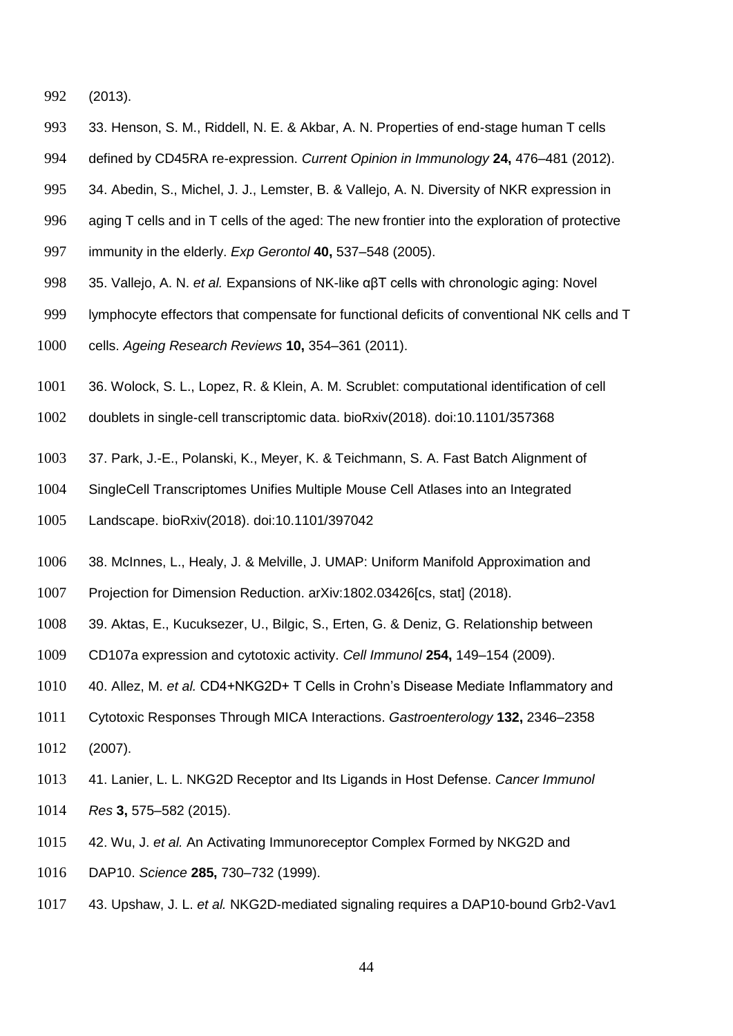(2013).

33. Henson, S. M., Riddell, N. E. & Akbar, A. N. Properties of end-stage human T cells defined by CD45RA re-expression. *Current Opinion in Immunology* **24,** 476–481 (2012).

34. Abedin, S., Michel, J. J., Lemster, B. & Vallejo, A. N. Diversity of NKR expression in aging T cells and in T cells of the aged: The new frontier into the exploration of protective immunity in the elderly. *Exp Gerontol* **40,** 537–548 (2005).

35. Vallejo, A. N. *et al.* Expansions of NK-like αβT cells with chronologic aging: Novel lymphocyte effectors that compensate for functional deficits of conventional NK cells and T cells. *Ageing Research Reviews* **10,** 354–361 (2011).

36. Wolock, S. L., Lopez, R. & Klein, A. M. Scrublet: computational identification of cell doublets in single-cell transcriptomic data. bioRxiv(2018). doi:10.1101/357368

37. Park, J.-E., Polanski, K., Meyer, K. & Teichmann, S. A. Fast Batch Alignment of SingleCell Transcriptomes Unifies Multiple Mouse Cell Atlases into an Integrated Landscape. bioRxiv(2018). doi:10.1101/397042

38. McInnes, L., Healy, J. & Melville, J. UMAP: Uniform Manifold Approximation and Projection for Dimension Reduction. arXiv:1802.03426[cs, stat] (2018).

39. Aktas, E., Kucuksezer, U., Bilgic, S., Erten, G. & Deniz, G. Relationship between CD107a expression and cytotoxic activity. *Cell Immunol* **254,** 149–154 (2009).

40. Allez, M. *et al.* CD4+NKG2D+ T Cells in Crohn's Disease Mediate Inflammatory and Cytotoxic Responses Through MICA Interactions. *Gastroenterology* **132,** 2346–2358 (2007).

41. Lanier, L. L. NKG2D Receptor and Its Ligands in Host Defense. *Cancer Immunol Res* **3,** 575–582 (2015).

42. Wu, J. *et al.* An Activating Immunoreceptor Complex Formed by NKG2D and DAP10. *Science* **285,** 730–732 (1999).

43. Upshaw, J. L. *et al.* NKG2D-mediated signaling requires a DAP10-bound Grb2-Vav1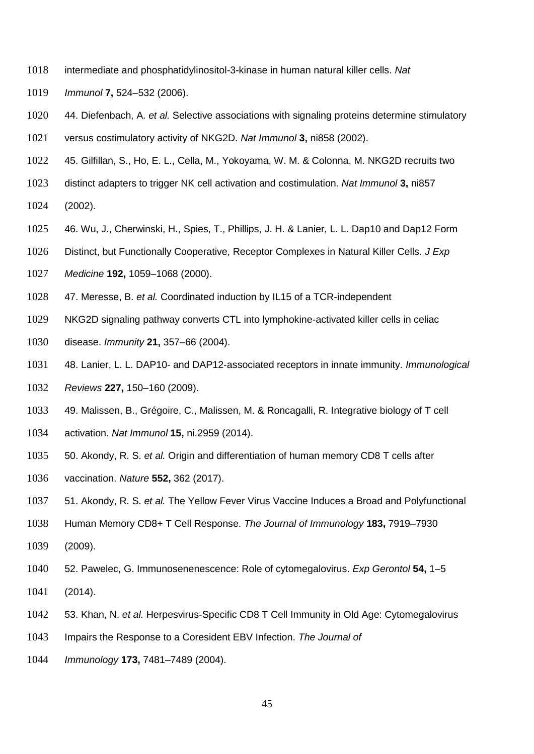intermediate and phosphatidylinositol-3-kinase in human natural killer cells. *Nat Immunol* **7,** 524–532 (2006).

44. Diefenbach, A. *et al.* Selective associations with signaling proteins determine stimulatory versus costimulatory activity of NKG2D. *Nat Immunol* **3,** ni858 (2002).

45. Gilfillan, S., Ho, E. L., Cella, M., Yokoyama, W. M. & Colonna, M. NKG2D recruits two distinct adapters to trigger NK cell activation and costimulation. *Nat Immunol* **3,** ni857 (2002).

46. Wu, J., Cherwinski, H., Spies, T., Phillips, J. H. & Lanier, L. L. Dap10 and Dap12 Form Distinct, but Functionally Cooperative, Receptor Complexes in Natural Killer Cells. *J Exp Medicine* **192,** 1059–1068 (2000).

47. Meresse, B. *et al.* Coordinated induction by IL15 of a TCR-independent NKG2D signaling pathway converts CTL into lymphokine-activated killer cells in celiac disease. *Immunity* **21,** 357–66 (2004).

48. Lanier, L. L. DAP10- and DAP12-associated receptors in innate immunity. *Immunological Reviews* **227,** 150–160 (2009).

49. Malissen, B., Grégoire, C., Malissen, M. & Roncagalli, R. Integrative biology of T cell activation. *Nat Immunol* **15,** ni.2959 (2014).

50. Akondy, R. S. *et al.* Origin and differentiation of human memory CD8 T cells after vaccination. *Nature* **552,** 362 (2017).

51. Akondy, R. S. *et al.* The Yellow Fever Virus Vaccine Induces a Broad and Polyfunctional Human Memory CD8+ T Cell Response. *The Journal of Immunology* **183,** 7919–7930 (2009).

52. Pawelec, G. Immunosenenescence: Role of cytomegalovirus. *Exp Gerontol* **54,** 1–5 (2014).

53. Khan, N. *et al.* Herpesvirus-Specific CD8 T Cell Immunity in Old Age: Cytomegalovirus Impairs the Response to a Coresident EBV Infection. *The Journal of Immunology* **173,** 7481–7489 (2004).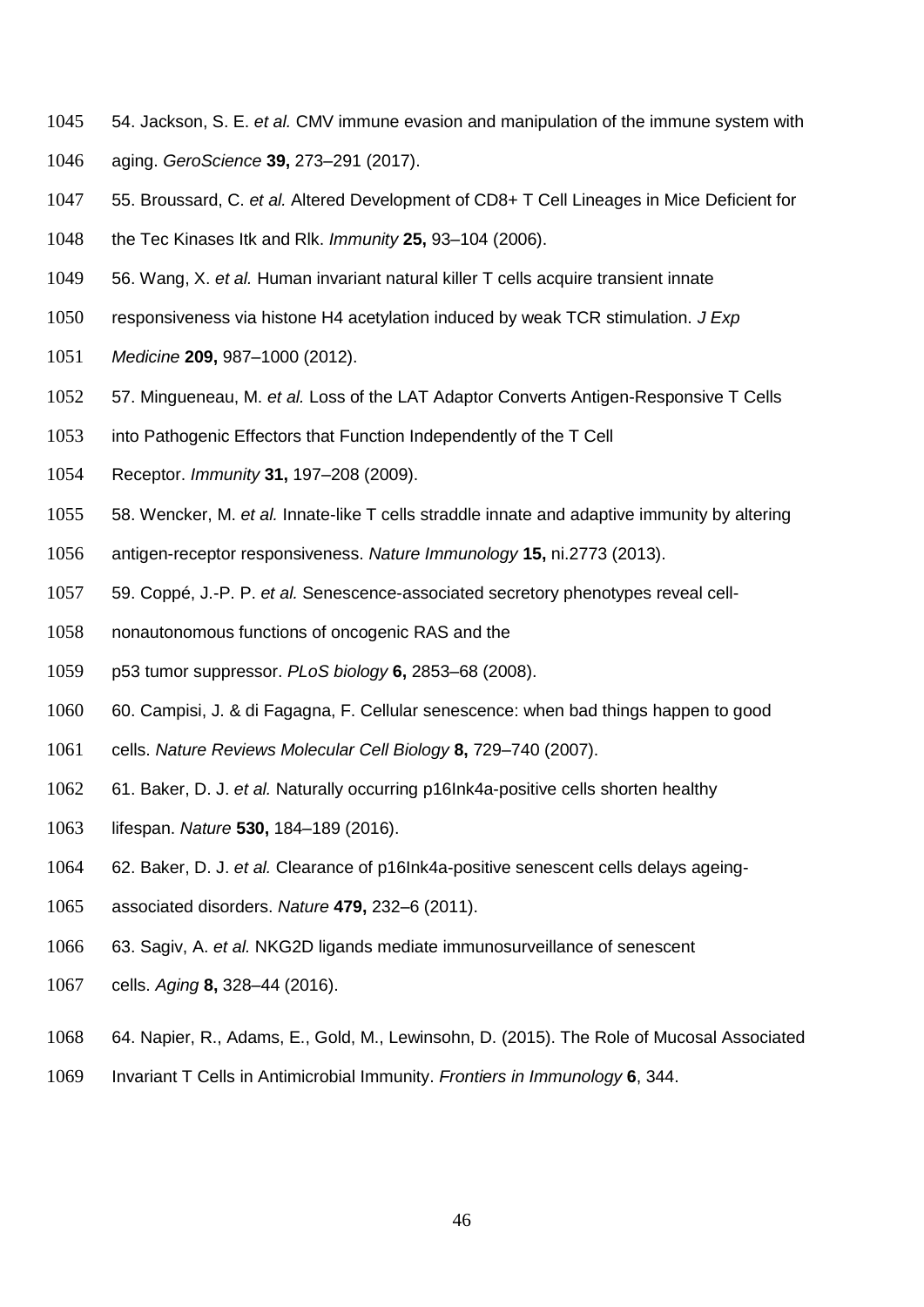54. Jackson, S. E. *et al.* CMV immune evasion and manipulation of the immune system with aging. *GeroScience* **39,** 273–291 (2017).

55. Broussard, C. *et al.* Altered Development of CD8+ T Cell Lineages in Mice Deficient for the Tec Kinases Itk and Rlk. *Immunity* **25,** 93–104 (2006).

56. Wang, X. *et al.* Human invariant natural killer T cells acquire transient innate responsiveness via histone H4 acetylation induced by weak TCR stimulation. *J Exp Medicine* **209,** 987–1000 (2012).

57. Mingueneau, M. *et al.* Loss of the LAT Adaptor Converts Antigen-Responsive T Cells into Pathogenic Effectors that Function Independently of the T Cell Receptor. *Immunity* **31,** 197–208 (2009).

58. Wencker, M. *et al.* Innate-like T cells straddle innate and adaptive immunity by altering antigen-receptor responsiveness. *Nature Immunology* **15,** ni.2773 (2013).

59. Coppé, J.-P. P. *et al.* Senescence-associated secretory phenotypes reveal cell-nonautonomous functions of oncogenic RAS and the p53 tumor suppressor. *PLoS biology* **6,** 2853–68 (2008).

60. Campisi, J. & di Fagagna, F. Cellular senescence: when bad things happen to good cells. *Nature Reviews Molecular Cell Biology* **8,** 729–740 (2007).

61. Baker, D. J. *et al.* Naturally occurring p16Ink4a-positive cells shorten healthy lifespan. *Nature* **530,** 184–189 (2016).

62. Baker, D. J. *et al.* Clearance of p16Ink4a-positive senescent cells delays ageing-associated disorders. *Nature* **479,** 232–6 (2011).

63. Sagiv, A. *et al.* NKG2D ligands mediate immunosurveillance of senescent cells. *Aging* **8,** 328–44 (2016).

64. Napier, R., Adams, E., Gold, M., Lewinsohn, D. (2015). The Role of Mucosal Associated Invariant T Cells in Antimicrobial Immunity. *Frontiers in Immunology* **6**, 344.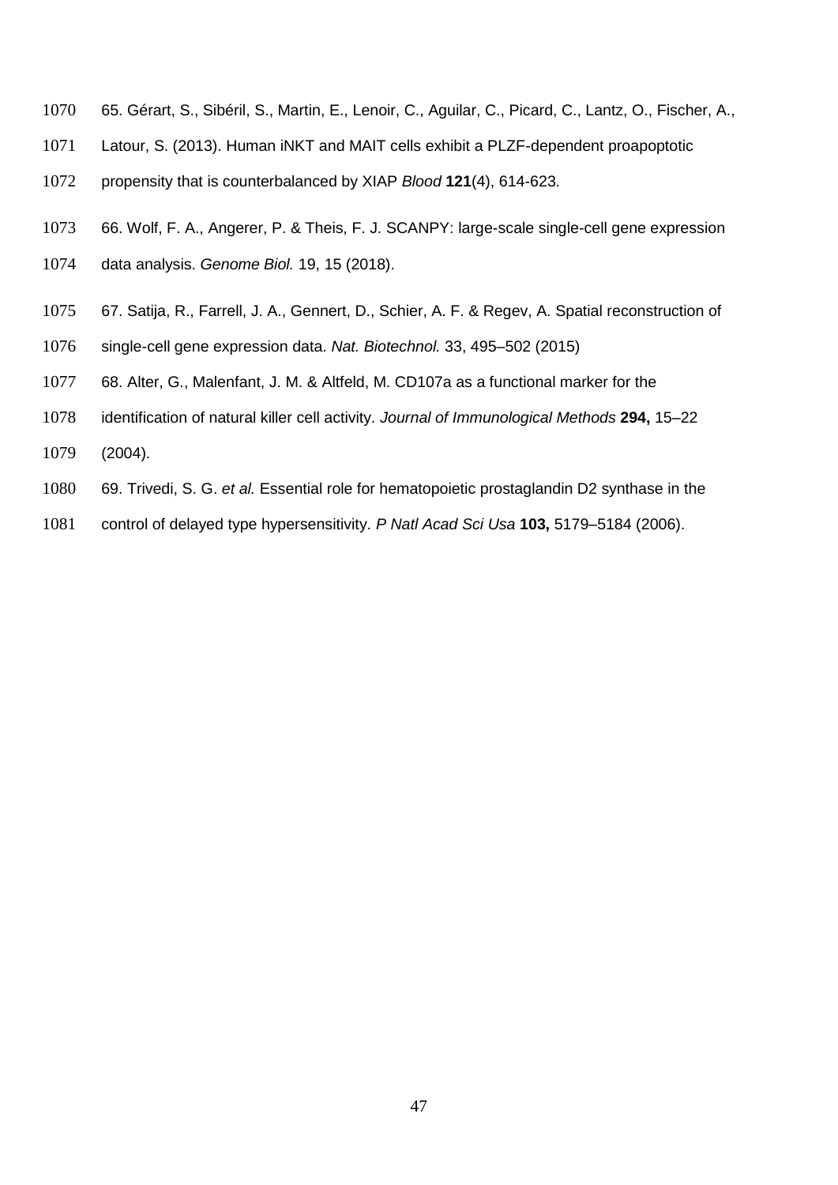65. Gérart, S., Sibéril, S., Martin, E., Lenoir, C., Aguilar, C., Picard, C., Lantz, O., Fischer, A., Latour, S. (2013). Human iNKT and MAIT cells exhibit a PLZF-dependent proapoptotic propensity that is counterbalanced by XIAP *Blood* **121**(4), 614-623.

66. Wolf, F. A., Angerer, P. & Theis, F. J. SCANPY: large-scale single-cell gene expression data analysis. *Genome Biol.* 19, 15 (2018).

67. Satija, R., Farrell, J. A., Gennert, D., Schier, A. F. & Regev, A. Spatial reconstruction of single-cell gene expression data. *Nat. Biotechnol.* 33, 495–502 (2015)

68. Alter, G., Malenfant, J. M. & Altfeld, M. CD107a as a functional marker for the identification of natural killer cell activity. *Journal of Immunological Methods* **294,** 15–22 (2004).

69. Trivedi, S. G. *et al.* Essential role for hematopoietic prostaglandin D2 synthase in the control of delayed type hypersensitivity. *P Natl Acad Sci Usa* **103,** 5179–5184 (2006).